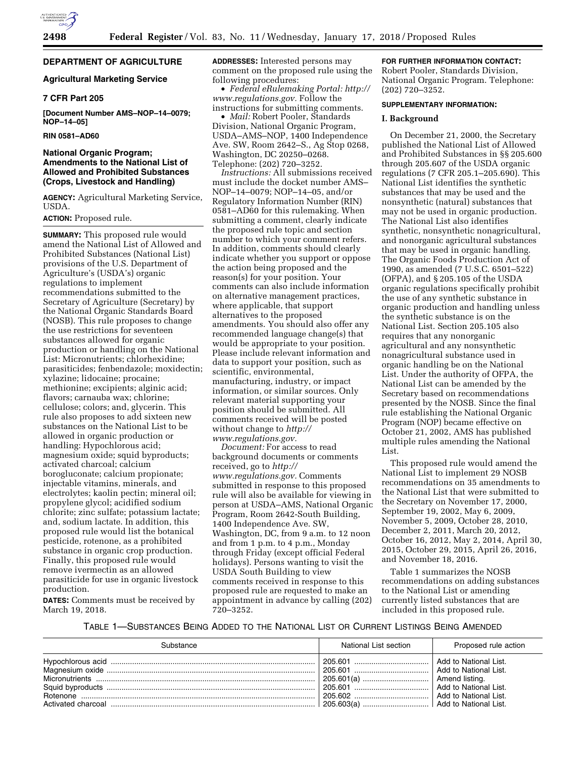**DEPARTMENT OF AGRICULTURE**

**Agricultural Marketing Service**

**7 CFR Part 205**

**[Document Number AMS–NOP–14–0079; NOP–14–05]**

**RIN 0581–AD60**

## National Organic Program; Amendments to the National List of Allowed and Prohibited Substances (Crops, Livestock and Handling)

**AGENCY:** Agricultural Marketing Service, USDA.

**ACTION:** Proposed rule.

**SUMMARY:** This proposed rule would amend the National List of Allowed and Prohibited Substances (National List) provisions of the U.S. Department of Agriculture's (USDA's) organic regulations to implement recommendations submitted to the Secretary of Agriculture (Secretary) by the National Organic Standards Board (NOSB). This rule proposes to change the use restrictions for seventeen substances allowed for organic production or handling on the National List: Micronutrients; chlorhexidine; parasiticides; fenbendazole; moxidectin; xylazine; lidocaine; procaine; methionine; excipients; alginic acid; flavors; carnauba wax; chlorine; cellulose; colors; and, glycerin. This rule also proposes to add sixteen new substances on the National List to be allowed in organic production or handling: Hypochlorous acid; magnesium oxide; squid byproducts; activated charcoal; calcium borogluconate; calcium propionate; injectable vitamins, minerals, and electrolytes; kaolin pectin; mineral oil; propylene glycol; acidified sodium chlorite; zinc sulfate; potassium lactate; and, sodium lactate. In addition, this proposed rule would list the botanical pesticide, rotenone, as a prohibited substance in organic crop production. Finally, this proposed rule would remove ivermectin as an allowed parasiticide for use in organic livestock production.

**DATES:** Comments must be received by March 19, 2018.

**ADDRESSES:** Interested persons may comment on the proposed rule using the following procedures:

- *Federal eRulemaking Portal: http://www.regulations.gov.* Follow the instructions for submitting comments.
- *Mail:* Robert Pooler, Standards Division, National Organic Program, USDA–AMS–NOP, 1400 Independence Ave. SW, Room 2642–S., Ag Stop 0268, Washington, DC 20250–0268. Telephone: (202) 720–3252.

*Instructions:* All submissions received must include the docket number AMS–NOP–14–0079; NOP–14–05, and/or Regulatory Information Number (RIN) 0581–AD60 for this rulemaking. When submitting a comment, clearly indicate the proposed rule topic and section number to which your comment refers. In addition, comments should clearly indicate whether you support or oppose the action being proposed and the reason(s) for your position. Your comments can also include information on alternative management practices, where applicable, that support alternatives to the proposed amendments. You should also offer any recommended language change(s) that would be appropriate to your position. Please include relevant information and data to support your position, such as scientific, environmental, manufacturing, industry, or impact information, or similar sources. Only relevant material supporting your position should be submitted. All comments received will be posted without change to *http://www.regulations.gov.*

*Document:* For access to read background documents or comments received, go to *http://www.regulations.gov.* Comments submitted in response to this proposed rule will also be available for viewing in person at USDA–AMS, National Organic Program, Room 2642-South Building, 1400 Independence Ave. SW, Washington, DC, from 9 a.m. to 12 noon and from 1 p.m. to 4 p.m., Monday through Friday (except official Federal holidays). Persons wanting to visit the USDA South Building to view comments received in response to this proposed rule are requested to make an appointment in advance by calling (202) 720–3252.

**FOR FURTHER INFORMATION CONTACT:** Robert Pooler, Standards Division, National Organic Program. Telephone: (202) 720–3252.

**SUPPLEMENTARY INFORMATION:**

### I. Background

On December 21, 2000, the Secretary published the National List of Allowed and Prohibited Substances in §§ 205.600 through 205.607 of the USDA organic regulations (7 CFR 205.1–205.690). This National List identifies the synthetic substances that may be used and the nonsynthetic (natural) substances that may not be used in organic production. The National List also identifies synthetic, nonsynthetic nonagricultural, and nonorganic agricultural substances that may be used in organic handling. The Organic Foods Production Act of 1990, as amended (7 U.S.C. 6501–522) (OFPA), and § 205.105 of the USDA organic regulations specifically prohibit the use of any synthetic substance in organic production and handling unless the synthetic substance is on the National List. Section 205.105 also requires that any nonorganic agricultural and any nonsynthetic nonagricultural substance used in organic handling be on the National List. Under the authority of OFPA, the National List can be amended by the Secretary based on recommendations presented by the NOSB. Since the final rule establishing the National Organic Program (NOP) became effective on October 21, 2002, AMS has published multiple rules amending the National List.

This proposed rule would amend the National List to implement 29 NOSB recommendations on 35 amendments to the National List that were submitted to the Secretary on November 17, 2000, September 19, 2002, May 6, 2009, November 5, 2009, October 28, 2010, December 2, 2011, March 20, 2012, October 16, 2012, May 2, 2014, April 30, 2015, October 29, 2015, April 26, 2016, and November 18, 2016.

Table 1 summarizes the NOSB recommendations on adding substances to the National List or amending currently listed substances that are included in this proposed rule.

TABLE 1—SUBSTANCES BEING ADDED TO THE NATIONAL LIST OR CURRENT LISTINGS BEING AMENDED

| Substance | National List section | Proposed rule action |
|---|---|---|
| Hypochlorous acid | 205.601 | Add to National List. |
| Magnesium oxide | 205.601 | Add to National List. |
| Micronutrients | 205.601(a) | Amend listing. |
| Squid byproducts | 205.601 | Add to National List. |
| Rotenone | 205.602 | Add to National List. |
| Activated charcoal | 205.603(a) | Add to National List. |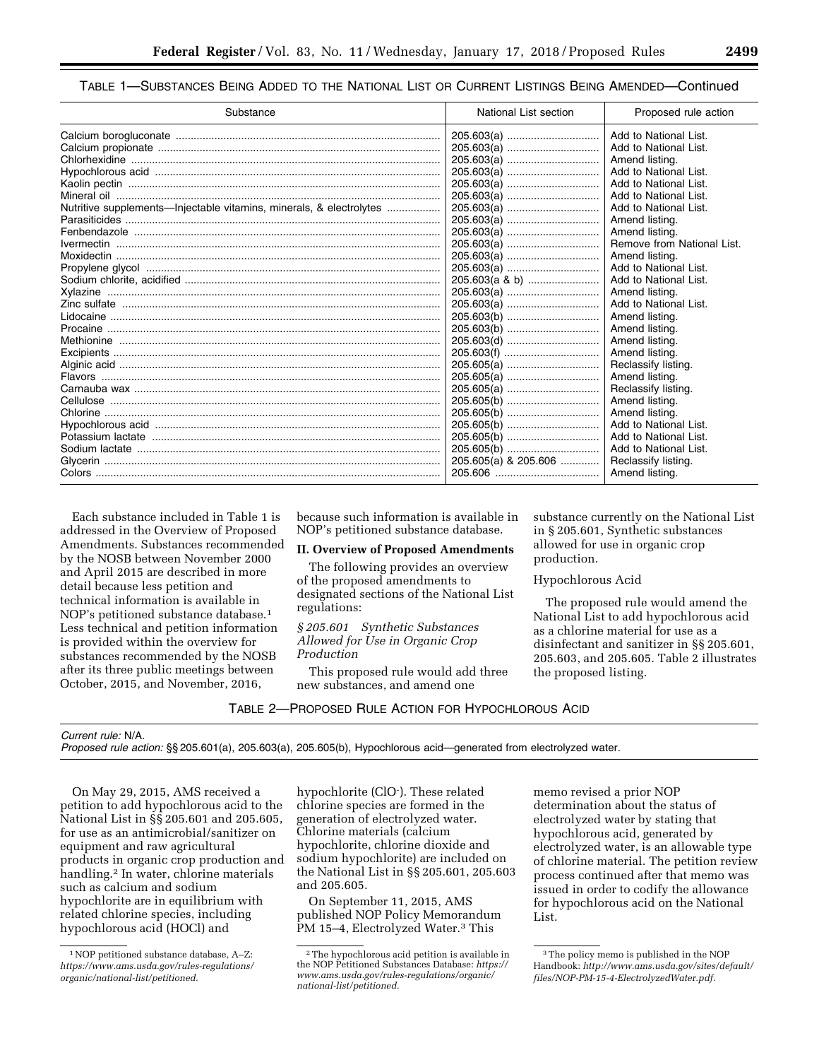TABLE 1—SUBSTANCES BEING ADDED TO THE NATIONAL LIST OR CURRENT LISTINGS BEING AMENDED—Continued

| Substance | National List section | Proposed rule action |
| --- | --- | --- |
| Calcium borogluconate | 205.603(a) | Add to National List. |
| Calcium propionate | 205.603(a) | Add to National List. |
| Chlorhexidine | 205.603(a) | Amend listing. |
| Hypochlorous acid | 205.603(a) | Add to National List. |
| Kaolin pectin | 205.603(a) | Add to National List. |
| Mineral oil | 205.603(a) | Add to National List. |
| Nutritive supplements—Injectable vitamins, minerals, & electrolytes | 205.603(a) | Add to National List. |
| Parasiticides | 205.603(a) | Amend listing. |
| Fenbendazole | 205.603(a) | Amend listing. |
| Ivermectin | 205.603(a) | Remove from National List. |
| Moxidectin | 205.603(a) | Amend listing. |
| Propylene glycol | 205.603(a) | Add to National List. |
| Sodium chlorite, acidified | 205.603(a & b) | Add to National List. |
| Xylazine | 205.603(a) | Amend listing. |
| Zinc sulfate | 205.603(a) | Add to National List. |
| Lidocaine | 205.603(b) | Amend listing. |
| Procaine | 205.603(b) | Amend listing. |
| Methionine | 205.603(d) | Amend listing. |
| Excipients | 205.603(f) | Amend listing. |
| Alginic acid | 205.605(a) | Reclassify listing. |
| Flavors | 205.605(a) | Amend listing. |
| Carnauba wax | 205.605(a) | Reclassify listing. |
| Cellulose | 205.605(b) | Amend listing. |
| Chlorine | 205.605(b) | Amend listing. |
| Hypochlorous acid | 205.605(b) | Add to National List. |
| Potassium lactate | 205.605(b) | Add to National List. |
| Sodium lactate | 205.605(b) | Add to National List. |
| Glycerin | 205.605(a) & 205.606 | Reclassify listing. |
| Colors | 205.606 | Amend listing. |

Each substance included in Table 1 is addressed in the Overview of Proposed Amendments. Substances recommended by the NOSB between November 2000 and April 2015 are described in more detail because less petition and technical information is available in NOP's petitioned substance database.[1] Less technical and petition information is provided within the overview for substances recommended by the NOSB after its three public meetings between October, 2015, and November, 2016, because such information is available in NOP's petitioned substance database.

## II. Overview of Proposed Amendments

The following provides an overview of the proposed amendments to designated sections of the National List regulations:

### *§ 205.601 Synthetic Substances Allowed for Use in Organic Crop Production*

This proposed rule would add three new substances, and amend one substance currently on the National List in § 205.601, Synthetic substances allowed for use in organic crop production.

#### Hypochlorous Acid

The proposed rule would amend the National List to add hypochlorous acid as a chlorine material for use as a disinfectant and sanitizer in §§ 205.601, 205.603, and 205.605. Table 2 illustrates the proposed listing.

TABLE 2—PROPOSED RULE ACTION FOR HYPOCHLOROUS ACID

*Current rule:* N/A.
*Proposed rule action:* §§ 205.601(a), 205.603(a), 205.605(b), Hypochlorous acid—generated from electrolyzed water.

On May 29, 2015, AMS received a petition to add hypochlorous acid to the National List in §§ 205.601 and 205.605, for use as an antimicrobial/sanitizer on equipment and raw agricultural products in organic crop production and handling.[2] In water, chlorine materials such as calcium and sodium hypochlorite are in equilibrium with related chlorine species, including hypochlorous acid (HOCl) and hypochlorite ($ClO^-$). These related chlorine species are formed in the generation of electrolyzed water. Chlorine materials (calcium hypochlorite, chlorine dioxide and sodium hypochlorite) are included on the National List in §§ 205.601, 205.603 and 205.605.

On September 11, 2015, AMS published NOP Policy Memorandum PM 15–4, Electrolyzed Water.[3] This memo revised a prior NOP determination about the status of electrolyzed water by stating that hypochlorous acid, generated by electrolyzed water, is an allowable type of chlorine material. The petition review process continued after that memo was issued in order to codify the allowance for hypochlorous acid on the National List.

[1] NOP petitioned substance database, A–Z: *https://www.ams.usda.gov/rules-regulations/organic/national-list/petitioned.*

[2] The hypochlorous acid petition is available in the NOP Petitioned Substances Database: *https://www.ams.usda.gov/rules-regulations/organic/national-list/petitioned.*

[3] The policy memo is published in the NOP Handbook: *http://www.ams.usda.gov/sites/default/files/NOP-PM-15-4-ElectrolyzedWater.pdf.*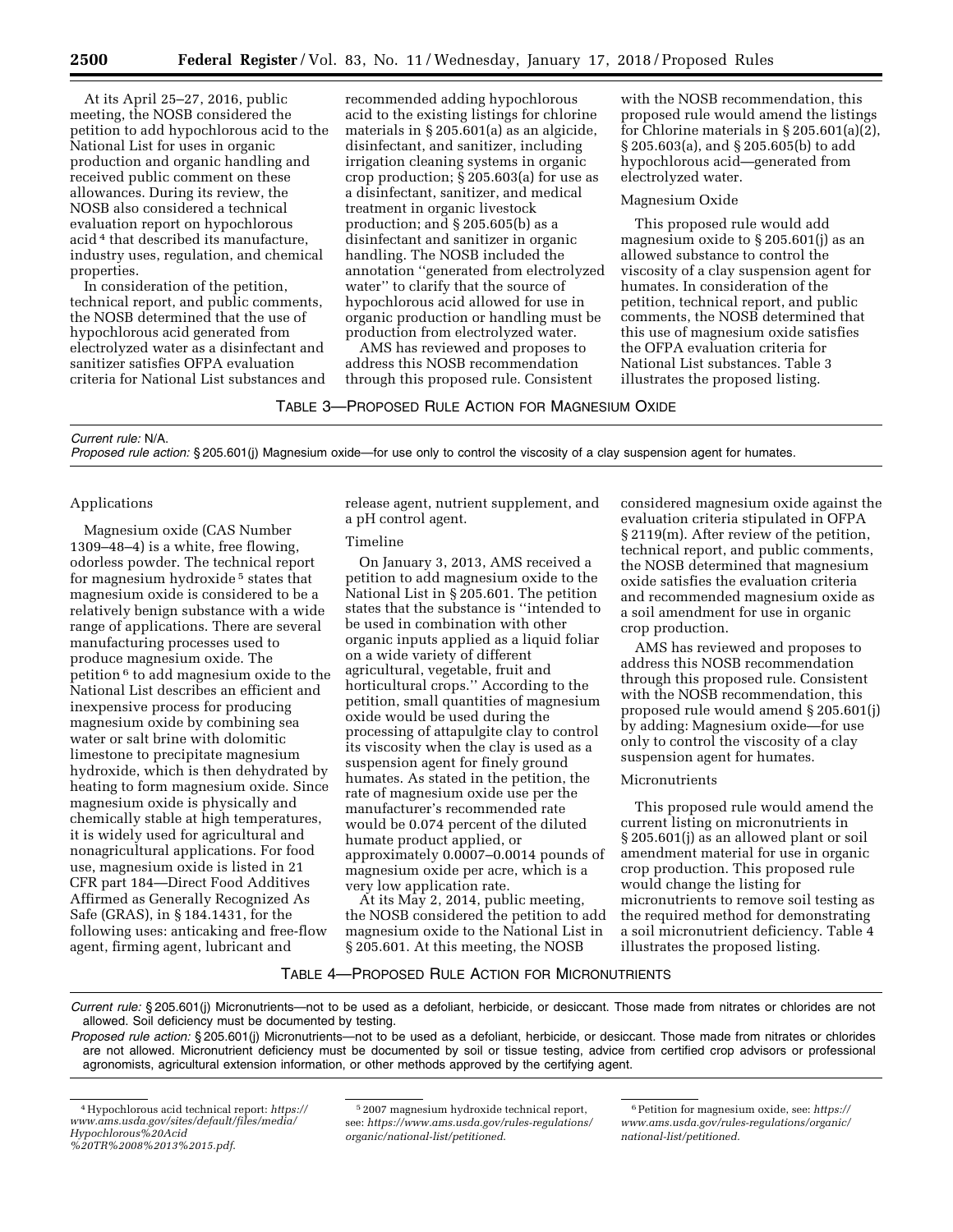At its April 25–27, 2016, public meeting, the NOSB considered the petition to add hypochlorous acid to the National List for uses in organic production and organic handling and received public comment on these allowances. During its review, the NOSB also considered a technical evaluation report on hypochlorous acid [4] that described its manufacture, industry uses, regulation, and chemical properties.

In consideration of the petition, technical report, and public comments, the NOSB determined that the use of hypochlorous acid generated from electrolyzed water as a disinfectant and sanitizer satisfies OFPA evaluation criteria for National List substances and recommended adding hypochlorous acid to the existing listings for chlorine materials in § 205.601(a) as an algicide, disinfectant, and sanitizer, including irrigation cleaning systems in organic crop production; § 205.603(a) for use as a disinfectant, sanitizer, and medical treatment in organic livestock production; and § 205.605(b) as a disinfectant and sanitizer in organic handling. The NOSB included the annotation ''generated from electrolyzed water'' to clarify that the source of hypochlorous acid allowed for use in organic production or handling must be production from electrolyzed water.

AMS has reviewed and proposes to address this NOSB recommendation through this proposed rule. Consistent with the NOSB recommendation, this proposed rule would amend the listings for Chlorine materials in § 205.601(a)(2), § 205.603(a), and § 205.605(b) to add hypochlorous acid—generated from electrolyzed water.

### Magnesium Oxide

This proposed rule would add magnesium oxide to § 205.601(j) as an allowed substance to control the viscosity of a clay suspension agent for humates. In consideration of the petition, technical report, and public comments, the NOSB determined that this use of magnesium oxide satisfies the OFPA evaluation criteria for National List substances. Table 3 illustrates the proposed listing.

TABLE 3—PROPOSED RULE ACTION FOR MAGNESIUM OXIDE

| |
|---|
| *Current rule:* N/A. |
| *Proposed rule action:* § 205.601(j) Magnesium oxide—for use only to control the viscosity of a clay suspension agent for humates. |

### Applications

Magnesium oxide (CAS Number 1309–48–4) is a white, free flowing, odorless powder. The technical report for magnesium hydroxide [5] states that magnesium oxide is considered to be a relatively benign substance with a wide range of applications. There are several manufacturing processes used to produce magnesium oxide. The petition [6] to add magnesium oxide to the National List describes an efficient and inexpensive process for producing magnesium oxide by combining sea water or salt brine with dolomitic limestone to precipitate magnesium hydroxide, which is then dehydrated by heating to form magnesium oxide. Since magnesium oxide is physically and chemically stable at high temperatures, it is widely used for agricultural and nonagricultural applications. For food use, magnesium oxide is listed in 21 CFR part 184—Direct Food Additives Affirmed as Generally Recognized As Safe (GRAS), in § 184.1431, for the following uses: anticaking and free-flow agent, firming agent, lubricant and release agent, nutrient supplement, and a pH control agent.

### Timeline

On January 3, 2013, AMS received a petition to add magnesium oxide to the National List in § 205.601. The petition states that the substance is ''intended to be used in combination with other organic inputs applied as a liquid foliar on a wide variety of different agricultural, vegetable, fruit and horticultural crops.'' According to the petition, small quantities of magnesium oxide would be used during the processing of attapulgite clay to control its viscosity when the clay is used as a suspension agent for finely ground humates. As stated in the petition, the rate of magnesium oxide use per the manufacturer's recommended rate would be 0.074 percent of the diluted humate product applied, or approximately 0.0007–0.0014 pounds of magnesium oxide per acre, which is a very low application rate.

At its May 2, 2014, public meeting, the NOSB considered the petition to add magnesium oxide to the National List in § 205.601. At this meeting, the NOSB considered magnesium oxide against the evaluation criteria stipulated in OFPA § 2119(m). After review of the petition, technical report, and public comments, the NOSB determined that magnesium oxide satisfies the evaluation criteria and recommended magnesium oxide as a soil amendment for use in organic crop production.

AMS has reviewed and proposes to address this NOSB recommendation through this proposed rule. Consistent with the NOSB recommendation, this proposed rule would amend § 205.601(j) by adding: Magnesium oxide—for use only to control the viscosity of a clay suspension agent for humates.

### Micronutrients

This proposed rule would amend the current listing on micronutrients in § 205.601(j) as an allowed plant or soil amendment material for use in organic crop production. This proposed rule would change the listing for micronutrients to remove soil testing as the required method for demonstrating a soil micronutrient deficiency. Table 4 illustrates the proposed listing.

TABLE 4—PROPOSED RULE ACTION FOR MICRONUTRIENTS

| |
|---|
| *Current rule:* § 205.601(j) Micronutrients—not to be used as a defoliant, herbicide, or desiccant. Those made from nitrates or chlorides are not allowed. Soil deficiency must be documented by testing. |
| *Proposed rule action:* § 205.601(j) Micronutrients—not to be used as a defoliant, herbicide, or desiccant. Those made from nitrates or chlorides are not allowed. Micronutrient deficiency must be documented by soil or tissue testing, advice from certified crop advisors or professional agronomists, agricultural extension information, or other methods approved by the certifying agent. |

[4] Hypochlorous acid technical report: *https://www.ams.usda.gov/sites/default/files/media/Hypochlorous%20Acid%20TR%2008%2013%2015.pdf.*

[5] 2007 magnesium hydroxide technical report, see: *https://www.ams.usda.gov/rules-regulations/organic/national-list/petitioned.*

[6] Petition for magnesium oxide, see: *https://www.ams.usda.gov/rules-regulations/organic/national-list/petitioned.*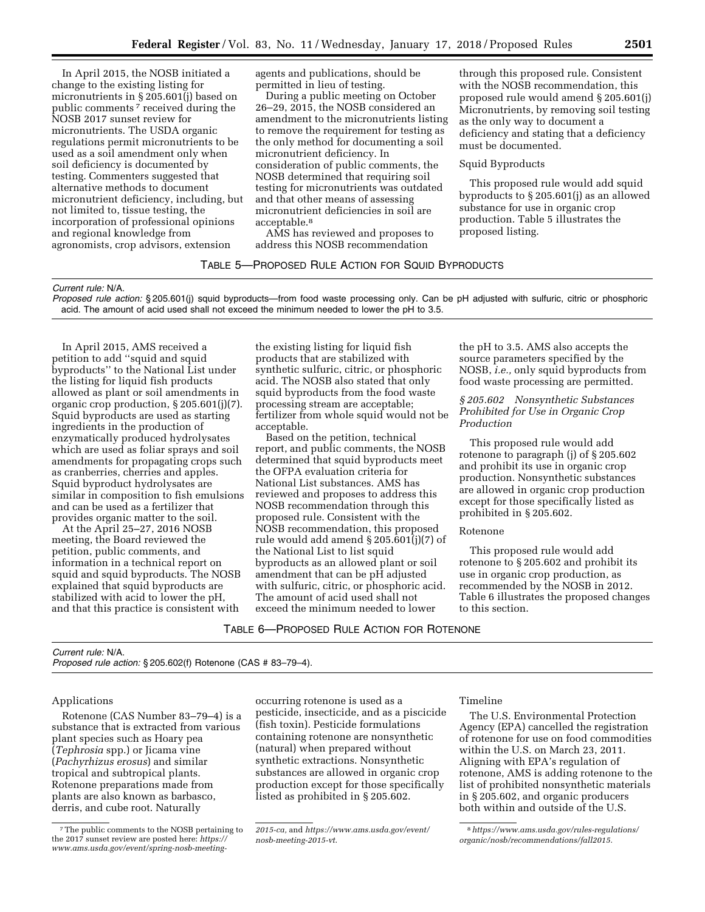In April 2015, the NOSB initiated a change to the existing listing for micronutrients in § 205.601(j) based on public comments [7] received during the NOSB 2017 sunset review for micronutrients. The USDA organic regulations permit micronutrients to be used as a soil amendment only when soil deficiency is documented by testing. Commenters suggested that alternative methods to document micronutrient deficiency, including, but not limited to, tissue testing, the incorporation of professional opinions and regional knowledge from agronomists, crop advisors, extension agents and publications, should be permitted in lieu of testing.

During a public meeting on October 26–29, 2015, the NOSB considered an amendment to the micronutrients listing to remove the requirement for testing as the only method for documenting a soil micronutrient deficiency. In consideration of public comments, the NOSB determined that requiring soil testing for micronutrients was outdated and that other means of assessing micronutrient deficiencies in soil are acceptable.[8]

AMS has reviewed and proposes to address this NOSB recommendation through this proposed rule. Consistent with the NOSB recommendation, this proposed rule would amend § 205.601(j) Micronutrients, by removing soil testing as the only way to document a deficiency and stating that a deficiency must be documented.

Squid Byproducts

This proposed rule would add squid byproducts to § 205.601(j) as an allowed substance for use in organic crop production. Table 5 illustrates the proposed listing.

TABLE 5—PROPOSED RULE ACTION FOR SQUID BYPRODUCTS

*Current rule:* N/A.
*Proposed rule action:* § 205.601(j) squid byproducts—from food waste processing only. Can be pH adjusted with sulfuric, citric or phosphoric acid. The amount of acid used shall not exceed the minimum needed to lower the pH to 3.5.

In April 2015, AMS received a petition to add ''squid and squid byproducts'' to the National List under the listing for liquid fish products allowed as plant or soil amendments in organic crop production, § 205.601(j)(7). Squid byproducts are used as starting ingredients in the production of enzymatically produced hydrolysates which are used as foliar sprays and soil amendments for propagating crops such as cranberries, cherries and apples. Squid byproduct hydrolysates are similar in composition to fish emulsions and can be used as a fertilizer that provides organic matter to the soil.

At the April 25–27, 2016 NOSB meeting, the Board reviewed the petition, public comments, and information in a technical report on squid and squid byproducts. The NOSB explained that squid byproducts are stabilized with acid to lower the pH, and that this practice is consistent with the existing listing for liquid fish products that are stabilized with synthetic sulfuric, citric, or phosphoric acid. The NOSB also stated that only squid byproducts from the food waste processing stream are acceptable; fertilizer from whole squid would not be acceptable.

Based on the petition, technical report, and public comments, the NOSB determined that squid byproducts meet the OFPA evaluation criteria for National List substances. AMS has reviewed and proposes to address this NOSB recommendation through this proposed rule. Consistent with the NOSB recommendation, this proposed rule would add amend § 205.601(j)(7) of the National List to list squid byproducts as an allowed plant or soil amendment that can be pH adjusted with sulfuric, citric, or phosphoric acid. The amount of acid used shall not exceed the minimum needed to lower the pH to 3.5. AMS also accepts the source parameters specified by the NOSB, *i.e.,* only squid byproducts from food waste processing are permitted.

### *§ 205.602 Nonsynthetic Substances Prohibited for Use in Organic Crop Production*

This proposed rule would add rotenone to paragraph (j) of § 205.602 and prohibit its use in organic crop production. Nonsynthetic substances are allowed in organic crop production except for those specifically listed as prohibited in § 205.602.

Rotenone

This proposed rule would add rotenone to § 205.602 and prohibit its use in organic crop production, as recommended by the NOSB in 2012. Table 6 illustrates the proposed changes to this section.

TABLE 6—PROPOSED RULE ACTION FOR ROTENONE

*Current rule:* N/A.
*Proposed rule action:* § 205.602(f) Rotenone (CAS # 83–79–4).

Applications

Rotenone (CAS Number 83–79–4) is a substance that is extracted from various plant species such as Hoary pea (*Tephrosia* spp.) or Jicama vine (*Pachyrhizus erosus*) and similar tropical and subtropical plants. Rotenone preparations made from plants are also known as barbasco, derris, and cube root. Naturally occurring rotenone is used as a pesticide, insecticide, and as a piscicide (fish toxin). Pesticide formulations containing rotenone are nonsynthetic (natural) when prepared without synthetic extractions. Nonsynthetic substances are allowed in organic crop production except for those specifically listed as prohibited in § 205.602.

Timeline

The U.S. Environmental Protection Agency (EPA) cancelled the registration of rotenone for use on food commodities within the U.S. on March 23, 2011. Aligning with EPA's regulation of rotenone, AMS is adding rotenone to the list of prohibited nonsynthetic materials in § 205.602, and organic producers both within and outside of the U.S.

---

[7] The public comments to the NOSB pertaining to the 2017 sunset review are posted here: *https://www.ams.usda.gov/event/spring-nosb-meeting-2015-ca,* and *https://www.ams.usda.gov/event/nosb-meeting-2015-vt.*

[8] *https://www.ams.usda.gov/rules-regulations/organic/nosb/recommendations/fall2015.*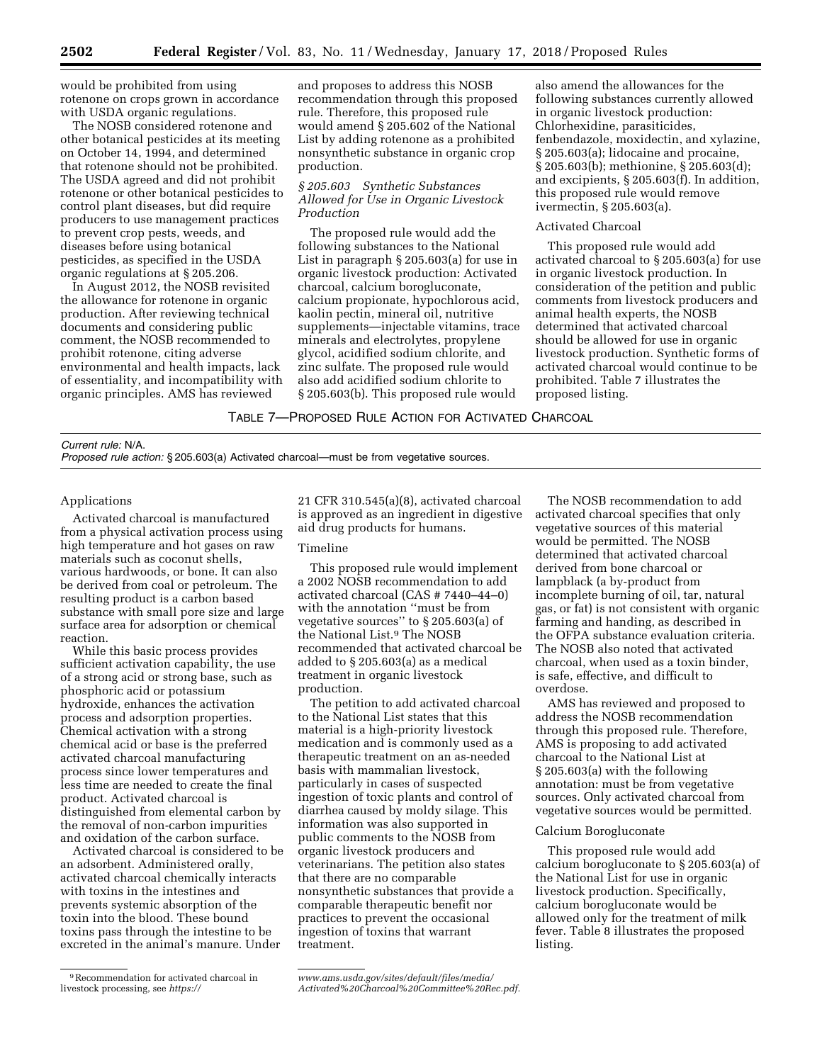would be prohibited from using rotenone on crops grown in accordance with USDA organic regulations.

The NOSB considered rotenone and other botanical pesticides at its meeting on October 14, 1994, and determined that rotenone should not be prohibited. The USDA agreed and did not prohibit rotenone or other botanical pesticides to control plant diseases, but did require producers to use management practices to prevent crop pests, weeds, and diseases before using botanical pesticides, as specified in the USDA organic regulations at § 205.206.

In August 2012, the NOSB revisited the allowance for rotenone in organic production. After reviewing technical documents and considering public comment, the NOSB recommended to prohibit rotenone, citing adverse environmental and health impacts, lack of essentiality, and incompatibility with organic principles. AMS has reviewed and proposes to address this NOSB recommendation through this proposed rule. Therefore, this proposed rule would amend § 205.602 of the National List by adding rotenone as a prohibited nonsynthetic substance in organic crop production.

### *§ 205.603 Synthetic Substances Allowed for Use in Organic Livestock Production*

The proposed rule would add the following substances to the National List in paragraph § 205.603(a) for use in organic livestock production: Activated charcoal, calcium borogluconate, calcium propionate, hypochlorous acid, kaolin pectin, mineral oil, nutritive supplements—injectable vitamins, trace minerals and electrolytes, propylene glycol, acidified sodium chlorite, and zinc sulfate. The proposed rule would also add acidified sodium chlorite to § 205.603(b). This proposed rule would also amend the allowances for the following substances currently allowed in organic livestock production: Chlorhexidine, parasiticides, fenbendazole, moxidectin, and xylazine, § 205.603(a); lidocaine and procaine, § 205.603(b); methionine, § 205.603(d); and excipients, § 205.603(f). In addition, this proposed rule would remove ivermectin, § 205.603(a).

#### Activated Charcoal

This proposed rule would add activated charcoal to § 205.603(a) for use in organic livestock production. In consideration of the petition and public comments from livestock producers and animal health experts, the NOSB determined that activated charcoal should be allowed for use in organic livestock production. Synthetic forms of activated charcoal would continue to be prohibited. Table 7 illustrates the proposed listing.

TABLE 7—PROPOSED RULE ACTION FOR ACTIVATED CHARCOAL

| |
|---|
| *Current rule:* N/A. |
| *Proposed rule action:* § 205.603(a) Activated charcoal—must be from vegetative sources. |

#### Applications

Activated charcoal is manufactured from a physical activation process using high temperature and hot gases on raw materials such as coconut shells, various hardwoods, or bone. It can also be derived from coal or petroleum. The resulting product is a carbon based substance with small pore size and large surface area for adsorption or chemical reaction.

While this basic process provides sufficient activation capability, the use of a strong acid or strong base, such as phosphoric acid or potassium hydroxide, enhances the activation process and adsorption properties. Chemical activation with a strong chemical acid or base is the preferred activated charcoal manufacturing process since lower temperatures and less time are needed to create the final product. Activated charcoal is distinguished from elemental carbon by the removal of non-carbon impurities and oxidation of the carbon surface.

Activated charcoal is considered to be an adsorbent. Administered orally, activated charcoal chemically interacts with toxins in the intestines and prevents systemic absorption of the toxin into the blood. These bound toxins pass through the intestine to be excreted in the animal's manure. Under 21 CFR 310.545(a)(8), activated charcoal is approved as an ingredient in digestive aid drug products for humans.

#### Timeline

This proposed rule would implement a 2002 NOSB recommendation to add activated charcoal (CAS # 7440–44–0) with the annotation ''must be from vegetative sources'' to § 205.603(a) of the National List.[9] The NOSB recommended that activated charcoal be added to § 205.603(a) as a medical treatment in organic livestock production.

The petition to add activated charcoal to the National List states that this material is a high-priority livestock medication and is commonly used as a therapeutic treatment on an as-needed basis with mammalian livestock, particularly in cases of suspected ingestion of toxic plants and control of diarrhea caused by moldy silage. This information was also supported in public comments to the NOSB from organic livestock producers and veterinarians. The petition also states that there are no comparable nonsynthetic substances that provide a comparable therapeutic benefit nor practices to prevent the occasional ingestion of toxins that warrant treatment.

The NOSB recommendation to add activated charcoal specifies that only vegetative sources of this material would be permitted. The NOSB determined that activated charcoal derived from bone charcoal or lampblack (a by-product from incomplete burning of oil, tar, natural gas, or fat) is not consistent with organic farming and handing, as described in the OFPA substance evaluation criteria. The NOSB also noted that activated charcoal, when used as a toxin binder, is safe, effective, and difficult to overdose.

AMS has reviewed and proposed to address the NOSB recommendation through this proposed rule. Therefore, AMS is proposing to add activated charcoal to the National List at § 205.603(a) with the following annotation: must be from vegetative sources. Only activated charcoal from vegetative sources would be permitted.

#### Calcium Borogluconate

This proposed rule would add calcium borogluconate to § 205.603(a) of the National List for use in organic livestock production. Specifically, calcium borogluconate would be allowed only for the treatment of milk fever. Table 8 illustrates the proposed listing.

---

[9] Recommendation for activated charcoal in livestock processing, see *https://www.ams.usda.gov/sites/default/files/media/Activated%20Charcoal%20Committee%20Rec.pdf.*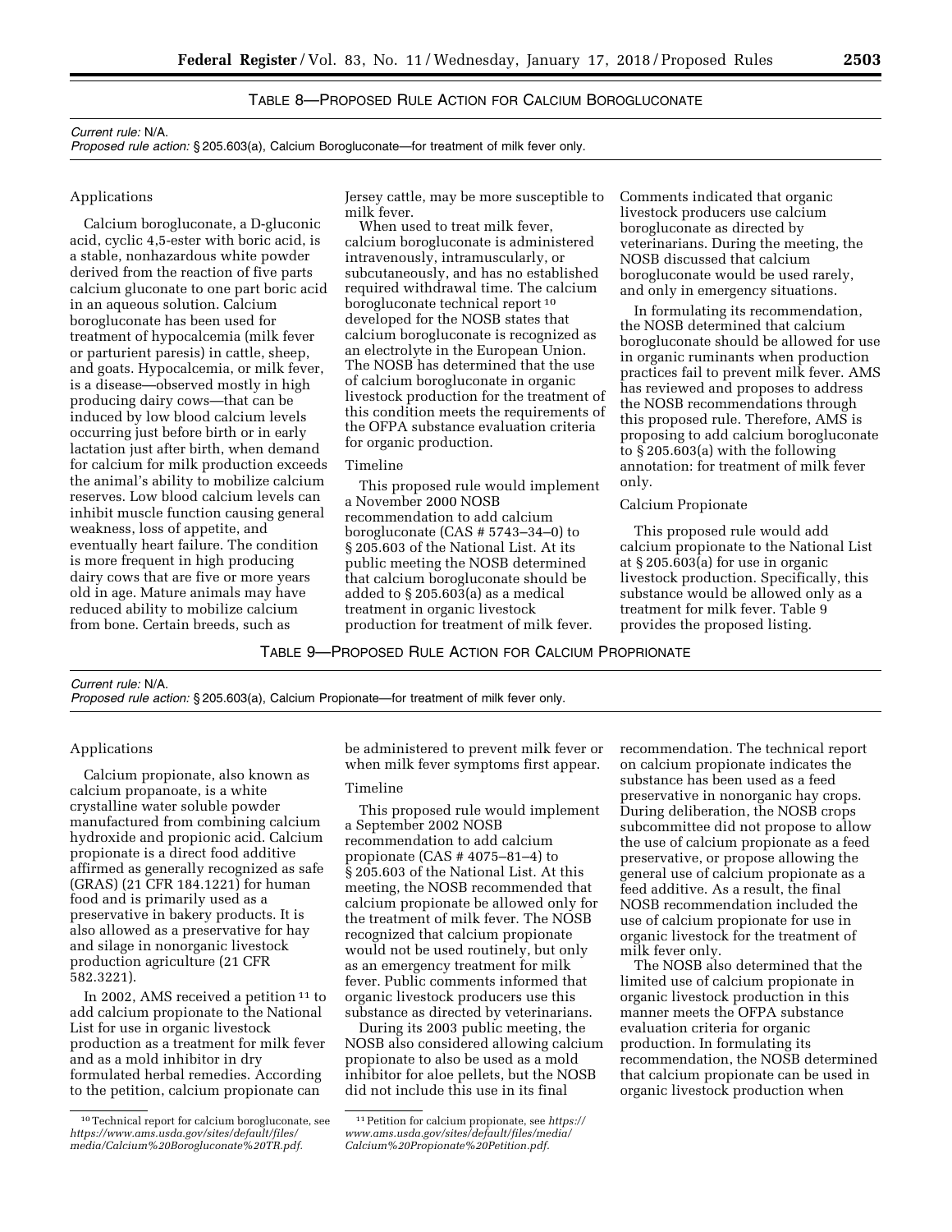TABLE 8—PROPOSED RULE ACTION FOR CALCIUM BOROGLUCONATE

| |
|---|
| *Current rule:* N/A. |
| *Proposed rule action:* § 205.603(a), Calcium Borogluconate—for treatment of milk fever only. |

Applications

Calcium borogluconate, a D-gluconic acid, cyclic 4,5-ester with boric acid, is a stable, nonhazardous white powder derived from the reaction of five parts calcium gluconate to one part boric acid in an aqueous solution. Calcium borogluconate has been used for treatment of hypocalcemia (milk fever or parturient paresis) in cattle, sheep, and goats. Hypocalcemia, or milk fever, is a disease—observed mostly in high producing dairy cows—that can be induced by low blood calcium levels occurring just before birth or in early lactation just after birth, when demand for calcium for milk production exceeds the animal's ability to mobilize calcium reserves. Low blood calcium levels can inhibit muscle function causing general weakness, loss of appetite, and eventually heart failure. The condition is more frequent in high producing dairy cows that are five or more years old in age. Mature animals may have reduced ability to mobilize calcium from bone. Certain breeds, such as Jersey cattle, may be more susceptible to milk fever.

When used to treat milk fever, calcium borogluconate is administered intravenously, intramuscularly, or subcutaneously, and has no established required withdrawal time. The calcium borogluconate technical report [10] developed for the NOSB states that calcium borogluconate is recognized as an electrolyte in the European Union. The NOSB has determined that the use of calcium borogluconate in organic livestock production for the treatment of this condition meets the requirements of the OFPA substance evaluation criteria for organic production.

Timeline

This proposed rule would implement a November 2000 NOSB recommendation to add calcium borogluconate (CAS # 5743–34–0) to § 205.603 of the National List. At its public meeting the NOSB determined that calcium borogluconate should be added to § 205.603(a) as a medical treatment in organic livestock production for treatment of milk fever. Comments indicated that organic livestock producers use calcium borogluconate as directed by veterinarians. During the meeting, the NOSB discussed that calcium borogluconate would be used rarely, and only in emergency situations.

In formulating its recommendation, the NOSB determined that calcium borogluconate should be allowed for use in organic ruminants when production practices fail to prevent milk fever. AMS has reviewed and proposes to address the NOSB recommendations through this proposed rule. Therefore, AMS is proposing to add calcium borogluconate to § 205.603(a) with the following annotation: for treatment of milk fever only.

Calcium Propionate

This proposed rule would add calcium propionate to the National List at § 205.603(a) for use in organic livestock production. Specifically, this substance would be allowed only as a treatment for milk fever. Table 9 provides the proposed listing.

TABLE 9—PROPOSED RULE ACTION FOR CALCIUM PROPRIONATE

| |
|---|
| *Current rule:* N/A. |
| *Proposed rule action:* § 205.603(a), Calcium Propionate—for treatment of milk fever only. |

Applications

Calcium propionate, also known as calcium propanoate, is a white crystalline water soluble powder manufactured from combining calcium hydroxide and propionic acid. Calcium propionate is a direct food additive affirmed as generally recognized as safe (GRAS) (21 CFR 184.1221) for human food and is primarily used as a preservative in bakery products. It is also allowed as a preservative for hay and silage in nonorganic livestock production agriculture (21 CFR 582.3221).

In 2002, AMS received a petition [11] to add calcium propionate to the National List for use in organic livestock production as a treatment for milk fever and as a mold inhibitor in dry formulated herbal remedies. According to the petition, calcium propionate can be administered to prevent milk fever or when milk fever symptoms first appear.

Timeline

This proposed rule would implement a September 2002 NOSB recommendation to add calcium propionate (CAS # 4075–81–4) to § 205.603 of the National List. At this meeting, the NOSB recommended that calcium propionate be allowed only for the treatment of milk fever. The NOSB recognized that calcium propionate would not be used routinely, but only as an emergency treatment for milk fever. Public comments informed that organic livestock producers use this substance as directed by veterinarians.

During its 2003 public meeting, the NOSB also considered allowing calcium propionate to also be used as a mold inhibitor for aloe pellets, but the NOSB did not include this use in its final recommendation. The technical report on calcium propionate indicates the substance has been used as a feed preservative in nonorganic hay crops. During deliberation, the NOSB crops subcommittee did not propose to allow the use of calcium propionate as a feed preservative, or propose allowing the general use of calcium propionate as a feed additive. As a result, the final NOSB recommendation included the use of calcium propionate for use in organic livestock for the treatment of milk fever only.

The NOSB also determined that the limited use of calcium propionate in organic livestock production in this manner meets the OFPA substance evaluation criteria for organic production. In formulating its recommendation, the NOSB determined that calcium propionate can be used in organic livestock production when

---

[10] Technical report for calcium borogluconate, see *https://www.ams.usda.gov/sites/default/files/media/Calcium%20Borogluconate%20TR.pdf.*

[11] Petition for calcium propionate, see *https://www.ams.usda.gov/sites/default/files/media/Calcium%20Propionate%20Petition.pdf.*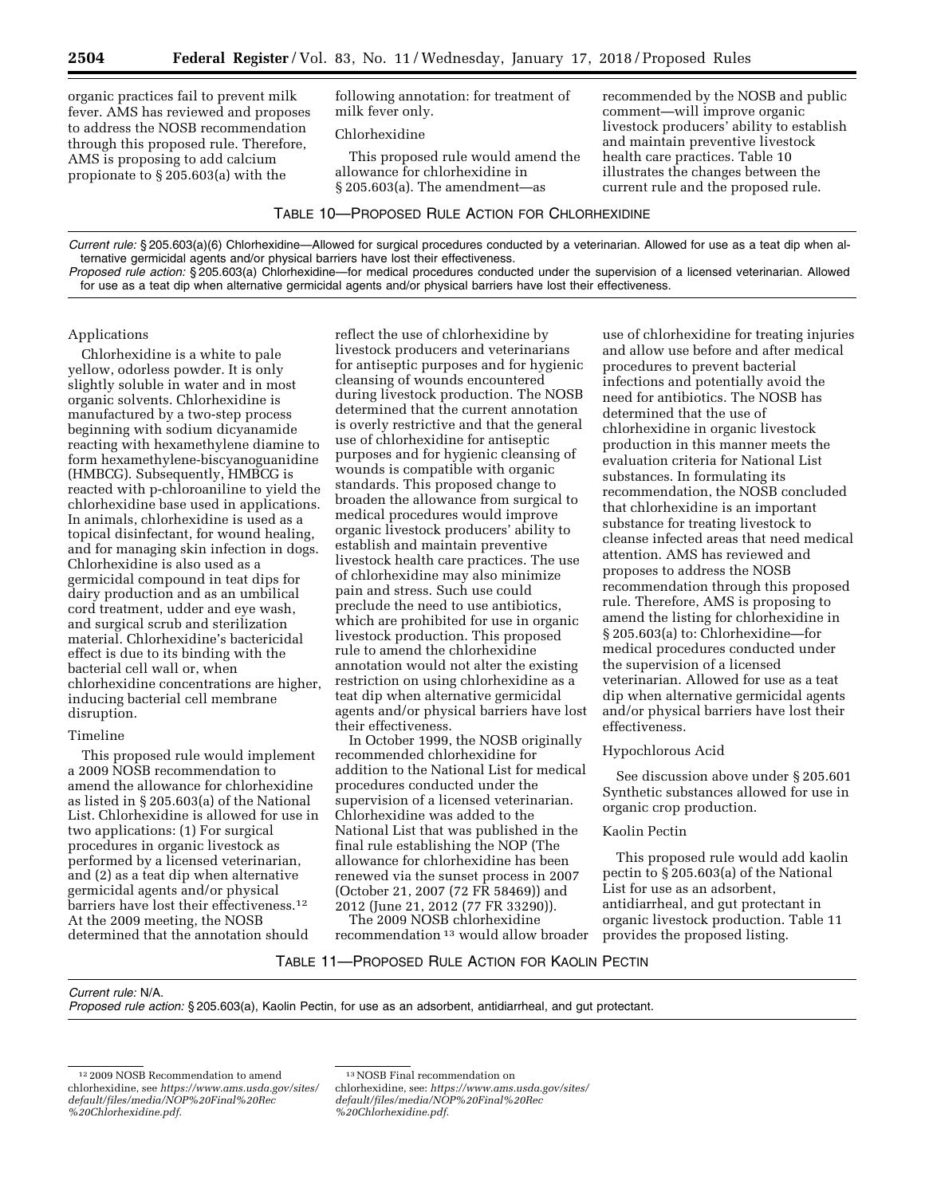organic practices fail to prevent milk fever. AMS has reviewed and proposes to address the NOSB recommendation through this proposed rule. Therefore, AMS is proposing to add calcium propionate to § 205.603(a) with the following annotation: for treatment of milk fever only.

### Chlorhexidine

This proposed rule would amend the allowance for chlorhexidine in § 205.603(a). The amendment—as recommended by the NOSB and public comment—will improve organic livestock producers' ability to establish and maintain preventive livestock health care practices. Table 10 illustrates the changes between the current rule and the proposed rule.

TABLE 10—PROPOSED RULE ACTION FOR CHLORHEXIDINE

| |
|---|
| *Current rule:* § 205.603(a)(6) Chlorhexidine—Allowed for surgical procedures conducted by a veterinarian. Allowed for use as a teat dip when alternative germicidal agents and/or physical barriers have lost their effectiveness. |
| *Proposed rule action:* § 205.603(a) Chlorhexidine—for medical procedures conducted under the supervision of a licensed veterinarian. Allowed for use as a teat dip when alternative germicidal agents and/or physical barriers have lost their effectiveness. |

#### Applications

Chlorhexidine is a white to pale yellow, odorless powder. It is only slightly soluble in water and in most organic solvents. Chlorhexidine is manufactured by a two-step process beginning with sodium dicyanamide reacting with hexamethylene diamine to form hexamethylene-biscyanoguanidine (HMBCG). Subsequently, HMBCG is reacted with p-chloroaniline to yield the chlorhexidine base used in applications. In animals, chlorhexidine is used as a topical disinfectant, for wound healing, and for managing skin infection in dogs. Chlorhexidine is also used as a germicidal compound in teat dips for dairy production and as an umbilical cord treatment, udder and eye wash, and surgical scrub and sterilization material. Chlorhexidine's bactericidal effect is due to its binding with the bacterial cell wall or, when chlorhexidine concentrations are higher, inducing bacterial cell membrane disruption.

#### Timeline

This proposed rule would implement a 2009 NOSB recommendation to amend the allowance for chlorhexidine as listed in § 205.603(a) of the National List. Chlorhexidine is allowed for use in two applications: (1) For surgical procedures in organic livestock as performed by a licensed veterinarian, and (2) as a teat dip when alternative germicidal agents and/or physical barriers have lost their effectiveness.[12] At the 2009 meeting, the NOSB determined that the annotation should reflect the use of chlorhexidine by livestock producers and veterinarians for antiseptic purposes and for hygienic cleansing of wounds encountered during livestock production. The NOSB determined that the current annotation is overly restrictive and that the general use of chlorhexidine for antiseptic purposes and for hygienic cleansing of wounds is compatible with organic standards. This proposed change to broaden the allowance from surgical to medical procedures would improve organic livestock producers' ability to establish and maintain preventive livestock health care practices. The use of chlorhexidine may also minimize pain and stress. Such use could preclude the need to use antibiotics, which are prohibited for use in organic livestock production. This proposed rule to amend the chlorhexidine annotation would not alter the existing restriction on using chlorhexidine as a teat dip when alternative germicidal agents and/or physical barriers have lost their effectiveness.

In October 1999, the NOSB originally recommended chlorhexidine for addition to the National List for medical procedures conducted under the supervision of a licensed veterinarian. Chlorhexidine was added to the National List that was published in the final rule establishing the NOP (The allowance for chlorhexidine has been renewed via the sunset process in 2007 (October 21, 2007 (72 FR 58469)) and 2012 (June 21, 2012 (77 FR 33290)).

The 2009 NOSB chlorhexidine recommendation[13] would allow broader use of chlorhexidine for treating injuries and allow use before and after medical procedures to prevent bacterial infections and potentially avoid the need for antibiotics. The NOSB has determined that the use of chlorhexidine in organic livestock production in this manner meets the evaluation criteria for National List substances. In formulating its recommendation, the NOSB concluded that chlorhexidine is an important substance for treating livestock to cleanse infected areas that need medical attention. AMS has reviewed and proposes to address the NOSB recommendation through this proposed rule. Therefore, AMS is proposing to amend the listing for chlorhexidine in § 205.603(a) to: Chlorhexidine—for medical procedures conducted under the supervision of a licensed veterinarian. Allowed for use as a teat dip when alternative germicidal agents and/or physical barriers have lost their effectiveness.

### Hypochlorous Acid

See discussion above under § 205.601 Synthetic substances allowed for use in organic crop production.

### Kaolin Pectin

This proposed rule would add kaolin pectin to § 205.603(a) of the National List for use as an adsorbent, antidiarrheal, and gut protectant in organic livestock production. Table 11 provides the proposed listing.

TABLE 11—PROPOSED RULE ACTION FOR KAOLIN PECTIN

| |
|---|
| *Current rule:* N/A. |
| *Proposed rule action:* § 205.603(a), Kaolin Pectin, for use as an adsorbent, antidiarrheal, and gut protectant. |

[12] 2009 NOSB Recommendation to amend chlorhexidine, see *https://www.ams.usda.gov/sites/default/files/media/NOP%20Final%20Rec%20Chlorhexidine.pdf*.

[13] NOSB Final recommendation on chlorhexidine, see: *https://www.ams.usda.gov/sites/default/files/media/NOP%20Final%20Rec%20Chlorhexidine.pdf*.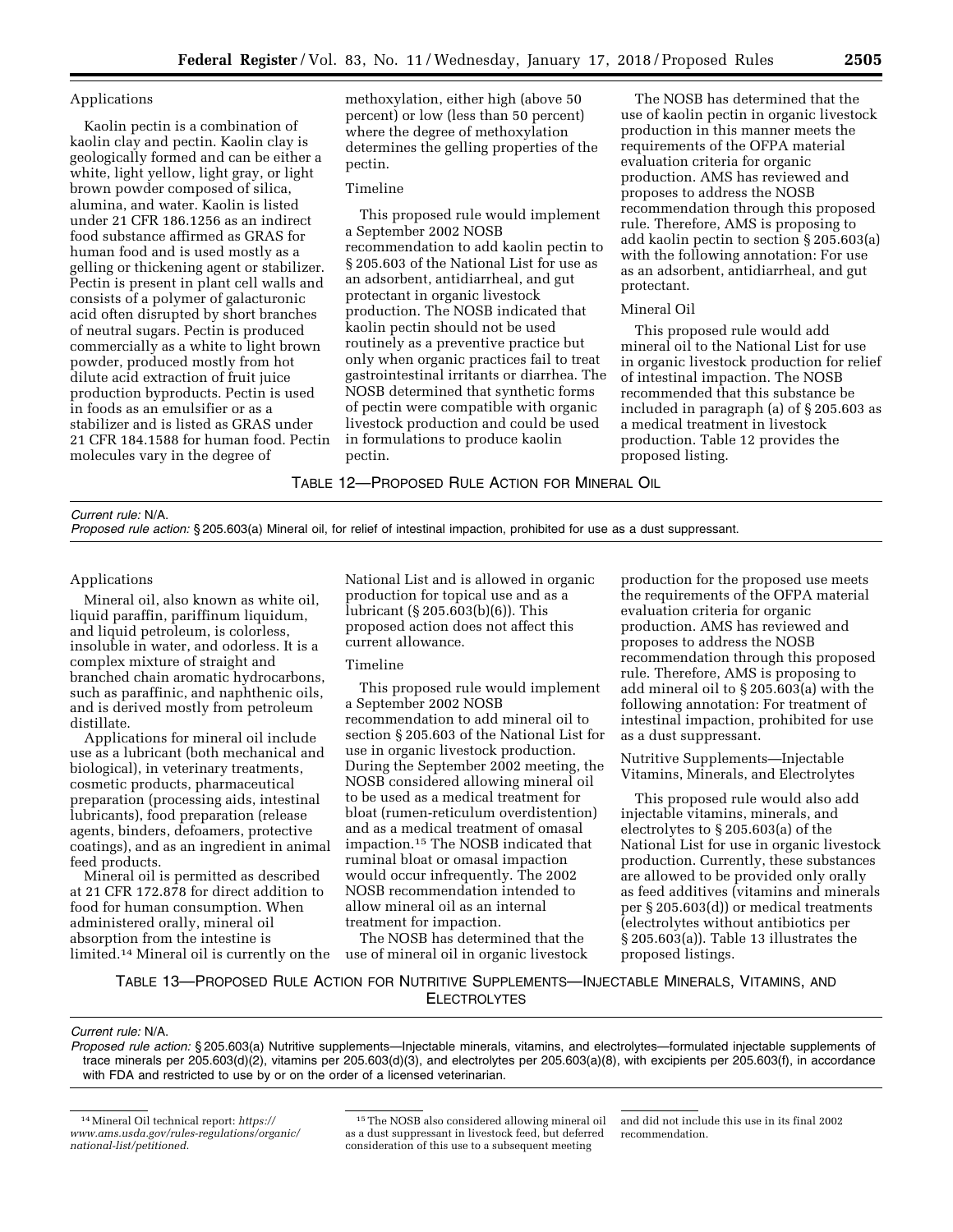Applications

Kaolin pectin is a combination of kaolin clay and pectin. Kaolin clay is geologically formed and can be either a white, light yellow, light gray, or light brown powder composed of silica, alumina, and water. Kaolin is listed under 21 CFR 186.1256 as an indirect food substance affirmed as GRAS for human food and is used mostly as a gelling or thickening agent or stabilizer. Pectin is present in plant cell walls and consists of a polymer of galacturonic acid often disrupted by short branches of neutral sugars. Pectin is produced commercially as a white to light brown powder, produced mostly from hot dilute acid extraction of fruit juice production byproducts. Pectin is used in foods as an emulsifier or as a stabilizer and is listed as GRAS under 21 CFR 184.1588 for human food. Pectin molecules vary in the degree of methoxylation, either high (above 50 percent) or low (less than 50 percent) where the degree of methoxylation determines the gelling properties of the pectin.

Timeline

This proposed rule would implement a September 2002 NOSB recommendation to add kaolin pectin to § 205.603 of the National List for use as an adsorbent, antidiarrheal, and gut protectant in organic livestock production. The NOSB indicated that kaolin pectin should not be used routinely as a preventive practice but only when organic practices fail to treat gastrointestinal irritants or diarrhea. The NOSB determined that synthetic forms of pectin were compatible with organic livestock production and could be used in formulations to produce kaolin pectin.

The NOSB has determined that the use of kaolin pectin in organic livestock production in this manner meets the requirements of the OFPA material evaluation criteria for organic production. AMS has reviewed and proposes to address the NOSB recommendation through this proposed rule. Therefore, AMS is proposing to add kaolin pectin to section § 205.603(a) with the following annotation: For use as an adsorbent, antidiarrheal, and gut protectant.

Mineral Oil

This proposed rule would add mineral oil to the National List for use in organic livestock production for relief of intestinal impaction. The NOSB recommended that this substance be included in paragraph (a) of § 205.603 as a medical treatment in livestock production. Table 12 provides the proposed listing.

TABLE 12—PROPOSED RULE ACTION FOR MINERAL OIL

| |
|---|
| *Current rule:* N/A. |
| *Proposed rule action:* § 205.603(a) Mineral oil, for relief of intestinal impaction, prohibited for use as a dust suppressant. |

Applications

Mineral oil, also known as white oil, liquid paraffin, pariffinum liquidum, and liquid petroleum, is colorless, insoluble in water, and odorless. It is a complex mixture of straight and branched chain aromatic hydrocarbons, such as paraffinic, and naphthenic oils, and is derived mostly from petroleum distillate.

Applications for mineral oil include use as a lubricant (both mechanical and biological), in veterinary treatments, cosmetic products, pharmaceutical preparation (processing aids, intestinal lubricants), food preparation (release agents, binders, defoamers, protective coatings), and as an ingredient in animal feed products.

Mineral oil is permitted as described at 21 CFR 172.878 for direct addition to food for human consumption. When administered orally, mineral oil absorption from the intestine is limited.[14] Mineral oil is currently on the National List and is allowed in organic production for topical use and as a lubricant (§ 205.603(b)(6)). This proposed action does not affect this current allowance.

Timeline

This proposed rule would implement a September 2002 NOSB recommendation to add mineral oil to section § 205.603 of the National List for use in organic livestock production. During the September 2002 meeting, the NOSB considered allowing mineral oil to be used as a medical treatment for bloat (rumen-reticulum overdistention) and as a medical treatment of omasal impaction.[15] The NOSB indicated that ruminal bloat or omasal impaction would occur infrequently. The 2002 NOSB recommendation intended to allow mineral oil as an internal treatment for impaction.

The NOSB has determined that the use of mineral oil in organic livestock production for the proposed use meets the requirements of the OFPA material evaluation criteria for organic production. AMS has reviewed and proposes to address the NOSB recommendation through this proposed rule. Therefore, AMS is proposing to add mineral oil to § 205.603(a) with the following annotation: For treatment of intestinal impaction, prohibited for use as a dust suppressant.

Nutritive Supplements—Injectable Vitamins, Minerals, and Electrolytes

This proposed rule would also add injectable vitamins, minerals, and electrolytes to § 205.603(a) of the National List for use in organic livestock production. Currently, these substances are allowed to be provided only orally as feed additives (vitamins and minerals per § 205.603(d)) or medical treatments (electrolytes without antibiotics per § 205.603(a)). Table 13 illustrates the proposed listings.

TABLE 13—PROPOSED RULE ACTION FOR NUTRITIVE SUPPLEMENTS—INJECTABLE MINERALS, VITAMINS, AND ELECTROLYTES

| |
|---|
| *Current rule:* N/A. |
| *Proposed rule action:* § 205.603(a) Nutritive supplements—Injectable minerals, vitamins, and electrolytes—formulated injectable supplements of trace minerals per 205.603(d)(2), vitamins per 205.603(d)(3), and electrolytes per 205.603(a)(8), with excipients per 205.603(f), in accordance with FDA and restricted to use by or on the order of a licensed veterinarian. |

[14] Mineral Oil technical report: *https://www.ams.usda.gov/rules-regulations/organic/national-list/petitioned.*

[15] The NOSB also considered allowing mineral oil as a dust suppressant in livestock feed, but deferred consideration of this use to a subsequent meeting and did not include this use in its final 2002 recommendation.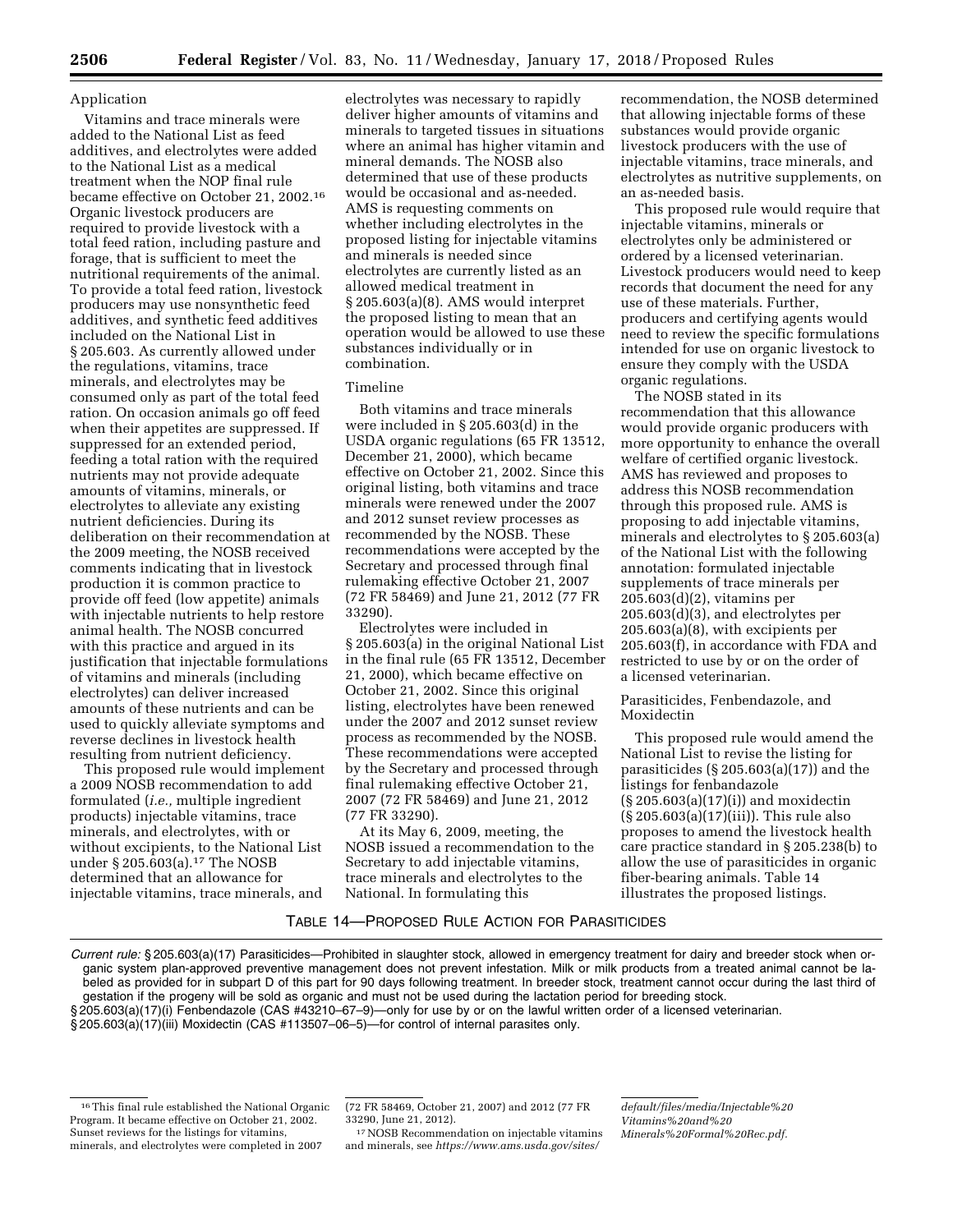Application

Vitamins and trace minerals were added to the National List as feed additives, and electrolytes were added to the National List as a medical treatment when the NOP final rule became effective on October 21, 2002.[16] Organic livestock producers are required to provide livestock with a total feed ration, including pasture and forage, that is sufficient to meet the nutritional requirements of the animal. To provide a total feed ration, livestock producers may use nonsynthetic feed additives, and synthetic feed additives included on the National List in § 205.603. As currently allowed under the regulations, vitamins, trace minerals, and electrolytes may be consumed only as part of the total feed ration. On occasion animals go off feed when their appetites are suppressed. If suppressed for an extended period, feeding a total ration with the required nutrients may not provide adequate amounts of vitamins, minerals, or electrolytes to alleviate any existing nutrient deficiencies. During its deliberation on their recommendation at the 2009 meeting, the NOSB received comments indicating that in livestock production it is common practice to provide off feed (low appetite) animals with injectable nutrients to help restore animal health. The NOSB concurred with this practice and argued in its justification that injectable formulations of vitamins and minerals (including electrolytes) can deliver increased amounts of these nutrients and can be used to quickly alleviate symptoms and reverse declines in livestock health resulting from nutrient deficiency.

This proposed rule would implement a 2009 NOSB recommendation to add formulated (*i.e.,* multiple ingredient products) injectable vitamins, trace minerals, and electrolytes, with or without excipients, to the National List under § 205.603(a).[17] The NOSB determined that an allowance for injectable vitamins, trace minerals, and electrolytes was necessary to rapidly deliver higher amounts of vitamins and minerals to targeted tissues in situations where an animal has higher vitamin and mineral demands. The NOSB also determined that use of these products would be occasional and as-needed. AMS is requesting comments on whether including electrolytes in the proposed listing for injectable vitamins and minerals is needed since electrolytes are currently listed as an allowed medical treatment in § 205.603(a)(8). AMS would interpret the proposed listing to mean that an operation would be allowed to use these substances individually or in combination.

Timeline

Both vitamins and trace minerals were included in § 205.603(d) in the USDA organic regulations (65 FR 13512, December 21, 2000), which became effective on October 21, 2002. Since this original listing, both vitamins and trace minerals were renewed under the 2007 and 2012 sunset review processes as recommended by the NOSB. These recommendations were accepted by the Secretary and processed through final rulemaking effective October 21, 2007 (72 FR 58469) and June 21, 2012 (77 FR 33290).

Electrolytes were included in § 205.603(a) in the original National List in the final rule (65 FR 13512, December 21, 2000), which became effective on October 21, 2002. Since this original listing, electrolytes have been renewed under the 2007 and 2012 sunset review process as recommended by the NOSB. These recommendations were accepted by the Secretary and processed through final rulemaking effective October 21, 2007 (72 FR 58469) and June 21, 2012 (77 FR 33290).

At its May 6, 2009, meeting, the NOSB issued a recommendation to the Secretary to add injectable vitamins, trace minerals and electrolytes to the National. In formulating this recommendation, the NOSB determined that allowing injectable forms of these substances would provide organic livestock producers with the use of injectable vitamins, trace minerals, and electrolytes as nutritive supplements, on an as-needed basis.

This proposed rule would require that injectable vitamins, minerals or electrolytes only be administered or ordered by a licensed veterinarian. Livestock producers would need to keep records that document the need for any use of these materials. Further, producers and certifying agents would need to review the specific formulations intended for use on organic livestock to ensure they comply with the USDA organic regulations.

The NOSB stated in its recommendation that this allowance would provide organic producers with more opportunity to enhance the overall welfare of certified organic livestock. AMS has reviewed and proposes to address this NOSB recommendation through this proposed rule. AMS is proposing to add injectable vitamins, minerals and electrolytes to § 205.603(a) of the National List with the following annotation: formulated injectable supplements of trace minerals per 205.603(d)(2), vitamins per 205.603(d)(3), and electrolytes per 205.603(a)(8), with excipients per 205.603(f), in accordance with FDA and restricted to use by or on the order of a licensed veterinarian.

Parasiticides, Fenbendazole, and Moxidectin

This proposed rule would amend the National List to revise the listing for parasiticides (§ 205.603(a)(17)) and the listings for fenbandazole (§ 205.603(a)(17)(i)) and moxidectin (§ 205.603(a)(17)(iii)). This rule also proposes to amend the livestock health care practice standard in § 205.238(b) to allow the use of parasiticides in organic fiber-bearing animals. Table 14 illustrates the proposed listings.

TABLE 14—PROPOSED RULE ACTION FOR PARASITICIDES

*Current rule:* § 205.603(a)(17) Parasiticides—Prohibited in slaughter stock, allowed in emergency treatment for dairy and breeder stock when organic system plan-approved preventive management does not prevent infestation. Milk or milk products from a treated animal cannot be labeled as provided for in subpart D of this part for 90 days following treatment. In breeder stock, treatment cannot occur during the last third of gestation if the progeny will be sold as organic and must not be used during the lactation period for breeding stock.

§ 205.603(a)(17)(i) Fenbendazole (CAS #43210–67–9)—only for use by or on the lawful written order of a licensed veterinarian.

§ 205.603(a)(17)(iii) Moxidectin (CAS #113507–06–5)—for control of internal parasites only.

[16] This final rule established the National Organic Program. It became effective on October 21, 2002. Sunset reviews for the listings for vitamins, minerals, and electrolytes were completed in 2007 (72 FR 58469, October 21, 2007) and 2012 (77 FR 33290, June 21, 2012).

[17] NOSB Recommendation on injectable vitamins and minerals, see *https://www.ams.usda.gov/sites/default/files/media/Injectable%20Vitamins%20and%20Minerals%20Formal%20Rec.pdf.*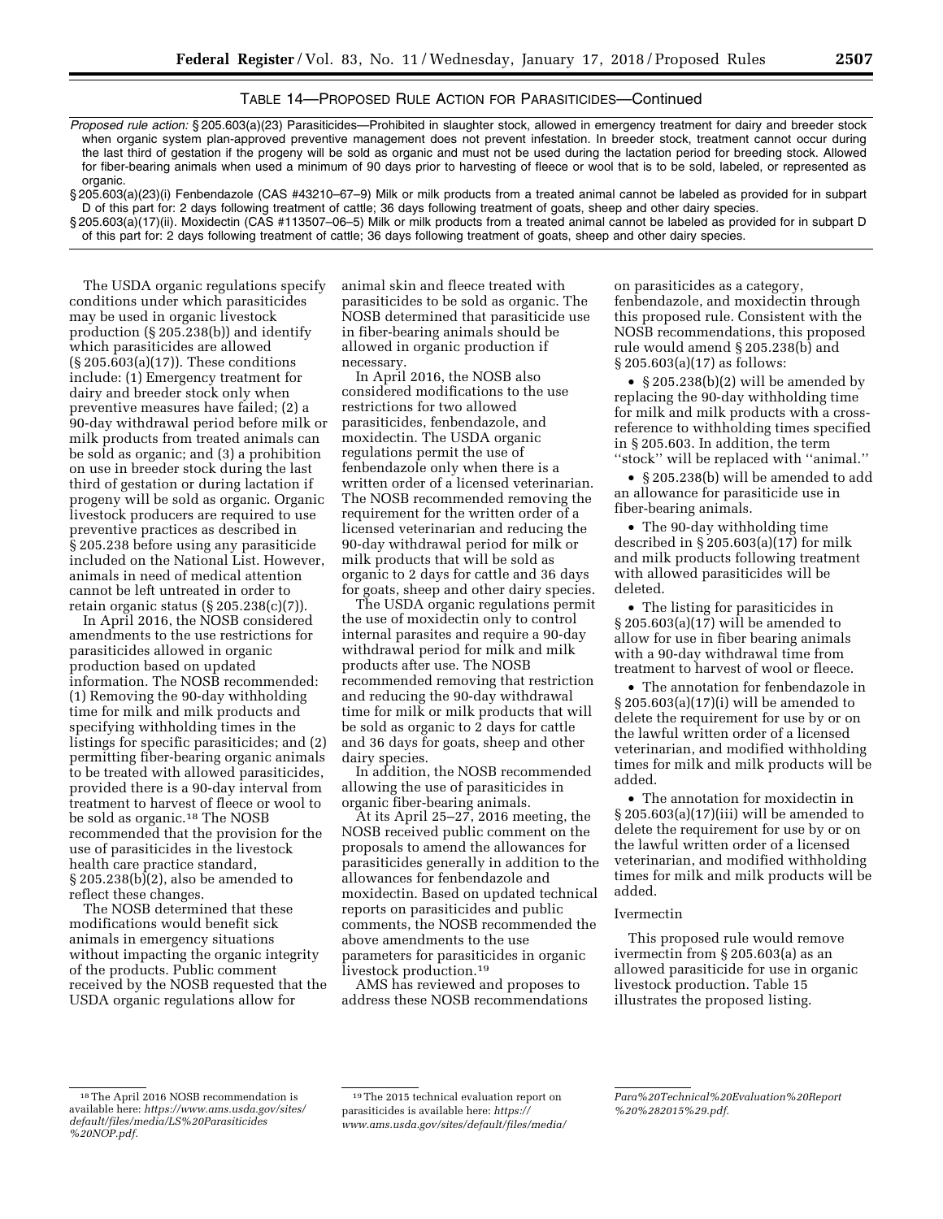TABLE 14—PROPOSED RULE ACTION FOR PARASITICIDES—Continued

| |
|---|
| *Proposed rule action:* § 205.603(a)(23) Parasiticides—Prohibited in slaughter stock, allowed in emergency treatment for dairy and breeder stock when organic system plan-approved preventive management does not prevent infestation. In breeder stock, treatment cannot occur during the last third of gestation if the progeny will be sold as organic and must not be used during the lactation period for breeding stock. Allowed for fiber-bearing animals when used a minimum of 90 days prior to harvesting of fleece or wool that is to be sold, labeled, or represented as organic. |
| § 205.603(a)(23)(i) Fenbendazole (CAS #43210–67–9) Milk or milk products from a treated animal cannot be labeled as provided for in subpart D of this part for: 2 days following treatment of cattle; 36 days following treatment of goats, sheep and other dairy species. |
| § 205.603(a)(17)(ii). Moxidectin (CAS #113507–06–5) Milk or milk products from a treated animal cannot be labeled as provided for in subpart D of this part for: 2 days following treatment of cattle; 36 days following treatment of goats, sheep and other dairy species. |

The USDA organic regulations specify conditions under which parasiticides may be used in organic livestock production (§ 205.238(b)) and identify which parasiticides are allowed (§ 205.603(a)(17)). These conditions include: (1) Emergency treatment for dairy and breeder stock only when preventive measures have failed; (2) a 90-day withdrawal period before milk or milk products from treated animals can be sold as organic; and (3) a prohibition on use in breeder stock during the last third of gestation or during lactation if progeny will be sold as organic. Organic livestock producers are required to use preventive practices as described in § 205.238 before using any parasiticide included on the National List. However, animals in need of medical attention cannot be left untreated in order to retain organic status (§ 205.238(c)(7)).

In April 2016, the NOSB considered amendments to the use restrictions for parasiticides allowed in organic production based on updated information. The NOSB recommended: (1) Removing the 90-day withholding time for milk and milk products and specifying withholding times in the listings for specific parasiticides; and (2) permitting fiber-bearing organic animals to be treated with allowed parasiticides, provided there is a 90-day interval from treatment to harvest of fleece or wool to be sold as organic.[18] The NOSB recommended that the provision for the use of parasiticides in the livestock health care practice standard, § 205.238(b)(2), also be amended to reflect these changes.

The NOSB determined that these modifications would benefit sick animals in emergency situations without impacting the organic integrity of the products. Public comment received by the NOSB requested that the USDA organic regulations allow for animal skin and fleece treated with parasiticides to be sold as organic. The NOSB determined that parasiticide use in fiber-bearing animals should be allowed in organic production if necessary.

In April 2016, the NOSB also considered modifications to the use restrictions for two allowed parasiticides, fenbendazole, and moxidectin. The USDA organic regulations permit the use of fenbendazole only when there is a written order of a licensed veterinarian. The NOSB recommended removing the requirement for the written order of a licensed veterinarian and reducing the 90-day withdrawal period for milk or milk products that will be sold as organic to 2 days for cattle and 36 days for goats, sheep and other dairy species.

The USDA organic regulations permit the use of moxidectin only to control internal parasites and require a 90-day withdrawal period for milk and milk products after use. The NOSB recommended removing that restriction and reducing the 90-day withdrawal time for milk or milk products that will be sold as organic to 2 days for cattle and 36 days for goats, sheep and other dairy species.

In addition, the NOSB recommended allowing the use of parasiticides in organic fiber-bearing animals.

At its April 25–27, 2016 meeting, the NOSB received public comment on the proposals to amend the allowances for parasiticides generally in addition to the allowances for fenbendazole and moxidectin. Based on updated technical reports on parasiticides and public comments, the NOSB recommended the above amendments to the use parameters for parasiticides in organic livestock production.[19]

AMS has reviewed and proposes to address these NOSB recommendations on parasiticides as a category, fenbendazole, and moxidectin through this proposed rule. Consistent with the NOSB recommendations, this proposed rule would amend § 205.238(b) and § 205.603(a)(17) as follows:

- § 205.238(b)(2) will be amended by replacing the 90-day withholding time for milk and milk products with a cross-reference to withholding times specified in § 205.603. In addition, the term ''stock'' will be replaced with ''animal.''
- § 205.238(b) will be amended to add an allowance for parasiticide use in fiber-bearing animals.
- The 90-day withholding time described in § 205.603(a)(17) for milk and milk products following treatment with allowed parasiticides will be deleted.
- The listing for parasiticides in § 205.603(a)(17) will be amended to allow for use in fiber bearing animals with a 90-day withdrawal time from treatment to harvest of wool or fleece.
- The annotation for fenbendazole in § 205.603(a)(17)(i) will be amended to delete the requirement for use by or on the lawful written order of a licensed veterinarian, and modified withholding times for milk and milk products will be added.
- The annotation for moxidectin in § 205.603(a)(17)(iii) will be amended to delete the requirement for use by or on the lawful written order of a licensed veterinarian, and modified withholding times for milk and milk products will be added.

### Ivermectin

This proposed rule would remove ivermectin from § 205.603(a) as an allowed parasiticide for use in organic livestock production. Table 15 illustrates the proposed listing.

---

[18] The April 2016 NOSB recommendation is available here: *https://www.ams.usda.gov/sites/default/files/media/LS%20Parasiticides%20NOP.pdf.*

[19] The 2015 technical evaluation report on parasiticides is available here: *https://www.ams.usda.gov/sites/default/files/media/Para%20Technical%20Evaluation%20Report%20%282015%29.pdf.*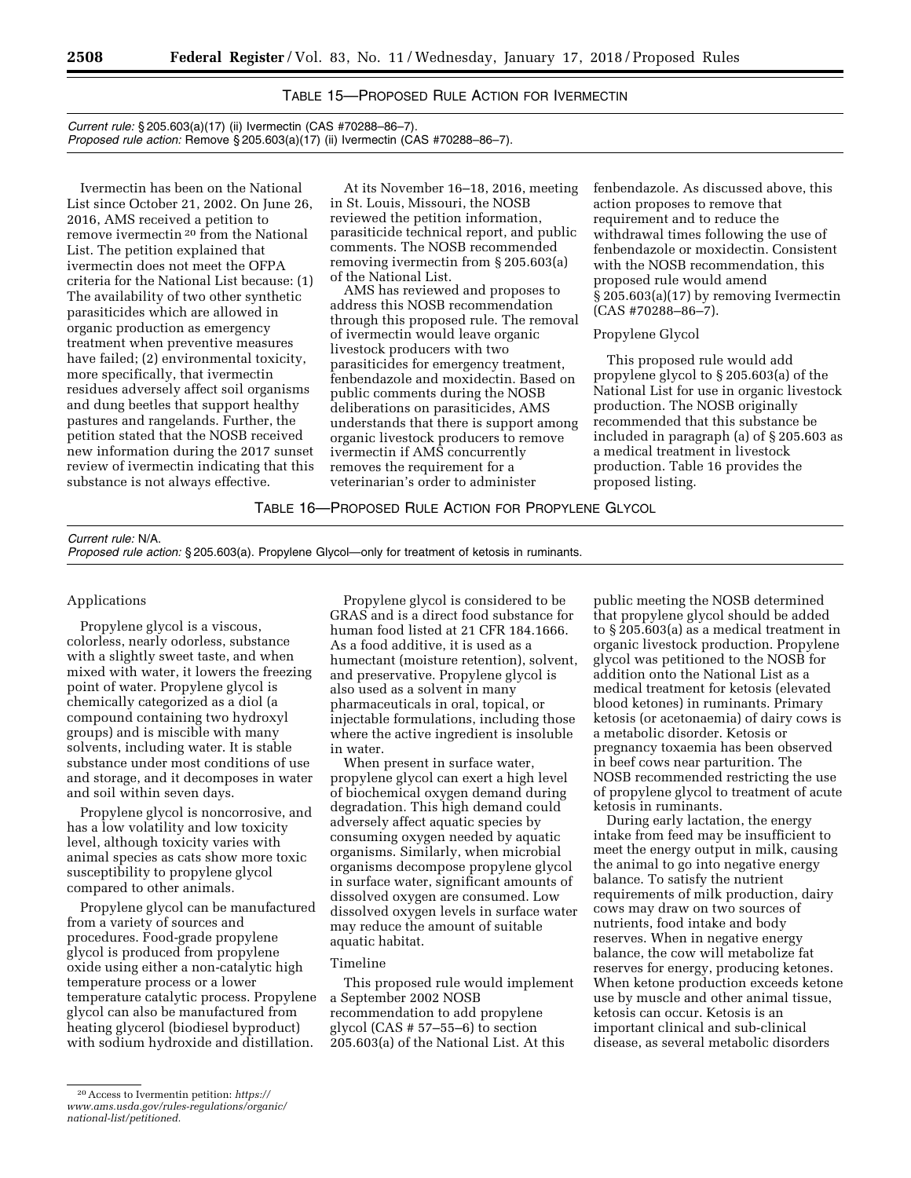TABLE 15—PROPOSED RULE ACTION FOR IVERMECTIN

| |
|---|
| *Current rule:* § 205.603(a)(17) (ii) Ivermectin (CAS #70288–86–7). |
| *Proposed rule action:* Remove § 205.603(a)(17) (ii) Ivermectin (CAS #70288–86–7). |

Ivermectin has been on the National List since October 21, 2002. On June 26, 2016, AMS received a petition to remove ivermectin[20] from the National List. The petition explained that ivermectin does not meet the OFPA criteria for the National List because: (1) The availability of two other synthetic parasiticides which are allowed in organic production as emergency treatment when preventive measures have failed; (2) environmental toxicity, more specifically, that ivermectin residues adversely affect soil organisms and dung beetles that support healthy pastures and rangelands. Further, the petition stated that the NOSB received new information during the 2017 sunset review of ivermectin indicating that this substance is not always effective.

At its November 16–18, 2016, meeting in St. Louis, Missouri, the NOSB reviewed the petition information, parasiticide technical report, and public comments. The NOSB recommended removing ivermectin from § 205.603(a) of the National List.

AMS has reviewed and proposes to address this NOSB recommendation through this proposed rule. The removal of ivermectin would leave organic livestock producers with two parasiticides for emergency treatment, fenbendazole and moxidectin. Based on public comments during the NOSB deliberations on parasiticides, AMS understands that there is support among organic livestock producers to remove ivermectin if AMS concurrently removes the requirement for a veterinarian's order to administer fenbendazole. As discussed above, this action proposes to remove that requirement and to reduce the withdrawal times following the use of fenbendazole or moxidectin. Consistent with the NOSB recommendation, this proposed rule would amend § 205.603(a)(17) by removing Ivermectin (CAS #70288–86–7).

Propylene Glycol

This proposed rule would add propylene glycol to § 205.603(a) of the National List for use in organic livestock production. The NOSB originally recommended that this substance be included in paragraph (a) of § 205.603 as a medical treatment in livestock production. Table 16 provides the proposed listing.

TABLE 16—PROPOSED RULE ACTION FOR PROPYLENE GLYCOL

| |
|---|
| *Current rule:* N/A. |
| *Proposed rule action:* § 205.603(a). Propylene Glycol—only for treatment of ketosis in ruminants. |

Applications

Propylene glycol is a viscous, colorless, nearly odorless, substance with a slightly sweet taste, and when mixed with water, it lowers the freezing point of water. Propylene glycol is chemically categorized as a diol (a compound containing two hydroxyl groups) and is miscible with many solvents, including water. It is stable substance under most conditions of use and storage, and it decomposes in water and soil within seven days.

Propylene glycol is noncorrosive, and has a low volatility and low toxicity level, although toxicity varies with animal species as cats show more toxic susceptibility to propylene glycol compared to other animals.

Propylene glycol can be manufactured from a variety of sources and procedures. Food-grade propylene glycol is produced from propylene oxide using either a non-catalytic high temperature process or a lower temperature catalytic process. Propylene glycol can also be manufactured from heating glycerol (biodiesel byproduct) with sodium hydroxide and distillation.

Propylene glycol is considered to be GRAS and is a direct food substance for human food listed at 21 CFR 184.1666. As a food additive, it is used as a humectant (moisture retention), solvent, and preservative. Propylene glycol is also used as a solvent in many pharmaceuticals in oral, topical, or injectable formulations, including those where the active ingredient is insoluble in water.

When present in surface water, propylene glycol can exert a high level of biochemical oxygen demand during degradation. This high demand could adversely affect aquatic species by consuming oxygen needed by aquatic organisms. Similarly, when microbial organisms decompose propylene glycol in surface water, significant amounts of dissolved oxygen are consumed. Low dissolved oxygen levels in surface water may reduce the amount of suitable aquatic habitat.

Timeline

This proposed rule would implement a September 2002 NOSB recommendation to add propylene glycol (CAS # 57–55–6) to section 205.603(a) of the National List. At this public meeting the NOSB determined that propylene glycol should be added to § 205.603(a) as a medical treatment in organic livestock production. Propylene glycol was petitioned to the NOSB for addition onto the National List as a medical treatment for ketosis (elevated blood ketones) in ruminants. Primary ketosis (or acetonaemia) of dairy cows is a metabolic disorder. Ketosis or pregnancy toxaemia has been observed in beef cows near parturition. The NOSB recommended restricting the use of propylene glycol to treatment of acute ketosis in ruminants.

During early lactation, the energy intake from feed may be insufficient to meet the energy output in milk, causing the animal to go into negative energy balance. To satisfy the nutrient requirements of milk production, dairy cows may draw on two sources of nutrients, food intake and body reserves. When in negative energy balance, the cow will metabolize fat reserves for energy, producing ketones. When ketone production exceeds ketone use by muscle and other animal tissue, ketosis can occur. Ketosis is an important clinical and sub-clinical disease, as several metabolic disorders

[20] Access to Ivermentin petition: *https://www.ams.usda.gov/rules-regulations/organic/national-list/petitioned.*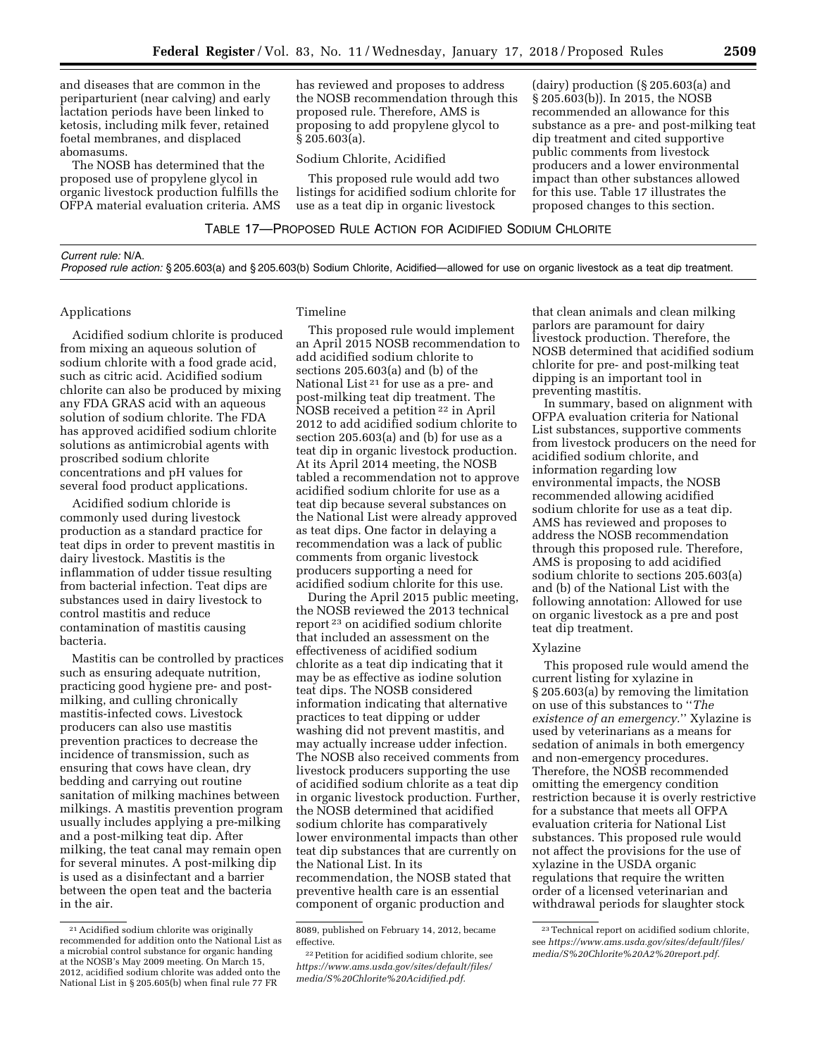and diseases that are common in the periparturient (near calving) and early lactation periods have been linked to ketosis, including milk fever, retained foetal membranes, and displaced abomasums.

The NOSB has determined that the proposed use of propylene glycol in organic livestock production fulfills the OFPA material evaluation criteria. AMS has reviewed and proposes to address the NOSB recommendation through this proposed rule. Therefore, AMS is proposing to add propylene glycol to § 205.603(a).

Sodium Chlorite, Acidified

This proposed rule would add two listings for acidified sodium chlorite for use as a teat dip in organic livestock (dairy) production (§ 205.603(a) and § 205.603(b)). In 2015, the NOSB recommended an allowance for this substance as a pre- and post-milking teat dip treatment and cited supportive public comments from livestock producers and a lower environmental impact than other substances allowed for this use. Table 17 illustrates the proposed changes to this section.

TABLE 17—PROPOSED RULE ACTION FOR ACIDIFIED SODIUM CHLORITE

| |
|---|
| *Current rule:* N/A. |
| *Proposed rule action:* § 205.603(a) and § 205.603(b) Sodium Chlorite, Acidified—allowed for use on organic livestock as a teat dip treatment. |

Applications

Acidified sodium chlorite is produced from mixing an aqueous solution of sodium chlorite with a food grade acid, such as citric acid. Acidified sodium chlorite can also be produced by mixing any FDA GRAS acid with an aqueous solution of sodium chlorite. The FDA has approved acidified sodium chlorite solutions as antimicrobial agents with proscribed sodium chlorite concentrations and pH values for several food product applications.

Acidified sodium chloride is commonly used during livestock production as a standard practice for teat dips in order to prevent mastitis in dairy livestock. Mastitis is the inflammation of udder tissue resulting from bacterial infection. Teat dips are substances used in dairy livestock to control mastitis and reduce contamination of mastitis causing bacteria.

Mastitis can be controlled by practices such as ensuring adequate nutrition, practicing good hygiene pre- and post-milking, and culling chronically mastitis-infected cows. Livestock producers can also use mastitis prevention practices to decrease the incidence of transmission, such as ensuring that cows have clean, dry bedding and carrying out routine sanitation of milking machines between milkings. A mastitis prevention program usually includes applying a pre-milking and a post-milking teat dip. After milking, the teat canal may remain open for several minutes. A post-milking dip is used as a disinfectant and a barrier between the open teat and the bacteria in the air.

Timeline

This proposed rule would implement an April 2015 NOSB recommendation to add acidified sodium chlorite to sections 205.603(a) and (b) of the National List [21] for use as a pre- and post-milking teat dip treatment. The NOSB received a petition [22] in April 2012 to add acidified sodium chlorite to section 205.603(a) and (b) for use as a teat dip in organic livestock production. At its April 2014 meeting, the NOSB tabled a recommendation not to approve acidified sodium chlorite for use as a teat dip because several substances on the National List were already approved as teat dips. One factor in delaying a recommendation was a lack of public comments from organic livestock producers supporting a need for acidified sodium chlorite for this use.

During the April 2015 public meeting, the NOSB reviewed the 2013 technical report [23] on acidified sodium chlorite that included an assessment on the effectiveness of acidified sodium chlorite as a teat dip indicating that it may be as effective as iodine solution teat dips. The NOSB considered information indicating that alternative practices to teat dipping or udder washing did not prevent mastitis, and may actually increase udder infection. The NOSB also received comments from livestock producers supporting the use of acidified sodium chlorite as a teat dip in organic livestock production. Further, the NOSB determined that acidified sodium chlorite has comparatively lower environmental impacts than other teat dip substances that are currently on the National List. In its recommendation, the NOSB stated that preventive health care is an essential component of organic production and that clean animals and clean milking parlors are paramount for dairy livestock production. Therefore, the NOSB determined that acidified sodium chlorite for pre- and post-milking teat dipping is an important tool in preventing mastitis.

In summary, based on alignment with OFPA evaluation criteria for National List substances, supportive comments from livestock producers on the need for acidified sodium chlorite, and information regarding low environmental impacts, the NOSB recommended allowing acidified sodium chlorite for use as a teat dip. AMS has reviewed and proposes to address the NOSB recommendation through this proposed rule. Therefore, AMS is proposing to add acidified sodium chlorite to sections 205.603(a) and (b) of the National List with the following annotation: Allowed for use on organic livestock as a pre and post teat dip treatment.

Xylazine

This proposed rule would amend the current listing for xylazine in § 205.603(a) by removing the limitation on use of this substances to ''*The existence of an emergency.*'' Xylazine is used by veterinarians as a means for sedation of animals in both emergency and non-emergency procedures. Therefore, the NOSB recommended omitting the emergency condition restriction because it is overly restrictive for a substance that meets all OFPA evaluation criteria for National List substances. This proposed rule would not affect the provisions for the use of xylazine in the USDA organic regulations that require the written order of a licensed veterinarian and withdrawal periods for slaughter stock

---

[21] Acidified sodium chlorite was originally recommended for addition onto the National List as a microbial control substance for organic handing at the NOSB's May 2009 meeting. On March 15, 2012, acidified sodium chlorite was added onto the National List in § 205.605(b) when final rule 77 FR 8089, published on February 14, 2012, became effective.

[22] Petition for acidified sodium chlorite, see *https://www.ams.usda.gov/sites/default/files/media/S%20Chlorite%20Acidified.pdf*.

[23] Technical report on acidified sodium chlorite, see *https://www.ams.usda.gov/sites/default/files/media/S%20Chlorite%20A2%20report.pdf*.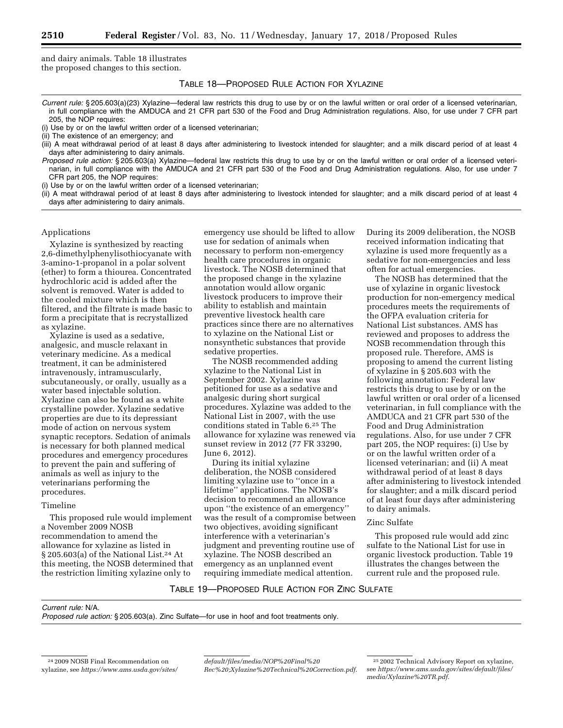and dairy animals. Table 18 illustrates the proposed changes to this section.

TABLE 18—PROPOSED RULE ACTION FOR XYLAZINE

*Current rule:* § 205.603(a)(23) Xylazine—federal law restricts this drug to use by or on the lawful written or oral order of a licensed veterinarian, in full compliance with the AMDUCA and 21 CFR part 530 of the Food and Drug Administration regulations. Also, for use under 7 CFR part 205, the NOP requires:
(i) Use by or on the lawful written order of a licensed veterinarian;
(ii) The existence of an emergency; and
(iii) A meat withdrawal period of at least 8 days after administering to livestock intended for slaughter; and a milk discard period of at least 4 days after administering to dairy animals.

*Proposed rule action:* § 205.603(a) Xylazine—federal law restricts this drug to use by or on the lawful written or oral order of a licensed veterinarian, in full compliance with the AMDUCA and 21 CFR part 530 of the Food and Drug Administration regulations. Also, for use under 7 CFR part 205, the NOP requires:
(i) Use by or on the lawful written order of a licensed veterinarian;
(ii) A meat withdrawal period of at least 8 days after administering to livestock intended for slaughter; and a milk discard period of at least 4 days after administering to dairy animals.

Applications

Xylazine is synthesized by reacting 2,6-dimethylphenylisothiocyanate with 3-amino-1-propanol in a polar solvent (ether) to form a thiourea. Concentrated hydrochloric acid is added after the solvent is removed. Water is added to the cooled mixture which is then filtered, and the filtrate is made basic to form a precipitate that is recrystallized as xylazine.

Xylazine is used as a sedative, analgesic, and muscle relaxant in veterinary medicine. As a medical treatment, it can be administered intravenously, intramuscularly, subcutaneously, or orally, usually as a water based injectable solution. Xylazine can also be found as a white crystalline powder. Xylazine sedative properties are due to its depressant mode of action on nervous system synaptic receptors. Sedation of animals is necessary for both planned medical procedures and emergency procedures to prevent the pain and suffering of animals as well as injury to the veterinarians performing the procedures.

Timeline

This proposed rule would implement a November 2009 NOSB recommendation to amend the allowance for xylazine as listed in § 205.603(a) of the National List.[24] At this meeting, the NOSB determined that the restriction limiting xylazine only to emergency use should be lifted to allow use for sedation of animals when necessary to perform non-emergency health care procedures in organic livestock. The NOSB determined that the proposed change in the xylazine annotation would allow organic livestock producers to improve their ability to establish and maintain preventive livestock health care practices since there are no alternatives to xylazine on the National List or nonsynthetic substances that provide sedative properties.

The NOSB recommended adding xylazine to the National List in September 2002. Xylazine was petitioned for use as a sedative and analgesic during short surgical procedures. Xylazine was added to the National List in 2007, with the use conditions stated in Table 6.[25] The allowance for xylazine was renewed via sunset review in 2012 (77 FR 33290, June 6, 2012).

During its initial xylazine deliberation, the NOSB considered limiting xylazine use to ''once in a lifetime'' applications. The NOSB's decision to recommend an allowance upon ''the existence of an emergency'' was the result of a compromise between two objectives, avoiding significant interference with a veterinarian's judgment and preventing routine use of xylazine. The NOSB described an emergency as an unplanned event requiring immediate medical attention. During its 2009 deliberation, the NOSB received information indicating that xylazine is used more frequently as a sedative for non-emergencies and less often for actual emergencies.

The NOSB has determined that the use of xylazine in organic livestock production for non-emergency medical procedures meets the requirements of the OFPA evaluation criteria for National List substances. AMS has reviewed and proposes to address the NOSB recommendation through this proposed rule. Therefore, AMS is proposing to amend the current listing of xylazine in § 205.603 with the following annotation: Federal law restricts this drug to use by or on the lawful written or oral order of a licensed veterinarian, in full compliance with the AMDUCA and 21 CFR part 530 of the Food and Drug Administration regulations. Also, for use under 7 CFR part 205, the NOP requires: (i) Use by or on the lawful written order of a licensed veterinarian; and (ii) A meat withdrawal period of at least 8 days after administering to livestock intended for slaughter; and a milk discard period of at least four days after administering to dairy animals.

Zinc Sulfate

This proposed rule would add zinc sulfate to the National List for use in organic livestock production. Table 19 illustrates the changes between the current rule and the proposed rule.

TABLE 19—PROPOSED RULE ACTION FOR ZINC SULFATE

*Current rule:* N/A.
*Proposed rule action:* § 205.603(a). Zinc Sulfate—for use in hoof and foot treatments only.

[24] 2009 NOSB Final Recommendation on xylazine, see *https://www.ams.usda.gov/sites/default/files/media/NOP%20Final%20Rec%20;Xylazine%20Technical%20Correction.pdf.*

[25] 2002 Technical Advisory Report on xylazine, see *https://www.ams.usda.gov/sites/default/files/media/Xylazine%20TR.pdf.*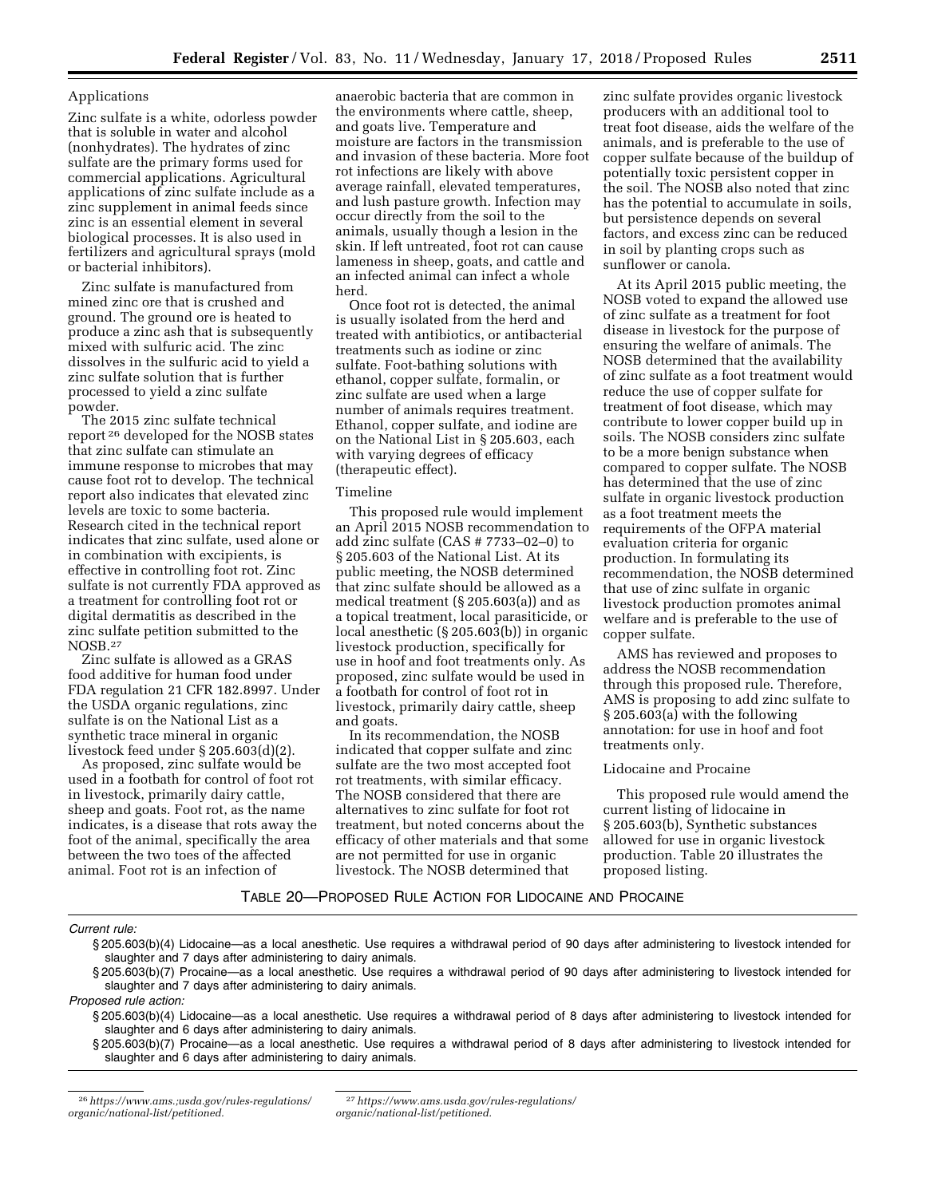### Applications

Zinc sulfate is a white, odorless powder that is soluble in water and alcohol (nonhydrates). The hydrates of zinc sulfate are the primary forms used for commercial applications. Agricultural applications of zinc sulfate include as a zinc supplement in animal feeds since zinc is an essential element in several biological processes. It is also used in fertilizers and agricultural sprays (mold or bacterial inhibitors).

Zinc sulfate is manufactured from mined zinc ore that is crushed and ground. The ground ore is heated to produce a zinc ash that is subsequently mixed with sulfuric acid. The zinc dissolves in the sulfuric acid to yield a zinc sulfate solution that is further processed to yield a zinc sulfate powder.

The 2015 zinc sulfate technical report [26] developed for the NOSB states that zinc sulfate can stimulate an immune response to microbes that may cause foot rot to develop. The technical report also indicates that elevated zinc levels are toxic to some bacteria. Research cited in the technical report indicates that zinc sulfate, used alone or in combination with excipients, is effective in controlling foot rot. Zinc sulfate is not currently FDA approved as a treatment for controlling foot rot or digital dermatitis as described in the zinc sulfate petition submitted to the NOSB.[27]

Zinc sulfate is allowed as a GRAS food additive for human food under FDA regulation 21 CFR 182.8997. Under the USDA organic regulations, zinc sulfate is on the National List as a synthetic trace mineral in organic livestock feed under § 205.603(d)(2).

As proposed, zinc sulfate would be used in a footbath for control of foot rot in livestock, primarily dairy cattle, sheep and goats. Foot rot, as the name indicates, is a disease that rots away the foot of the animal, specifically the area between the two toes of the affected animal. Foot rot is an infection of anaerobic bacteria that are common in the environments where cattle, sheep, and goats live. Temperature and moisture are factors in the transmission and invasion of these bacteria. More foot rot infections are likely with above average rainfall, elevated temperatures, and lush pasture growth. Infection may occur directly from the soil to the animals, usually though a lesion in the skin. If left untreated, foot rot can cause lameness in sheep, goats, and cattle and an infected animal can infect a whole herd.

Once foot rot is detected, the animal is usually isolated from the herd and treated with antibiotics, or antibacterial treatments such as iodine or zinc sulfate. Foot-bathing solutions with ethanol, copper sulfate, formalin, or zinc sulfate are used when a large number of animals requires treatment. Ethanol, copper sulfate, and iodine are on the National List in § 205.603, each with varying degrees of efficacy (therapeutic effect).

### Timeline

This proposed rule would implement an April 2015 NOSB recommendation to add zinc sulfate (CAS # 7733–02–0) to § 205.603 of the National List. At its public meeting, the NOSB determined that zinc sulfate should be allowed as a medical treatment (§ 205.603(a)) and as a topical treatment, local parasiticide, or local anesthetic (§ 205.603(b)) in organic livestock production, specifically for use in hoof and foot treatments only. As proposed, zinc sulfate would be used in a footbath for control of foot rot in livestock, primarily dairy cattle, sheep and goats.

In its recommendation, the NOSB indicated that copper sulfate and zinc sulfate are the two most accepted foot rot treatments, with similar efficacy. The NOSB considered that there are alternatives to zinc sulfate for foot rot treatment, but noted concerns about the efficacy of other materials and that some are not permitted for use in organic livestock. The NOSB determined that zinc sulfate provides organic livestock producers with an additional tool to treat foot disease, aids the welfare of the animals, and is preferable to the use of copper sulfate because of the buildup of potentially toxic persistent copper in the soil. The NOSB also noted that zinc has the potential to accumulate in soils, but persistence depends on several factors, and excess zinc can be reduced in soil by planting crops such as sunflower or canola.

At its April 2015 public meeting, the NOSB voted to expand the allowed use of zinc sulfate as a treatment for foot disease in livestock for the purpose of ensuring the welfare of animals. The NOSB determined that the availability of zinc sulfate as a foot treatment would reduce the use of copper sulfate for treatment of foot disease, which may contribute to lower copper build up in soils. The NOSB considers zinc sulfate to be a more benign substance when compared to copper sulfate. The NOSB has determined that the use of zinc sulfate in organic livestock production as a foot treatment meets the requirements of the OFPA material evaluation criteria for organic production. In formulating its recommendation, the NOSB determined that use of zinc sulfate in organic livestock production promotes animal welfare and is preferable to the use of copper sulfate.

AMS has reviewed and proposes to address the NOSB recommendation through this proposed rule. Therefore, AMS is proposing to add zinc sulfate to § 205.603(a) with the following annotation: for use in hoof and foot treatments only.

### Lidocaine and Procaine

This proposed rule would amend the current listing of lidocaine in § 205.603(b), Synthetic substances allowed for use in organic livestock production. Table 20 illustrates the proposed listing.

TABLE 20—PROPOSED RULE ACTION FOR LIDOCAINE AND PROCAINE

| |
|---|
| *Current rule:* |
| § 205.603(b)(4) Lidocaine—as a local anesthetic. Use requires a withdrawal period of 90 days after administering to livestock intended for slaughter and 7 days after administering to dairy animals. |
| § 205.603(b)(7) Procaine—as a local anesthetic. Use requires a withdrawal period of 90 days after administering to livestock intended for slaughter and 7 days after administering to dairy animals. |
| *Proposed rule action:* |
| § 205.603(b)(4) Lidocaine—as a local anesthetic. Use requires a withdrawal period of 8 days after administering to livestock intended for slaughter and 6 days after administering to dairy animals. |
| § 205.603(b)(7) Procaine—as a local anesthetic. Use requires a withdrawal period of 8 days after administering to livestock intended for slaughter and 6 days after administering to dairy animals. |

[26] *https://www.ams.;usda.gov/rules-regulations/organic/national-list/petitioned.*

[27] *https://www.ams.usda.gov/rules-regulations/organic/national-list/petitioned.*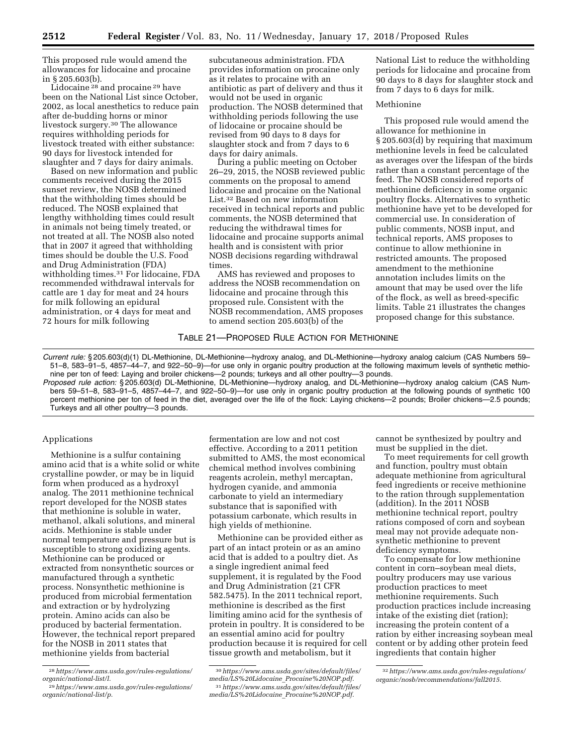This proposed rule would amend the allowances for lidocaine and procaine in § 205.603(b).

Lidocaine [28] and procaine [29] have been on the National List since October, 2002, as local anesthetics to reduce pain after de-budding horns or minor livestock surgery.[30] The allowance requires withholding periods for livestock treated with either substance: 90 days for livestock intended for slaughter and 7 days for dairy animals.

Based on new information and public comments received during the 2015 sunset review, the NOSB determined that the withholding times should be reduced. The NOSB explained that lengthy withholding times could result in animals not being timely treated, or not treated at all. The NOSB also noted that in 2007 it agreed that withholding times should be double the U.S. Food and Drug Administration (FDA) withholding times.[31] For lidocaine, FDA recommended withdrawal intervals for cattle are 1 day for meat and 24 hours for milk following an epidural administration, or 4 days for meat and 72 hours for milk following subcutaneous administration. FDA provides information on procaine only as it relates to procaine with an antibiotic as part of delivery and thus it would not be used in organic production. The NOSB determined that withholding periods following the use of lidocaine or procaine should be revised from 90 days to 8 days for slaughter stock and from 7 days to 6 days for dairy animals.

During a public meeting on October 26–29, 2015, the NOSB reviewed public comments on the proposal to amend lidocaine and procaine on the National List.[32] Based on new information received in technical reports and public comments, the NOSB determined that reducing the withdrawal times for lidocaine and procaine supports animal health and is consistent with prior NOSB decisions regarding withdrawal times.

AMS has reviewed and proposes to address the NOSB recommendation on lidocaine and procaine through this proposed rule. Consistent with the NOSB recommendation, AMS proposes to amend section 205.603(b) of the National List to reduce the withholding periods for lidocaine and procaine from 90 days to 8 days for slaughter stock and from 7 days to 6 days for milk.

Methionine

This proposed rule would amend the allowance for methionine in § 205.603(d) by requiring that maximum methionine levels in feed be calculated as averages over the lifespan of the birds rather than a constant percentage of the feed. The NOSB considered reports of methionine deficiency in some organic poultry flocks. Alternatives to synthetic methionine have yet to be developed for commercial use. In consideration of public comments, NOSB input, and technical reports, AMS proposes to continue to allow methionine in restricted amounts. The proposed amendment to the methionine annotation includes limits on the amount that may be used over the life of the flock, as well as breed-specific limits. Table 21 illustrates the changes proposed change for this substance.

TABLE 21—PROPOSED RULE ACTION FOR METHIONINE

| |
|---|
| *Current rule:* § 205.603(d)(1) DL-Methionine, DL-Methionine—hydroxy analog, and DL-Methionine—hydroxy analog calcium (CAS Numbers 59–51–8, 583–91–5, 4857–44–7, and 922–50–9)—for use only in organic poultry production at the following maximum levels of synthetic methionine per ton of feed: Laying and broiler chickens—2 pounds; turkeys and all other poultry—3 pounds. |
| *Proposed rule action:* § 205.603(d) DL-Methionine, DL-Methionine—hydroxy analog, and DL-Methionine—hydroxy analog calcium (CAS Numbers 59–51–8, 583–91–5, 4857–44–7, and 922–50–9)—for use only in organic poultry production at the following pounds of synthetic 100 percent methionine per ton of feed in the diet, averaged over the life of the flock: Laying chickens—2 pounds; Broiler chickens—2.5 pounds; Turkeys and all other poultry—3 pounds. |

Applications

Methionine is a sulfur containing amino acid that is a white solid or white crystalline powder, or may be in liquid form when produced as a hydroxyl analog. The 2011 methionine technical report developed for the NOSB states that methionine is soluble in water, methanol, alkali solutions, and mineral acids. Methionine is stable under normal temperature and pressure but is susceptible to strong oxidizing agents. Methionine can be produced or extracted from nonsynthetic sources or manufactured through a synthetic process. Nonsynthetic methionine is produced from microbial fermentation and extraction or by hydrolyzing protein. Amino acids can also be produced by bacterial fermentation. However, the technical report prepared for the NOSB in 2011 states that methionine yields from bacterial fermentation are low and not cost effective. According to a 2011 petition submitted to AMS, the most economical chemical method involves combining reagents acrolein, methyl mercaptan, hydrogen cyanide, and ammonia carbonate to yield an intermediary substance that is saponified with potassium carbonate, which results in high yields of methionine.

Methionine can be provided either as part of an intact protein or as an amino acid that is added to a poultry diet. As a single ingredient animal feed supplement, it is regulated by the Food and Drug Administration (21 CFR 582.5475). In the 2011 technical report, methionine is described as the first limiting amino acid for the synthesis of protein in poultry. It is considered to be an essential amino acid for poultry production because it is required for cell tissue growth and metabolism, but it cannot be synthesized by poultry and must be supplied in the diet.

To meet requirements for cell growth and function, poultry must obtain adequate methionine from agricultural feed ingredients or receive methionine to the ration through supplementation (addition). In the 2011 NOSB methionine technical report, poultry rations composed of corn and soybean meal may not provide adequate nonsynthetic methionine to prevent deficiency symptoms.

To compensate for low methionine content in corn–soybean meal diets, poultry producers may use various production practices to meet methionine requirements. Such production practices include increasing intake of the existing diet (ration); increasing the protein content of a ration by either increasing soybean meal content or by adding other protein feed ingredients that contain higher

[28] *https://www.ams.usda.gov/rules-regulations/organic/national-list/l.*

[29] *https://www.ams.usda.gov/rules-regulations/organic/national-list/p.*

[30] *https://www.ams.usda.gov/sites/default/files/media/LS%20Lidocaine_Procaine%20NOP.pdf.*

[31] *https://www.ams.usda.gov/sites/default/files/media/LS%20Lidocaine_Procaine%20NOP.pdf.*

[32] *https://www.ams.usda.gov/rules-regulations/organic/nosb/recommendations/fall2015.*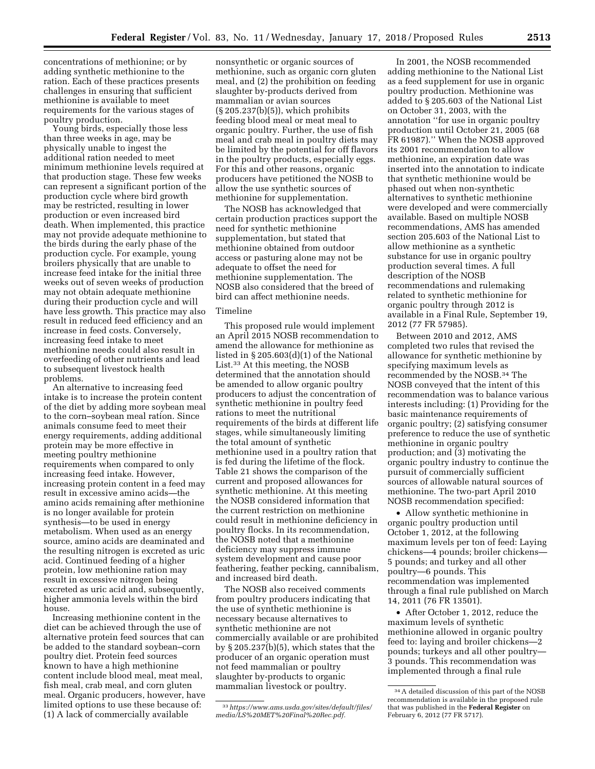concentrations of methionine; or by adding synthetic methionine to the ration. Each of these practices presents challenges in ensuring that sufficient methionine is available to meet requirements for the various stages of poultry production.

Young birds, especially those less than three weeks in age, may be physically unable to ingest the additional ration needed to meet minimum methionine levels required at that production stage. These few weeks can represent a significant portion of the production cycle where bird growth may be restricted, resulting in lower production or even increased bird death. When implemented, this practice may not provide adequate methionine to the birds during the early phase of the production cycle. For example, young broilers physically that are unable to increase feed intake for the initial three weeks out of seven weeks of production may not obtain adequate methionine during their production cycle and will have less growth. This practice may also result in reduced feed efficiency and an increase in feed costs. Conversely, increasing feed intake to meet methionine needs could also result in overfeeding of other nutrients and lead to subsequent livestock health problems.

An alternative to increasing feed intake is to increase the protein content of the diet by adding more soybean meal to the corn–soybean meal ration. Since animals consume feed to meet their energy requirements, adding additional protein may be more effective in meeting poultry methionine requirements when compared to only increasing feed intake. However, increasing protein content in a feed may result in excessive amino acids—the amino acids remaining after methionine is no longer available for protein synthesis—to be used in energy metabolism. When used as an energy source, amino acids are deaminated and the resulting nitrogen is excreted as uric acid. Continued feeding of a higher protein, low methionine ration may result in excessive nitrogen being excreted as uric acid and, subsequently, higher ammonia levels within the bird house.

Increasing methionine content in the diet can be achieved through the use of alternative protein feed sources that can be added to the standard soybean–corn poultry diet. Protein feed sources known to have a high methionine content include blood meal, meat meal, fish meal, crab meal, and corn gluten meal. Organic producers, however, have limited options to use these because of: (1) A lack of commercially available nonsynthetic or organic sources of methionine, such as organic corn gluten meal, and (2) the prohibition on feeding slaughter by-products derived from mammalian or avian sources (§ 205.237(b)(5)), which prohibits feeding blood meal or meat meal to organic poultry. Further, the use of fish meal and crab meal in poultry diets may be limited by the potential for off flavors in the poultry products, especially eggs. For this and other reasons, organic producers have petitioned the NOSB to allow the use synthetic sources of methionine for supplementation.

The NOSB has acknowledged that certain production practices support the need for synthetic methionine supplementation, but stated that methionine obtained from outdoor access or pasturing alone may not be adequate to offset the need for methionine supplementation. The NOSB also considered that the breed of bird can affect methionine needs.

### Timeline

This proposed rule would implement an April 2015 NOSB recommendation to amend the allowance for methionine as listed in § 205.603(d)(1) of the National List.[33] At this meeting, the NOSB determined that the annotation should be amended to allow organic poultry producers to adjust the concentration of synthetic methionine in poultry feed rations to meet the nutritional requirements of the birds at different life stages, while simultaneously limiting the total amount of synthetic methionine used in a poultry ration that is fed during the lifetime of the flock. Table 21 shows the comparison of the current and proposed allowances for synthetic methionine. At this meeting the NOSB considered information that the current restriction on methionine could result in methionine deficiency in poultry flocks. In its recommendation, the NOSB noted that a methionine deficiency may suppress immune system development and cause poor feathering, feather pecking, cannibalism, and increased bird death.

The NOSB also received comments from poultry producers indicating that the use of synthetic methionine is necessary because alternatives to synthetic methionine are not commercially available or are prohibited by § 205.237(b)(5), which states that the producer of an organic operation must not feed mammalian or poultry slaughter by-products to organic mammalian livestock or poultry.

In 2001, the NOSB recommended adding methionine to the National List as a feed supplement for use in organic poultry production. Methionine was added to § 205.603 of the National List on October 31, 2003, with the annotation ''for use in organic poultry production until October 21, 2005 (68 FR 61987).'' When the NOSB approved its 2001 recommendation to allow methionine, an expiration date was inserted into the annotation to indicate that synthetic methionine would be phased out when non-synthetic alternatives to synthetic methionine were developed and were commercially available. Based on multiple NOSB recommendations, AMS has amended section 205.603 of the National List to allow methionine as a synthetic substance for use in organic poultry production several times. A full description of the NOSB recommendations and rulemaking related to synthetic methionine for organic poultry through 2012 is available in a Final Rule, September 19, 2012 (77 FR 57985).

Between 2010 and 2012, AMS completed two rules that revised the allowance for synthetic methionine by specifying maximum levels as recommended by the NOSB.[34] The NOSB conveyed that the intent of this recommendation was to balance various interests including: (1) Providing for the basic maintenance requirements of organic poultry; (2) satisfying consumer preference to reduce the use of synthetic methionine in organic poultry production; and (3) motivating the organic poultry industry to continue the pursuit of commercially sufficient sources of allowable natural sources of methionine. The two-part April 2010 NOSB recommendation specified:

- Allow synthetic methionine in organic poultry production until October 1, 2012, at the following maximum levels per ton of feed: Laying chickens—4 pounds; broiler chickens—5 pounds; and turkey and all other poultry—6 pounds. This recommendation was implemented through a final rule published on March 14, 2011 (76 FR 13501).
- After October 1, 2012, reduce the maximum levels of synthetic methionine allowed in organic poultry feed to: laying and broiler chickens—2 pounds; turkeys and all other poultry—3 pounds. This recommendation was implemented through a final rule

[33] *https://www.ams.usda.gov/sites/default/files/media/LS%20MET%20Final%20Rec.pdf.*

[34] A detailed discussion of this part of the NOSB recommendation is available in the proposed rule that was published in the **Federal Register** on February 6, 2012 (77 FR 5717).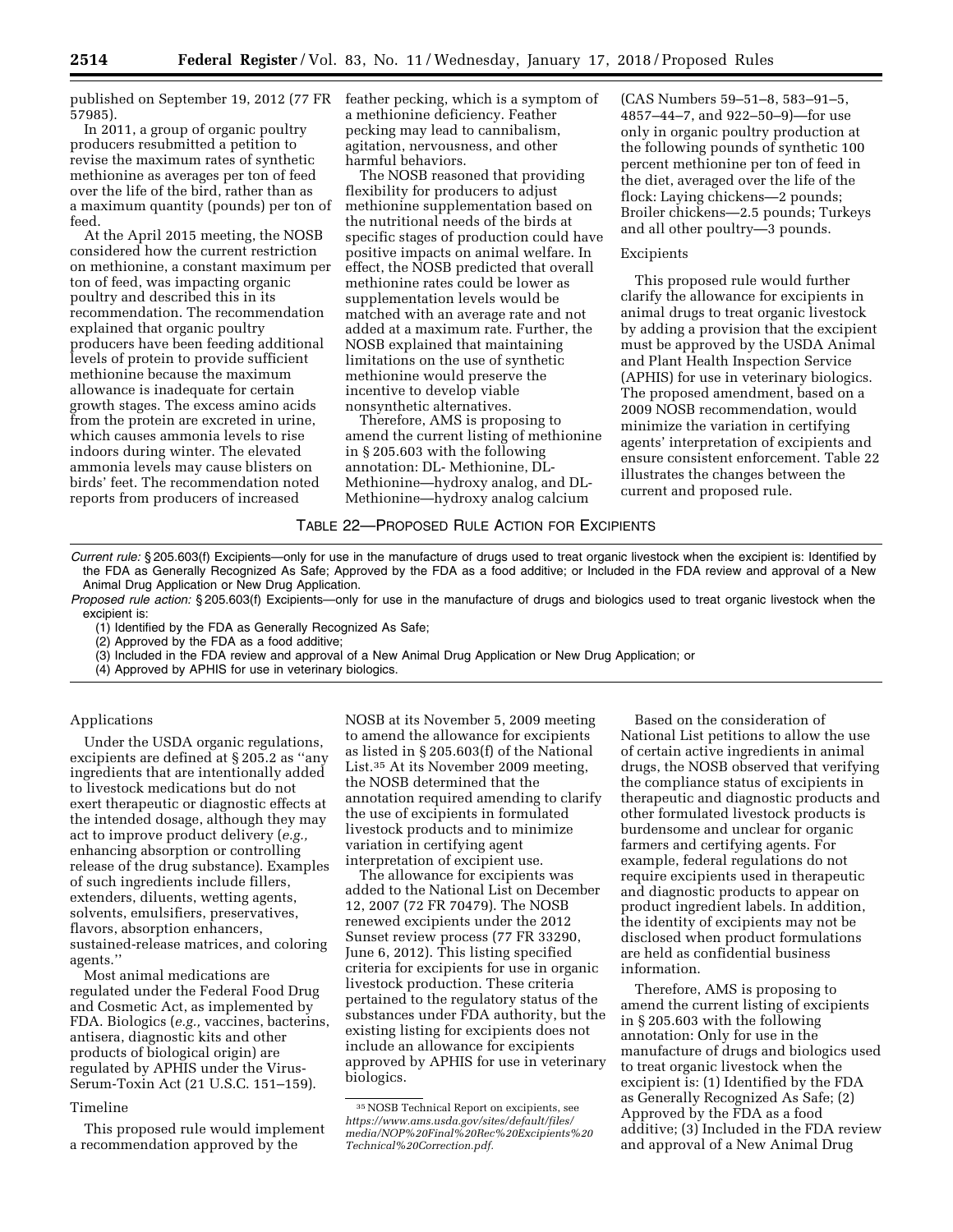published on September 19, 2012 (77 FR 57985).

In 2011, a group of organic poultry producers resubmitted a petition to revise the maximum rates of synthetic methionine as averages per ton of feed over the life of the bird, rather than as a maximum quantity (pounds) per ton of feed.

At the April 2015 meeting, the NOSB considered how the current restriction on methionine, a constant maximum per ton of feed, was impacting organic poultry and described this in its recommendation. The recommendation explained that organic poultry producers have been feeding additional levels of protein to provide sufficient methionine because the maximum allowance is inadequate for certain growth stages. The excess amino acids from the protein are excreted in urine, which causes ammonia levels to rise indoors during winter. The elevated ammonia levels may cause blisters on birds' feet. The recommendation noted reports from producers of increased feather pecking, which is a symptom of a methionine deficiency. Feather pecking may lead to cannibalism, agitation, nervousness, and other harmful behaviors.

The NOSB reasoned that providing flexibility for producers to adjust methionine supplementation based on the nutritional needs of the birds at specific stages of production could have positive impacts on animal welfare. In effect, the NOSB predicted that overall methionine rates could be lower as supplementation levels would be matched with an average rate and not added at a maximum rate. Further, the NOSB explained that maintaining limitations on the use of synthetic methionine would preserve the incentive to develop viable nonsynthetic alternatives.

Therefore, AMS is proposing to amend the current listing of methionine in § 205.603 with the following annotation: DL- Methionine, DL-Methionine—hydroxy analog, and DL-Methionine—hydroxy analog calcium (CAS Numbers 59–51–8, 583–91–5, 4857–44–7, and 922–50–9)—for use only in organic poultry production at the following pounds of synthetic 100 percent methionine per ton of feed in the diet, averaged over the life of the flock: Laying chickens—2 pounds; Broiler chickens—2.5 pounds; Turkeys and all other poultry—3 pounds.

### Excipients

This proposed rule would further clarify the allowance for excipients in animal drugs to treat organic livestock by adding a provision that the excipient must be approved by the USDA Animal and Plant Health Inspection Service (APHIS) for use in veterinary biologics. The proposed amendment, based on a 2009 NOSB recommendation, would minimize the variation in certifying agents' interpretation of excipients and ensure consistent enforcement. Table 22 illustrates the changes between the current and proposed rule.

TABLE 22—PROPOSED RULE ACTION FOR EXCIPIENTS

| |
|---|
| *Current rule:* § 205.603(f) Excipients—only for use in the manufacture of drugs used to treat organic livestock when the excipient is: Identified by the FDA as Generally Recognized As Safe; Approved by the FDA as a food additive; or Included in the FDA review and approval of a New Animal Drug Application or New Drug Application. |
| *Proposed rule action:* § 205.603(f) Excipients—only for use in the manufacture of drugs and biologics used to treat organic livestock when the excipient is: (1) Identified by the FDA as Generally Recognized As Safe; (2) Approved by the FDA as a food additive; (3) Included in the FDA review and approval of a New Animal Drug Application or New Drug Application; or (4) Approved by APHIS for use in veterinary biologics. |

### Applications

Under the USDA organic regulations, excipients are defined at § 205.2 as ''any ingredients that are intentionally added to livestock medications but do not exert therapeutic or diagnostic effects at the intended dosage, although they may act to improve product delivery (*e.g.,* enhancing absorption or controlling release of the drug substance). Examples of such ingredients include fillers, extenders, diluents, wetting agents, solvents, emulsifiers, preservatives, flavors, absorption enhancers, sustained-release matrices, and coloring agents.''

Most animal medications are regulated under the Federal Food Drug and Cosmetic Act, as implemented by FDA. Biologics (*e.g.,* vaccines, bacterins, antisera, diagnostic kits and other products of biological origin) are regulated by APHIS under the Virus-Serum-Toxin Act (21 U.S.C. 151–159).

### Timeline

This proposed rule would implement a recommendation approved by the NOSB at its November 5, 2009 meeting to amend the allowance for excipients as listed in § 205.603(f) of the National List.[35] At its November 2009 meeting, the NOSB determined that the annotation required amending to clarify the use of excipients in formulated livestock products and to minimize variation in certifying agent interpretation of excipient use.

The allowance for excipients was added to the National List on December 12, 2007 (72 FR 70479). The NOSB renewed excipients under the 2012 Sunset review process (77 FR 33290, June 6, 2012). This listing specified criteria for excipients for use in organic livestock production. These criteria pertained to the regulatory status of the substances under FDA authority, but the existing listing for excipients does not include an allowance for excipients approved by APHIS for use in veterinary biologics.

Based on the consideration of National List petitions to allow the use of certain active ingredients in animal drugs, the NOSB observed that verifying the compliance status of excipients in therapeutic and diagnostic products and other formulated livestock products is burdensome and unclear for organic farmers and certifying agents. For example, federal regulations do not require excipients used in therapeutic and diagnostic products to appear on product ingredient labels. In addition, the identity of excipients may not be disclosed when product formulations are held as confidential business information.

Therefore, AMS is proposing to amend the current listing of excipients in § 205.603 with the following annotation: Only for use in the manufacture of drugs and biologics used to treat organic livestock when the excipient is: (1) Identified by the FDA as Generally Recognized As Safe; (2) Approved by the FDA as a food additive; (3) Included in the FDA review and approval of a New Animal Drug

[35] NOSB Technical Report on excipients, see *https://www.ams.usda.gov/sites/default/files/media/NOP%20Final%20Rec%20Excipients%20Technical%20Correction.pdf.*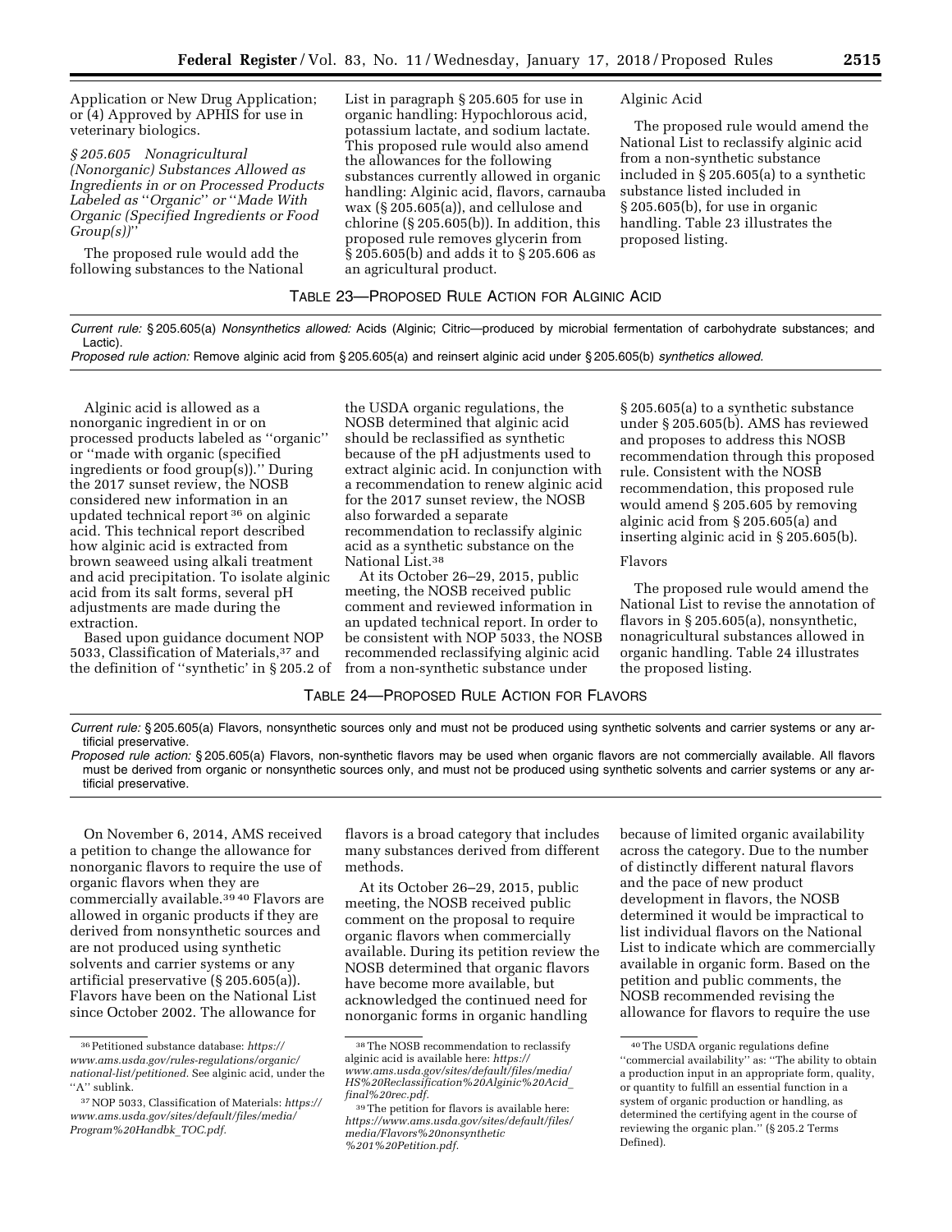Application or New Drug Application; or (4) Approved by APHIS for use in veterinary biologics.

*§ 205.605 Nonagricultural (Nonorganic) Substances Allowed as Ingredients in or on Processed Products Labeled as ''Organic'' or ''Made With Organic (Specified Ingredients or Food Group(s))''*

The proposed rule would add the following substances to the National List in paragraph § 205.605 for use in organic handling: Hypochlorous acid, potassium lactate, and sodium lactate. This proposed rule would also amend the allowances for the following substances currently allowed in organic handling: Alginic acid, flavors, carnauba wax (§ 205.605(a)), and cellulose and chlorine (§ 205.605(b)). In addition, this proposed rule removes glycerin from § 205.605(b) and adds it to § 205.606 as an agricultural product.

Alginic Acid

The proposed rule would amend the National List to reclassify alginic acid from a non-synthetic substance included in § 205.605(a) to a synthetic substance listed included in § 205.605(b), for use in organic handling. Table 23 illustrates the proposed listing.

TABLE 23—PROPOSED RULE ACTION FOR ALGINIC ACID

| |
|---|
| *Current rule:* § 205.605(a) *Nonsynthetics allowed:* Acids (Alginic; Citric—produced by microbial fermentation of carbohydrate substances; and Lactic). |
| *Proposed rule action:* Remove alginic acid from § 205.605(a) and reinsert alginic acid under § 205.605(b) *synthetics allowed.* |

Alginic acid is allowed as a nonorganic ingredient in or on processed products labeled as ''organic'' or ''made with organic (specified ingredients or food group(s)).'' During the 2017 sunset review, the NOSB considered new information in an updated technical report [36] on alginic acid. This technical report described how alginic acid is extracted from brown seaweed using alkali treatment and acid precipitation. To isolate alginic acid from its salt forms, several pH adjustments are made during the extraction.

Based upon guidance document NOP 5033, Classification of Materials,[37] and the definition of ''synthetic' in § 205.2 of the USDA organic regulations, the NOSB determined that alginic acid should be reclassified as synthetic because of the pH adjustments used to extract alginic acid. In conjunction with a recommendation to renew alginic acid for the 2017 sunset review, the NOSB also forwarded a separate recommendation to reclassify alginic acid as a synthetic substance on the National List.[38]

At its October 26–29, 2015, public meeting, the NOSB received public comment and reviewed information in an updated technical report. In order to be consistent with NOP 5033, the NOSB recommended reclassifying alginic acid from a non-synthetic substance under § 205.605(a) to a synthetic substance under § 205.605(b). AMS has reviewed and proposes to address this NOSB recommendation through this proposed rule. Consistent with the NOSB recommendation, this proposed rule would amend § 205.605 by removing alginic acid from § 205.605(a) and inserting alginic acid in § 205.605(b).

Flavors

The proposed rule would amend the National List to revise the annotation of flavors in § 205.605(a), nonsynthetic, nonagricultural substances allowed in organic handling. Table 24 illustrates the proposed listing.

TABLE 24—PROPOSED RULE ACTION FOR FLAVORS

| |
|---|
| *Current rule:* § 205.605(a) Flavors, nonsynthetic sources only and must not be produced using synthetic solvents and carrier systems or any artificial preservative. |
| *Proposed rule action:* § 205.605(a) Flavors, non-synthetic flavors may be used when organic flavors are not commercially available. All flavors must be derived from organic or nonsynthetic sources only, and must not be produced using synthetic solvents and carrier systems or any artificial preservative. |

On November 6, 2014, AMS received a petition to change the allowance for nonorganic flavors to require the use of organic flavors when they are commercially available.[39,40] Flavors are allowed in organic products if they are derived from nonsynthetic sources and are not produced using synthetic solvents and carrier systems or any artificial preservative (§ 205.605(a)). Flavors have been on the National List since October 2002. The allowance for flavors is a broad category that includes many substances derived from different methods.

At its October 26–29, 2015, public meeting, the NOSB received public comment on the proposal to require organic flavors when commercially available. During its petition review the NOSB determined that organic flavors have become more available, but acknowledged the continued need for nonorganic forms in organic handling because of limited organic availability across the category. Due to the number of distinctly different natural flavors and the pace of new product development in flavors, the NOSB determined it would be impractical to list individual flavors on the National List to indicate which are commercially available in organic form. Based on the petition and public comments, the NOSB recommended revising the allowance for flavors to require the use

[36] Petitioned substance database: *https://www.ams.usda.gov/rules-regulations/organic/national-list/petitioned.* See alginic acid, under the ''A'' sublink.

[37] NOP 5033, Classification of Materials: *https://www.ams.usda.gov/sites/default/files/media/Program%20Handbk_TOC.pdf.*

[38] The NOSB recommendation to reclassify alginic acid is available here: *https://www.ams.usda.gov/sites/default/files/media/HS%20Reclassification%20Alginic%20Acid_final%20rec.pdf.*

[39] The petition for flavors is available here: *https://www.ams.usda.gov/sites/default/files/media/Flavors%20nonsynthetic%201%20Petition.pdf.*

[40] The USDA organic regulations define ''commercial availability'' as: ''The ability to obtain a production input in an appropriate form, quality, or quantity to fulfill an essential function in a system of organic production or handling, as determined the certifying agent in the course of reviewing the organic plan.'' (§ 205.2 Terms Defined).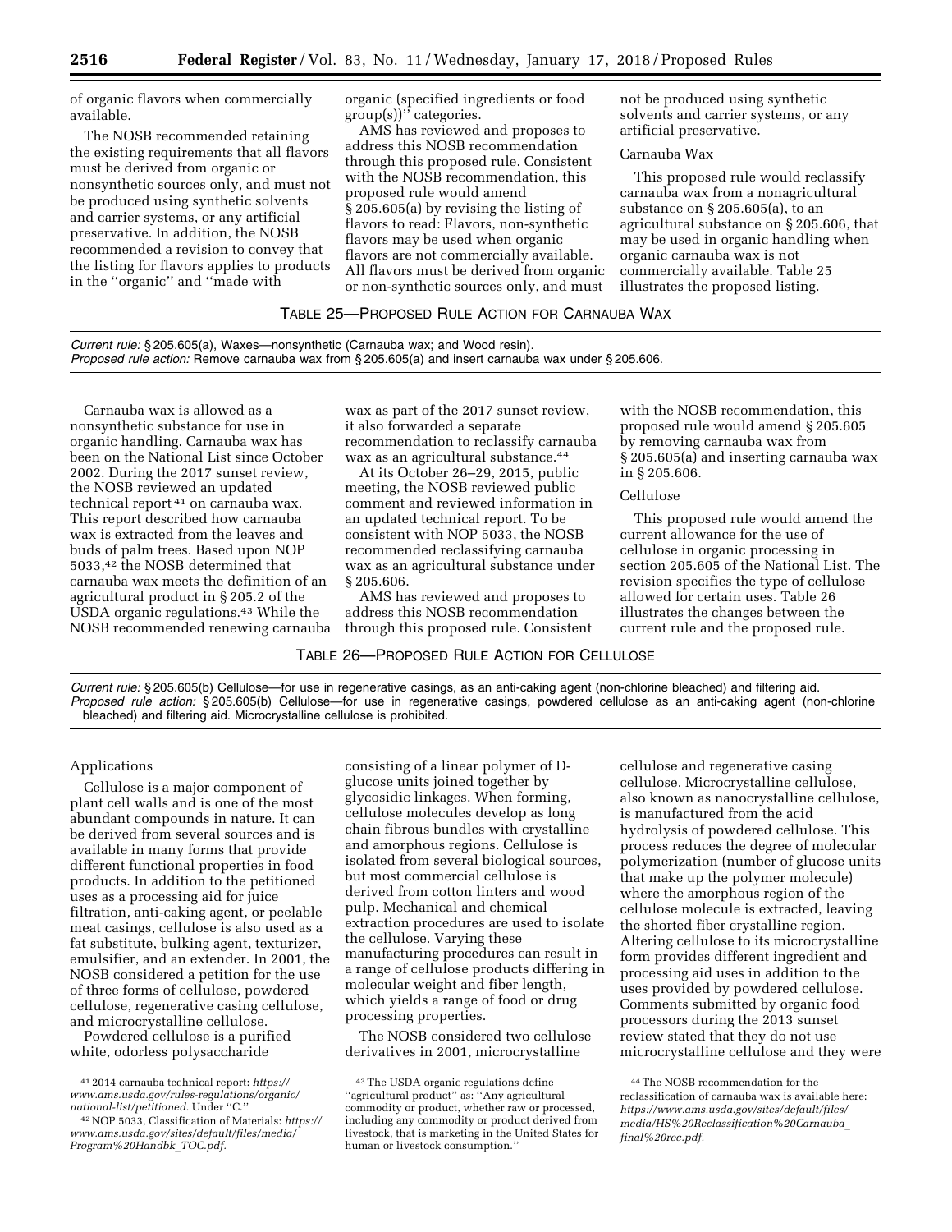of organic flavors when commercially available.

The NOSB recommended retaining the existing requirements that all flavors must be derived from organic or nonsynthetic sources only, and must not be produced using synthetic solvents and carrier systems, or any artificial preservative. In addition, the NOSB recommended a revision to convey that the listing for flavors applies to products in the ''organic'' and ''made with organic (specified ingredients or food group(s))'' categories.

AMS has reviewed and proposes to address this NOSB recommendation through this proposed rule. Consistent with the NOSB recommendation, this proposed rule would amend § 205.605(a) by revising the listing of flavors to read: Flavors, non-synthetic flavors may be used when organic flavors are not commercially available. All flavors must be derived from organic or non-synthetic sources only, and must not be produced using synthetic solvents and carrier systems, or any artificial preservative.

Carnauba Wax

This proposed rule would reclassify carnauba wax from a nonagricultural substance on § 205.605(a), to an agricultural substance on § 205.606, that may be used in organic handling when organic carnauba wax is not commercially available. Table 25 illustrates the proposed listing.

TABLE 25—PROPOSED RULE ACTION FOR CARNAUBA WAX

| |
|---|
| *Current rule:* § 205.605(a), Waxes—nonsynthetic (Carnauba wax; and Wood resin). |
| *Proposed rule action:* Remove carnauba wax from § 205.605(a) and insert carnauba wax under § 205.606. |

Carnauba wax is allowed as a nonsynthetic substance for use in organic handling. Carnauba wax has been on the National List since October 2002. During the 2017 sunset review, the NOSB reviewed an updated technical report [41] on carnauba wax. This report described how carnauba wax is extracted from the leaves and buds of palm trees. Based upon NOP 5033,[42] the NOSB determined that carnauba wax meets the definition of an agricultural product in § 205.2 of the USDA organic regulations.[43] While the NOSB recommended renewing carnauba wax as part of the 2017 sunset review, it also forwarded a separate recommendation to reclassify carnauba wax as an agricultural substance.[44]

At its October 26–29, 2015, public meeting, the NOSB reviewed public comment and reviewed information in an updated technical report. To be consistent with NOP 5033, the NOSB recommended reclassifying carnauba wax as an agricultural substance under § 205.606.

AMS has reviewed and proposes to address this NOSB recommendation through this proposed rule. Consistent with the NOSB recommendation, this proposed rule would amend § 205.605 by removing carnauba wax from § 205.605(a) and inserting carnauba wax in § 205.606.

Cellulose

This proposed rule would amend the current allowance for the use of cellulose in organic processing in section 205.605 of the National List. The revision specifies the type of cellulose allowed for certain uses. Table 26 illustrates the changes between the current rule and the proposed rule.

TABLE 26—PROPOSED RULE ACTION FOR CELLULOSE

| |
|---|
| *Current rule:* § 205.605(b) Cellulose—for use in regenerative casings, as an anti-caking agent (non-chlorine bleached) and filtering aid. |
| *Proposed rule action:* § 205.605(b) Cellulose—for use in regenerative casings, powdered cellulose as an anti-caking agent (non-chlorine bleached) and filtering aid. Microcrystalline cellulose is prohibited. |

Applications

Cellulose is a major component of plant cell walls and is one of the most abundant compounds in nature. It can be derived from several sources and is available in many forms that provide different functional properties in food products. In addition to the petitioned uses as a processing aid for juice filtration, anti-caking agent, or peelable meat casings, cellulose is also used as a fat substitute, bulking agent, texturizer, emulsifier, and an extender. In 2001, the NOSB considered a petition for the use of three forms of cellulose, powdered cellulose, regenerative casing cellulose, and microcrystalline cellulose.

Powdered cellulose is a purified white, odorless polysaccharide consisting of a linear polymer of D-glucose units joined together by glycosidic linkages. When forming, cellulose molecules develop as long chain fibrous bundles with crystalline and amorphous regions. Cellulose is isolated from several biological sources, but most commercial cellulose is derived from cotton linters and wood pulp. Mechanical and chemical extraction procedures are used to isolate the cellulose. Varying these manufacturing procedures can result in a range of cellulose products differing in molecular weight and fiber length, which yields a range of food or drug processing properties.

The NOSB considered two cellulose derivatives in 2001, microcrystalline cellulose and regenerative casing cellulose. Microcrystalline cellulose, also known as nanocrystalline cellulose, is manufactured from the acid hydrolysis of powdered cellulose. This process reduces the degree of molecular polymerization (number of glucose units that make up the polymer molecule) where the amorphous region of the cellulose molecule is extracted, leaving the shorted fiber crystalline region. Altering cellulose to its microcrystalline form provides different ingredient and processing aid uses in addition to the uses provided by powdered cellulose. Comments submitted by organic food processors during the 2013 sunset review stated that they do not use microcrystalline cellulose and they were

---

[41] 2014 carnauba technical report: *https://www.ams.usda.gov/rules-regulations/organic/national-list/petitioned.* Under ''C.''

[42] NOP 5033, Classification of Materials: *https://www.ams.usda.gov/sites/default/files/media/Program%20Handbk_TOC.pdf.*

[43] The USDA organic regulations define ''agricultural product'' as: ''Any agricultural commodity or product, whether raw or processed, including any commodity or product derived from livestock, that is marketing in the United States for human or livestock consumption.''

[44] The NOSB recommendation for the reclassification of carnauba wax is available here: *https://www.ams.usda.gov/sites/default/files/media/HS%20Reclassification%20Carnauba_final%20rec.pdf.*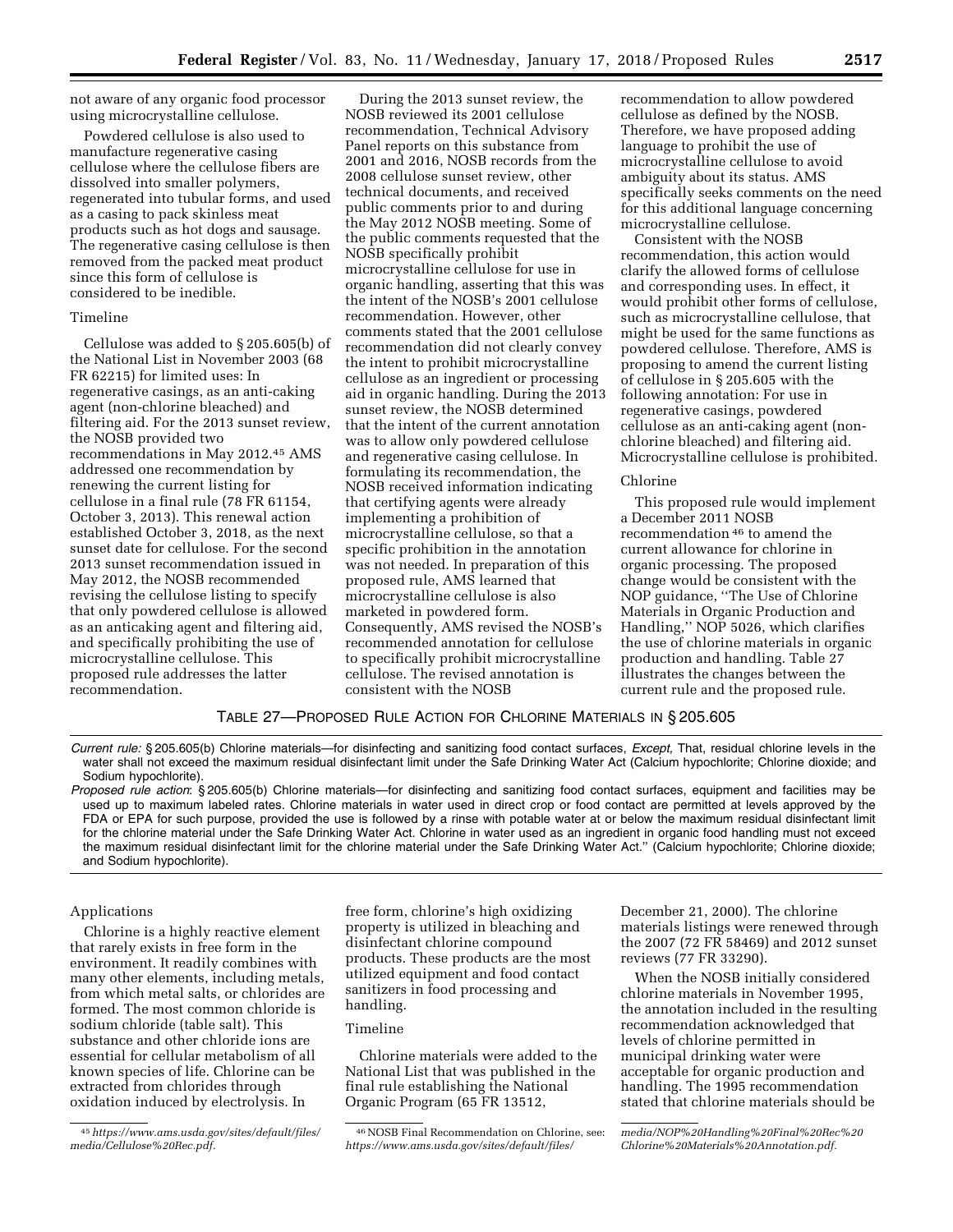not aware of any organic food processor using microcrystalline cellulose.

Powdered cellulose is also used to manufacture regenerative casing cellulose where the cellulose fibers are dissolved into smaller polymers, regenerated into tubular forms, and used as a casing to pack skinless meat products such as hot dogs and sausage. The regenerative casing cellulose is then removed from the packed meat product since this form of cellulose is considered to be inedible.

Timeline

Cellulose was added to § 205.605(b) of the National List in November 2003 (68 FR 62215) for limited uses: In regenerative casings, as an anti-caking agent (non-chlorine bleached) and filtering aid. For the 2013 sunset review, the NOSB provided two recommendations in May 2012.[45] AMS addressed one recommendation by renewing the current listing for cellulose in a final rule (78 FR 61154, October 3, 2013). This renewal action established October 3, 2018, as the next sunset date for cellulose. For the second 2013 sunset recommendation issued in May 2012, the NOSB recommended revising the cellulose listing to specify that only powdered cellulose is allowed as an anticaking agent and filtering aid, and specifically prohibiting the use of microcrystalline cellulose. This proposed rule addresses the latter recommendation.

During the 2013 sunset review, the NOSB reviewed its 2001 cellulose recommendation, Technical Advisory Panel reports on this substance from 2001 and 2016, NOSB records from the 2008 cellulose sunset review, other technical documents, and received public comments prior to and during the May 2012 NOSB meeting. Some of the public comments requested that the NOSB specifically prohibit microcrystalline cellulose for use in organic handling, asserting that this was the intent of the NOSB's 2001 cellulose recommendation. However, other comments stated that the 2001 cellulose recommendation did not clearly convey the intent to prohibit microcrystalline cellulose as an ingredient or processing aid in organic handling. During the 2013 sunset review, the NOSB determined that the intent of the current annotation was to allow only powdered cellulose and regenerative casing cellulose. In formulating its recommendation, the NOSB received information indicating that certifying agents were already implementing a prohibition of microcrystalline cellulose, so that a specific prohibition in the annotation was not needed. In preparation of this proposed rule, AMS learned that microcrystalline cellulose is also marketed in powdered form. Consequently, AMS revised the NOSB's recommended annotation for cellulose to specifically prohibit microcrystalline cellulose. The revised annotation is consistent with the NOSB recommendation to allow powdered cellulose as defined by the NOSB. Therefore, we have proposed adding language to prohibit the use of microcrystalline cellulose to avoid ambiguity about its status. AMS specifically seeks comments on the need for this additional language concerning microcrystalline cellulose.

Consistent with the NOSB recommendation, this action would clarify the allowed forms of cellulose and corresponding uses. In effect, it would prohibit other forms of cellulose, such as microcrystalline cellulose, that might be used for the same functions as powdered cellulose. Therefore, AMS is proposing to amend the current listing of cellulose in § 205.605 with the following annotation: For use in regenerative casings, powdered cellulose as an anti-caking agent (non-chlorine bleached) and filtering aid. Microcrystalline cellulose is prohibited.

Chlorine

This proposed rule would implement a December 2011 NOSB recommendation[46] to amend the current allowance for chlorine in organic processing. The proposed change would be consistent with the NOP guidance, "The Use of Chlorine Materials in Organic Production and Handling," NOP 5026, which clarifies the use of chlorine materials in organic production and handling. Table 27 illustrates the changes between the current rule and the proposed rule.

TABLE 27—PROPOSED RULE ACTION FOR CHLORINE MATERIALS IN § 205.605

*Current rule:* § 205.605(b) Chlorine materials—for disinfecting and sanitizing food contact surfaces, *Except,* That, residual chlorine levels in the water shall not exceed the maximum residual disinfectant limit under the Safe Drinking Water Act (Calcium hypochlorite; Chlorine dioxide; and Sodium hypochlorite).

*Proposed rule action*: § 205.605(b) Chlorine materials—for disinfecting and sanitizing food contact surfaces, equipment and facilities may be used up to maximum labeled rates. Chlorine materials in water used in direct crop or food contact are permitted at levels approved by the FDA or EPA for such purpose, provided the use is followed by a rinse with potable water at or below the maximum residual disinfectant limit for the chlorine material under the Safe Drinking Water Act. Chlorine in water used as an ingredient in organic food handling must not exceed the maximum residual disinfectant limit for the chlorine material under the Safe Drinking Water Act." (Calcium hypochlorite; Chlorine dioxide; and Sodium hypochlorite).

Applications

Chlorine is a highly reactive element that rarely exists in free form in the environment. It readily combines with many other elements, including metals, from which metal salts, or chlorides are formed. The most common chloride is sodium chloride (table salt). This substance and other chloride ions are essential for cellular metabolism of all known species of life. Chlorine can be extracted from chlorides through oxidation induced by electrolysis. In free form, chlorine's high oxidizing property is utilized in bleaching and disinfectant chlorine compound products. These products are the most utilized equipment and food contact sanitizers in food processing and handling.

Timeline

Chlorine materials were added to the National List that was published in the final rule establishing the National Organic Program (65 FR 13512, December 21, 2000). The chlorine materials listings were renewed through the 2007 (72 FR 58469) and 2012 sunset reviews (77 FR 33290).

When the NOSB initially considered chlorine materials in November 1995, the annotation included in the resulting recommendation acknowledged that levels of chlorine permitted in municipal drinking water were acceptable for organic production and handling. The 1995 recommendation stated that chlorine materials should be

[45] *https://www.ams.usda.gov/sites/default/files/media/Cellulose%20Rec.pdf.*

[46] NOSB Final Recommendation on Chlorine, see: *https://www.ams.usda.gov/sites/default/files/media/NOP%20Handling%20Final%20Rec%20Chlorine%20Materials%20Annotation.pdf.*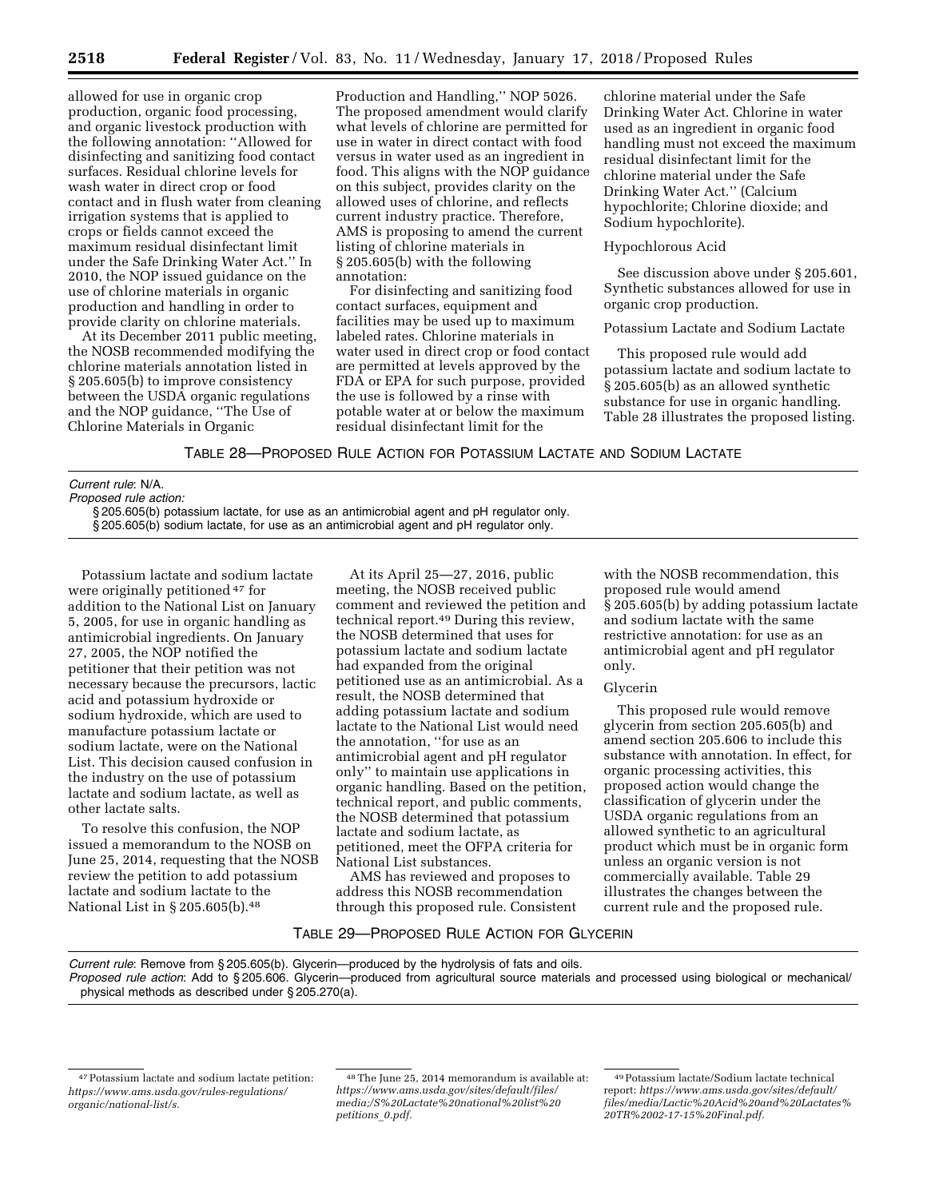allowed for use in organic crop production, organic food processing, and organic livestock production with the following annotation: ''Allowed for disinfecting and sanitizing food contact surfaces. Residual chlorine levels for wash water in direct crop or food contact and in flush water from cleaning irrigation systems that is applied to crops or fields cannot exceed the maximum residual disinfectant limit under the Safe Drinking Water Act.'' In 2010, the NOP issued guidance on the use of chlorine materials in organic production and handling in order to provide clarity on chlorine materials.

At its December 2011 public meeting, the NOSB recommended modifying the chlorine materials annotation listed in § 205.605(b) to improve consistency between the USDA organic regulations and the NOP guidance, ''The Use of Chlorine Materials in Organic Production and Handling,'' NOP 5026. The proposed amendment would clarify what levels of chlorine are permitted for use in water in direct contact with food versus in water used as an ingredient in food. This aligns with the NOP guidance on this subject, provides clarity on the allowed uses of chlorine, and reflects current industry practice. Therefore, AMS is proposing to amend the current listing of chlorine materials in § 205.605(b) with the following annotation:

For disinfecting and sanitizing food contact surfaces, equipment and facilities may be used up to maximum labeled rates. Chlorine materials in water used in direct crop or food contact are permitted at levels approved by the FDA or EPA for such purpose, provided the use is followed by a rinse with potable water at or below the maximum residual disinfectant limit for the chlorine material under the Safe Drinking Water Act. Chlorine in water used as an ingredient in organic food handling must not exceed the maximum residual disinfectant limit for the chlorine material under the Safe Drinking Water Act.'' (Calcium hypochlorite; Chlorine dioxide; and Sodium hypochlorite).

Hypochlorous Acid

See discussion above under § 205.601, Synthetic substances allowed for use in organic crop production.

Potassium Lactate and Sodium Lactate

This proposed rule would add potassium lactate and sodium lactate to § 205.605(b) as an allowed synthetic substance for use in organic handling. Table 28 illustrates the proposed listing.

TABLE 28—PROPOSED RULE ACTION FOR POTASSIUM LACTATE AND SODIUM LACTATE

| |
|---|
| *Current rule*: N/A. |
| *Proposed rule action:* |
| § 205.605(b) potassium lactate, for use as an antimicrobial agent and pH regulator only. |
| § 205.605(b) sodium lactate, for use as an antimicrobial agent and pH regulator only. |

Potassium lactate and sodium lactate were originally petitioned [47] for addition to the National List on January 5, 2005, for use in organic handling as antimicrobial ingredients. On January 27, 2005, the NOP notified the petitioner that their petition was not necessary because the precursors, lactic acid and potassium hydroxide or sodium hydroxide, which are used to manufacture potassium lactate or sodium lactate, were on the National List. This decision caused confusion in the industry on the use of potassium lactate and sodium lactate, as well as other lactate salts.

To resolve this confusion, the NOP issued a memorandum to the NOSB on June 25, 2014, requesting that the NOSB review the petition to add potassium lactate and sodium lactate to the National List in § 205.605(b).[48]

At its April 25—27, 2016, public meeting, the NOSB received public comment and reviewed the petition and technical report.[49] During this review, the NOSB determined that uses for potassium lactate and sodium lactate had expanded from the original petitioned use as an antimicrobial. As a result, the NOSB determined that adding potassium lactate and sodium lactate to the National List would need the annotation, ''for use as an antimicrobial agent and pH regulator only'' to maintain use applications in organic handling. Based on the petition, technical report, and public comments, the NOSB determined that potassium lactate and sodium lactate, as petitioned, meet the OFPA criteria for National List substances.

AMS has reviewed and proposes to address this NOSB recommendation through this proposed rule. Consistent with the NOSB recommendation, this proposed rule would amend § 205.605(b) by adding potassium lactate and sodium lactate with the same restrictive annotation: for use as an antimicrobial agent and pH regulator only.

Glycerin

This proposed rule would remove glycerin from section 205.605(b) and amend section 205.606 to include this substance with annotation. In effect, for organic processing activities, this proposed action would change the classification of glycerin under the USDA organic regulations from an allowed synthetic to an agricultural product which must be in organic form unless an organic version is not commercially available. Table 29 illustrates the changes between the current rule and the proposed rule.

TABLE 29—PROPOSED RULE ACTION FOR GLYCERIN

| |
|---|
| *Current rule*: Remove from § 205.605(b). Glycerin—produced by the hydrolysis of fats and oils. |
| *Proposed rule action*: Add to § 205.606. Glycerin—produced from agricultural source materials and processed using biological or mechanical/physical methods as described under § 205.270(a). |

[47] Potassium lactate and sodium lactate petition: *https://www.ams.usda.gov/rules-regulations/organic/national-list/s.*

[48] The June 25, 2014 memorandum is available at: *https://www.ams.usda.gov/sites/default/files/media;/S%20Lactate%20national%20list%20petitions_0.pdf.*

[49] Potassium lactate/Sodium lactate technical report: *https://www.ams.usda.gov/sites/default/files/media/Lactic%20Acid%20and%20Lactates%20TR%2002-17-15%20Final.pdf.*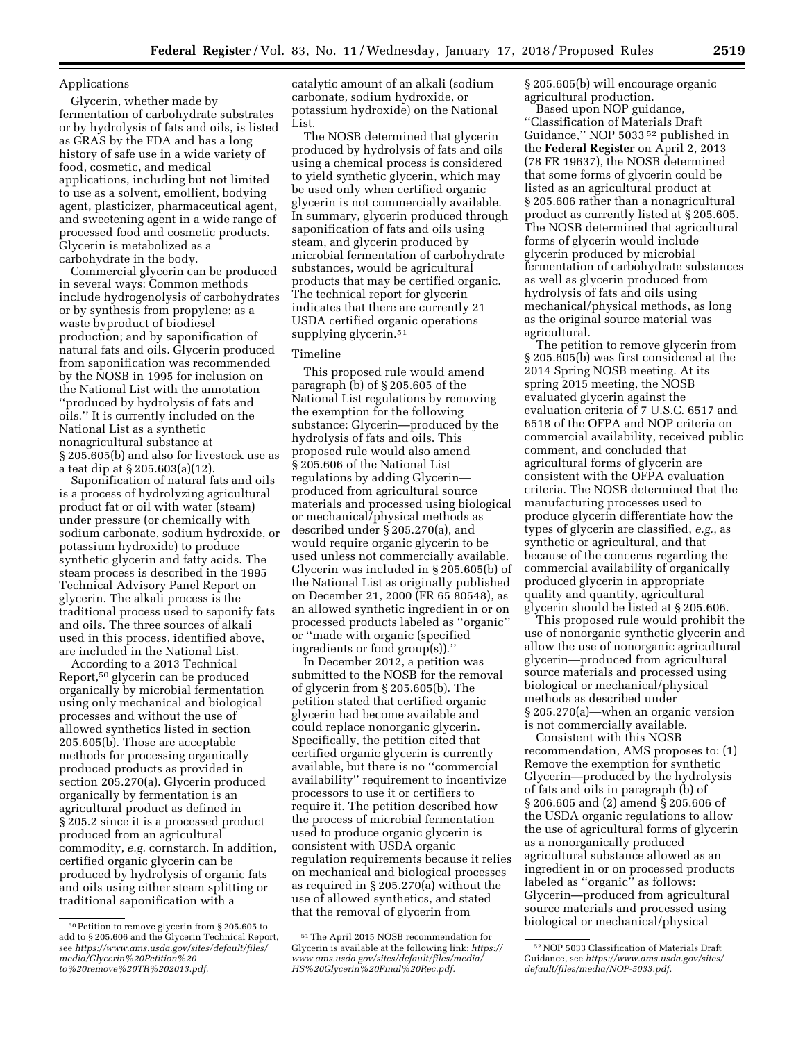### Applications

Glycerin, whether made by fermentation of carbohydrate substrates or by hydrolysis of fats and oils, is listed as GRAS by the FDA and has a long history of safe use in a wide variety of food, cosmetic, and medical applications, including but not limited to use as a solvent, emollient, bodying agent, plasticizer, pharmaceutical agent, and sweetening agent in a wide range of processed food and cosmetic products. Glycerin is metabolized as a carbohydrate in the body.

Commercial glycerin can be produced in several ways: Common methods include hydrogenolysis of carbohydrates or by synthesis from propylene; as a waste byproduct of biodiesel production; and by saponification of natural fats and oils. Glycerin produced from saponification was recommended by the NOSB in 1995 for inclusion on the National List with the annotation ''produced by hydrolysis of fats and oils.'' It is currently included on the National List as a synthetic nonagricultural substance at § 205.605(b) and also for livestock use as a teat dip at § 205.603(a)(12).

Saponification of natural fats and oils is a process of hydrolyzing agricultural product fat or oil with water (steam) under pressure (or chemically with sodium carbonate, sodium hydroxide, or potassium hydroxide) to produce synthetic glycerin and fatty acids. The steam process is described in the 1995 Technical Advisory Panel Report on glycerin. The alkali process is the traditional process used to saponify fats and oils. The three sources of alkali used in this process, identified above, are included in the National List.

According to a 2013 Technical Report,[50] glycerin can be produced organically by microbial fermentation using only mechanical and biological processes and without the use of allowed synthetics listed in section 205.605(b). Those are acceptable methods for processing organically produced products as provided in section 205.270(a). Glycerin produced organically by fermentation is an agricultural product as defined in § 205.2 since it is a processed product produced from an agricultural commodity, *e.g.* cornstarch. In addition, certified organic glycerin can be produced by hydrolysis of organic fats and oils using either steam splitting or traditional saponification with a catalytic amount of an alkali (sodium carbonate, sodium hydroxide, or potassium hydroxide) on the National List.

The NOSB determined that glycerin produced by hydrolysis of fats and oils using a chemical process is considered to yield synthetic glycerin, which may be used only when certified organic glycerin is not commercially available. In summary, glycerin produced through saponification of fats and oils using steam, and glycerin produced by microbial fermentation of carbohydrate substances, would be agricultural products that may be certified organic. The technical report for glycerin indicates that there are currently 21 USDA certified organic operations supplying glycerin.[51]

### Timeline

This proposed rule would amend paragraph (b) of § 205.605 of the National List regulations by removing the exemption for the following substance: Glycerin—produced by the hydrolysis of fats and oils. This proposed rule would also amend § 205.606 of the National List regulations by adding Glycerin—produced from agricultural source materials and processed using biological or mechanical/physical methods as described under § 205.270(a), and would require organic glycerin to be used unless not commercially available. Glycerin was included in § 205.605(b) of the National List as originally published on December 21, 2000 (FR 65 80548), as an allowed synthetic ingredient in or on processed products labeled as ''organic'' or ''made with organic (specified ingredients or food group(s)).''

In December 2012, a petition was submitted to the NOSB for the removal of glycerin from § 205.605(b). The petition stated that certified organic glycerin had become available and could replace nonorganic glycerin. Specifically, the petition cited that certified organic glycerin is currently available, but there is no ''commercial availability'' requirement to incentivize processors to use it or certifiers to require it. The petition described how the process of microbial fermentation used to produce organic glycerin is consistent with USDA organic regulation requirements because it relies on mechanical and biological processes as required in § 205.270(a) without the use of allowed synthetics, and stated that the removal of glycerin from § 205.605(b) will encourage organic agricultural production.

Based upon NOP guidance, ''Classification of Materials Draft Guidance,'' NOP 5033[52] published in the **Federal Register** on April 2, 2013 (78 FR 19637), the NOSB determined that some forms of glycerin could be listed as an agricultural product at § 205.606 rather than a nonagricultural product as currently listed at § 205.605. The NOSB determined that agricultural forms of glycerin would include glycerin produced by microbial fermentation of carbohydrate substances as well as glycerin produced from hydrolysis of fats and oils using mechanical/physical methods, as long as the original source material was agricultural.

The petition to remove glycerin from § 205.605(b) was first considered at the 2014 Spring NOSB meeting. At its spring 2015 meeting, the NOSB evaluated glycerin against the evaluation criteria of 7 U.S.C. 6517 and 6518 of the OFPA and NOP criteria on commercial availability, received public comment, and concluded that agricultural forms of glycerin are consistent with the OFPA evaluation criteria. The NOSB determined that the manufacturing processes used to produce glycerin differentiate how the types of glycerin are classified, *e.g.,* as synthetic or agricultural, and that because of the concerns regarding the commercial availability of organically produced glycerin in appropriate quality and quantity, agricultural glycerin should be listed at § 205.606.

This proposed rule would prohibit the use of nonorganic synthetic glycerin and allow the use of nonorganic agricultural glycerin—produced from agricultural source materials and processed using biological or mechanical/physical methods as described under § 205.270(a)—when an organic version is not commercially available.

Consistent with this NOSB recommendation, AMS proposes to: (1) Remove the exemption for synthetic Glycerin—produced by the hydrolysis of fats and oils in paragraph (b) of § 206.605 and (2) amend § 205.606 of the USDA organic regulations to allow the use of agricultural forms of glycerin as a nonorganically produced agricultural substance allowed as an ingredient in or on processed products labeled as ''organic'' as follows: Glycerin—produced from agricultural source materials and processed using biological or mechanical/physical

---

[50] Petition to remove glycerin from § 205.605 to add to § 205.606 and the Glycerin Technical Report, see *https://www.ams.usda.gov/sites/default/files/media/Glycerin%20Petition%20to%20remove%20TR%202013.pdf.*

[51] The April 2015 NOSB recommendation for Glycerin is available at the following link: *https://www.ams.usda.gov/sites/default/files/media/HS%20Glycerin%20Final%20Rec.pdf.*

[52] NOP 5033 Classification of Materials Draft Guidance, see *https://www.ams.usda.gov/sites/default/files/media/NOP-5033.pdf.*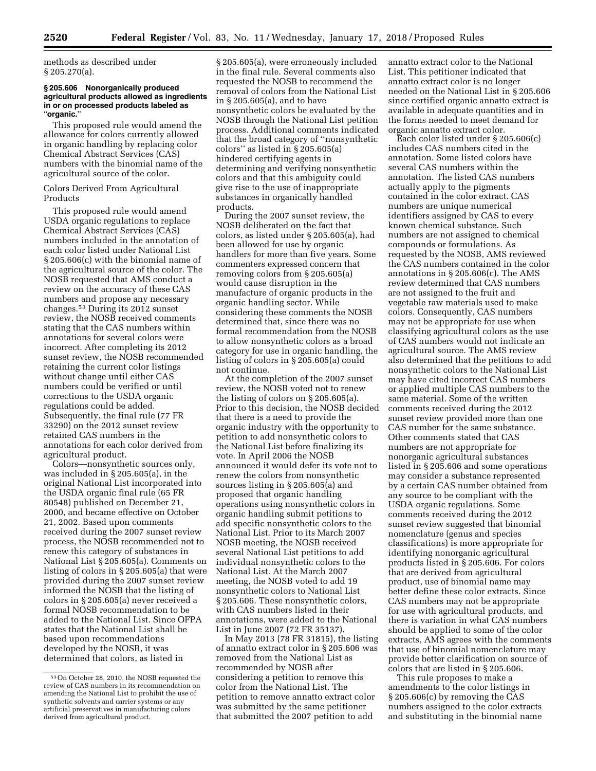methods as described under § 205.270(a).

#### § 205.606 Nonorganically produced agricultural products allowed as ingredients in or on processed products labeled as "organic."

This proposed rule would amend the allowance for colors currently allowed in organic handling by replacing color Chemical Abstract Services (CAS) numbers with the binomial name of the agricultural source of the color.

Colors Derived From Agricultural Products

This proposed rule would amend USDA organic regulations to replace Chemical Abstract Services (CAS) numbers included in the annotation of each color listed under National List § 205.606(c) with the binomial name of the agricultural source of the color. The NOSB requested that AMS conduct a review on the accuracy of these CAS numbers and propose any necessary changes.[53] During its 2012 sunset review, the NOSB received comments stating that the CAS numbers within annotations for several colors were incorrect. After completing its 2012 sunset review, the NOSB recommended retaining the current color listings without change until either CAS numbers could be verified or until corrections to the USDA organic regulations could be added. Subsequently, the final rule (77 FR 33290) on the 2012 sunset review retained CAS numbers in the annotations for each color derived from agricultural product.

Colors—nonsynthetic sources only, was included in § 205.605(a), in the original National List incorporated into the USDA organic final rule (65 FR 80548) published on December 21, 2000, and became effective on October 21, 2002. Based upon comments received during the 2007 sunset review process, the NOSB recommended not to renew this category of substances in National List § 205.605(a). Comments on listing of colors in § 205.605(a) that were provided during the 2007 sunset review informed the NOSB that the listing of colors in § 205.605(a) never received a formal NOSB recommendation to be added to the National List. Since OFPA states that the National List shall be based upon recommendations developed by the NOSB, it was determined that colors, as listed in § 205.605(a), were erroneously included in the final rule. Several comments also requested the NOSB to recommend the removal of colors from the National List in § 205.605(a), and to have nonsynthetic colors be evaluated by the NOSB through the National List petition process. Additional comments indicated that the broad category of "nonsynthetic colors" as listed in § 205.605(a) hindered certifying agents in determining and verifying nonsynthetic colors and that this ambiguity could give rise to the use of inappropriate substances in organically handled products.

During the 2007 sunset review, the NOSB deliberated on the fact that colors, as listed under § 205.605(a), had been allowed for use by organic handlers for more than five years. Some commenters expressed concern that removing colors from § 205.605(a) would cause disruption in the manufacture of organic products in the organic handling sector. While considering these comments the NOSB determined that, since there was no formal recommendation from the NOSB to allow nonsynthetic colors as a broad category for use in organic handling, the listing of colors in § 205.605(a) could not continue.

At the completion of the 2007 sunset review, the NOSB voted not to renew the listing of colors on § 205.605(a). Prior to this decision, the NOSB decided that there is a need to provide the organic industry with the opportunity to petition to add nonsynthetic colors to the National List before finalizing its vote. In April 2006 the NOSB announced it would defer its vote not to renew the colors from nonsynthetic sources listing in § 205.605(a) and proposed that organic handling operations using nonsynthetic colors in organic handling submit petitions to add specific nonsynthetic colors to the National List. Prior to its March 2007 NOSB meeting, the NOSB received several National List petitions to add individual nonsynthetic colors to the National List. At the March 2007 meeting, the NOSB voted to add 19 nonsynthetic colors to National List § 205.606. These nonsynthetic colors, with CAS numbers listed in their annotations, were added to the National List in June 2007 (72 FR 35137).

In May 2013 (78 FR 31815), the listing of annatto extract color in § 205.606 was removed from the National List as recommended by NOSB after considering a petition to remove this color from the National List. The petition to remove annatto extract color was submitted by the same petitioner that submitted the 2007 petition to add annatto extract color to the National List. This petitioner indicated that annatto extract color is no longer needed on the National List in § 205.606 since certified organic annatto extract is available in adequate quantities and in the forms needed to meet demand for organic annatto extract color.

Each color listed under § 205.606(c) includes CAS numbers cited in the annotation. Some listed colors have several CAS numbers within the annotation. The listed CAS numbers actually apply to the pigments contained in the color extract. CAS numbers are unique numerical identifiers assigned by CAS to every known chemical substance. Such numbers are not assigned to chemical compounds or formulations. As requested by the NOSB, AMS reviewed the CAS numbers contained in the color annotations in § 205.606(c). The AMS review determined that CAS numbers are not assigned to the fruit and vegetable raw materials used to make colors. Consequently, CAS numbers may not be appropriate for use when classifying agricultural colors as the use of CAS numbers would not indicate an agricultural source. The AMS review also determined that the petitions to add nonsynthetic colors to the National List may have cited incorrect CAS numbers or applied multiple CAS numbers to the same material. Some of the written comments received during the 2012 sunset review provided more than one CAS number for the same substance. Other comments stated that CAS numbers are not appropriate for nonorganic agricultural substances listed in § 205.606 and some operations may consider a substance represented by a certain CAS number obtained from any source to be compliant with the USDA organic regulations. Some comments received during the 2012 sunset review suggested that binomial nomenclature (genus and species classifications) is more appropriate for identifying nonorganic agricultural products listed in § 205.606. For colors that are derived from agricultural product, use of binomial name may better define these color extracts. Since CAS numbers may not be appropriate for use with agricultural products, and there is variation in what CAS numbers should be applied to some of the color extracts, AMS agrees with the comments that use of binomial nomenclature may provide better clarification on source of colors that are listed in § 205.606.

This rule proposes to make a amendments to the color listings in § 205.606(c) by removing the CAS numbers assigned to the color extracts and substituting in the binomial name

---

[53] On October 28, 2010, the NOSB requested the review of CAS numbers in its recommendation on amending the National List to prohibit the use of synthetic solvents and carrier systems or any artificial preservatives in manufacturing colors derived from agricultural product.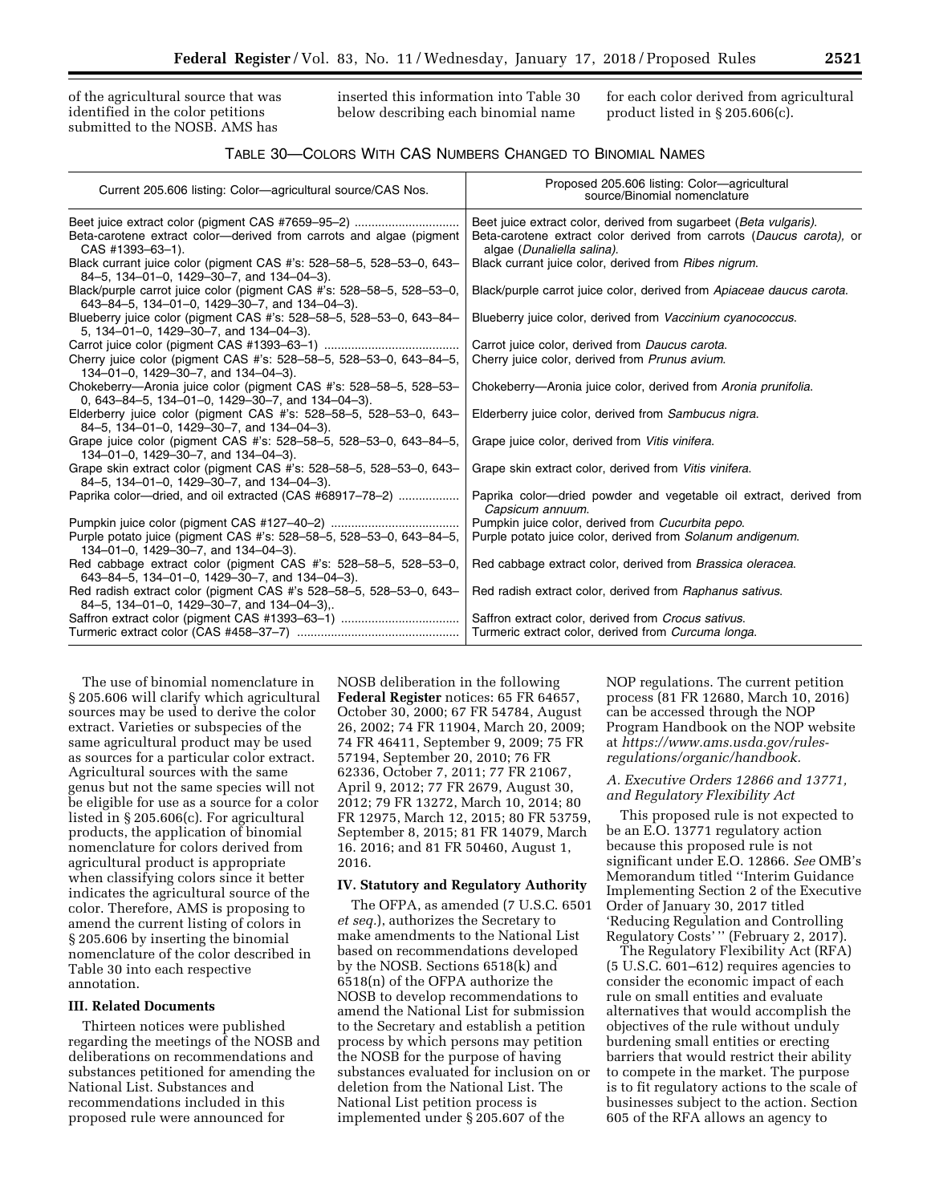of the agricultural source that was identified in the color petitions submitted to the NOSB. AMS has inserted this information into Table 30 below describing each binomial name for each color derived from agricultural product listed in § 205.606(c).

TABLE 30—COLORS WITH CAS NUMBERS CHANGED TO BINOMIAL NAMES

| Current 205.606 listing: Color—agricultural source/CAS Nos. | Proposed 205.606 listing: Color—agricultural source/Binomial nomenclature |
|---|---|
| Beet juice extract color (pigment CAS #7659–95–2) | Beet juice extract color, derived from sugarbeet (*Beta vulgaris*). |
| Beta-carotene extract color—derived from carrots and algae (pigment CAS #1393–63–1). | Beta-carotene extract color derived from carrots (*Daucus carota*), or algae (*Dunaliella salina*). |
| Black currant juice color (pigment CAS #'s: 528–58–5, 528–53–0, 643–84–5, 134–01–0, 1429–30–7, and 134–04–3). | Black currant juice color, derived from *Ribes nigrum*. |
| Black/purple carrot juice color (pigment CAS #'s: 528–58–5, 528–53–0, 643–84–5, 134–01–0, 1429–30–7, and 134–04–3). | Black/purple carrot juice color, derived from *Apiaceae daucus carota*. |
| Blueberry juice color (pigment CAS #'s: 528–58–5, 528–53–0, 643–84–5, 134–01–0, 1429–30–7, and 134–04–3). | Blueberry juice color, derived from *Vaccinium cyanococcus*. |
| Carrot juice color (pigment CAS #1393–63–1) | Carrot juice color, derived from *Daucus carota*. |
| Cherry juice color (pigment CAS #'s: 528–58–5, 528–53–0, 643–84–5, 134–01–0, 1429–30–7, and 134–04–3). | Cherry juice color, derived from *Prunus avium*. |
| Chokeberry—Aronia juice color (pigment CAS #'s: 528–58–5, 528–53–0, 643–84–5, 134–01–0, 1429–30–7, and 134–04–3). | Chokeberry—Aronia juice color, derived from *Aronia prunifolia*. |
| Elderberry juice color (pigment CAS #'s: 528–58–5, 528–53–0, 643–84–5, 134–01–0, 1429–30–7, and 134–04–3). | Elderberry juice color, derived from *Sambucus nigra*. |
| Grape juice color (pigment CAS #'s: 528–58–5, 528–53–0, 643–84–5, 134–01–0, 1429–30–7, and 134–04–3). | Grape juice color, derived from *Vitis vinifera*. |
| Grape skin extract color (pigment CAS #'s: 528–58–5, 528–53–0, 643–84–5, 134–01–0, 1429–30–7, and 134–04–3). | Grape skin extract color, derived from *Vitis vinifera*. |
| Paprika color—dried, and oil extracted (CAS #68917–78–2) | Paprika color—dried powder and vegetable oil extract, derived from *Capsicum annuum*. |
| Pumpkin juice color (pigment CAS #127–40–2) | Pumpkin juice color, derived from *Cucurbita pepo*. |
| Purple potato juice (pigment CAS #'s: 528–58–5, 528–53–0, 643–84–5, 134–01–0, 1429–30–7, and 134–04–3). | Purple potato juice color, derived from *Solanum andigenum*. |
| Red cabbage extract color (pigment CAS #'s: 528–58–5, 528–53–0, 643–84–5, 134–01–0, 1429–30–7, and 134–04–3). | Red cabbage extract color, derived from *Brassica oleracea*. |
| Red radish extract color (pigment CAS #'s 528–58–5, 528–53–0, 643–84–5, 134–01–0, 1429–30–7, and 134–04–3),. | Red radish extract color, derived from *Raphanus sativus*. |
| Saffron extract color (pigment CAS #1393–63–1) | Saffron extract color, derived from *Crocus sativus*. |
| Turmeric extract color (CAS #458–37–7) | Turmeric extract color, derived from *Curcuma longa*. |

The use of binomial nomenclature in § 205.606 will clarify which agricultural sources may be used to derive the color extract. Varieties or subspecies of the same agricultural product may be used as sources for a particular color extract. Agricultural sources with the same genus but not the same species will not be eligible for use as a source for a color listed in § 205.606(c). For agricultural products, the application of binomial nomenclature for colors derived from agricultural product is appropriate when classifying colors since it better indicates the agricultural source of the color. Therefore, AMS is proposing to amend the current listing of colors in § 205.606 by inserting the binomial nomenclature of the color described in Table 30 into each respective annotation.

### III. Related Documents

Thirteen notices were published regarding the meetings of the NOSB and deliberations on recommendations and substances petitioned for amending the National List. Substances and recommendations included in this proposed rule were announced for NOSB deliberation in the following **Federal Register** notices: 65 FR 64657, October 30, 2000; 67 FR 54784, August 26, 2002; 74 FR 11904, March 20, 2009; 74 FR 46411, September 9, 2009; 75 FR 57194, September 20, 2010; 76 FR 62336, October 7, 2011; 77 FR 21067, April 9, 2012; 77 FR 2679, August 30, 2012; 79 FR 13272, March 10, 2014; 80 FR 12975, March 12, 2015; 80 FR 53759, September 8, 2015; 81 FR 14079, March 16. 2016; and 81 FR 50460, August 1, 2016.

### IV. Statutory and Regulatory Authority

The OFPA, as amended (7 U.S.C. 6501 *et seq.*), authorizes the Secretary to make amendments to the National List based on recommendations developed by the NOSB. Sections 6518(k) and 6518(n) of the OFPA authorize the NOSB to develop recommendations to amend the National List for submission to the Secretary and establish a petition process by which persons may petition the NOSB for the purpose of having substances evaluated for inclusion on or deletion from the National List. The National List petition process is implemented under § 205.607 of the NOP regulations. The current petition process (81 FR 12680, March 10, 2016) can be accessed through the NOP Program Handbook on the NOP website at *https://www.ams.usda.gov/rules-regulations/organic/handbook.*

#### *A. Executive Orders 12866 and 13771, and Regulatory Flexibility Act*

This proposed rule is not expected to be an E.O. 13771 regulatory action because this proposed rule is not significant under E.O. 12866. *See* OMB's Memorandum titled ''Interim Guidance Implementing Section 2 of the Executive Order of January 30, 2017 titled 'Reducing Regulation and Controlling Regulatory Costs' '' (February 2, 2017).

The Regulatory Flexibility Act (RFA) (5 U.S.C. 601–612) requires agencies to consider the economic impact of each rule on small entities and evaluate alternatives that would accomplish the objectives of the rule without unduly burdening small entities or erecting barriers that would restrict their ability to compete in the market. The purpose is to fit regulatory actions to the scale of businesses subject to the action. Section 605 of the RFA allows an agency to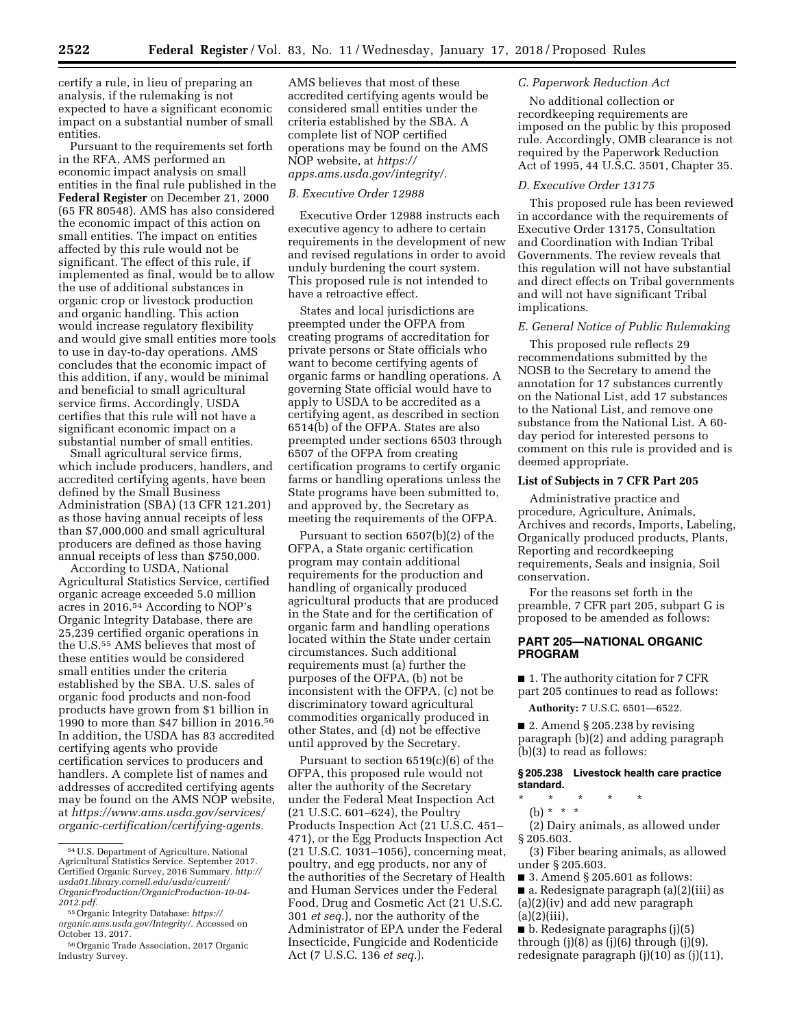certify a rule, in lieu of preparing an analysis, if the rulemaking is not expected to have a significant economic impact on a substantial number of small entities.

Pursuant to the requirements set forth in the RFA, AMS performed an economic impact analysis on small entities in the final rule published in the **Federal Register** on December 21, 2000 (65 FR 80548). AMS has also considered the economic impact of this action on small entities. The impact on entities affected by this rule would not be significant. The effect of this rule, if implemented as final, would be to allow the use of additional substances in organic crop or livestock production and organic handling. This action would increase regulatory flexibility and would give small entities more tools to use in day-to-day operations. AMS concludes that the economic impact of this addition, if any, would be minimal and beneficial to small agricultural service firms. Accordingly, USDA certifies that this rule will not have a significant economic impact on a substantial number of small entities.

Small agricultural service firms, which include producers, handlers, and accredited certifying agents, have been defined by the Small Business Administration (SBA) (13 CFR 121.201) as those having annual receipts of less than $7,000,000 and small agricultural producers are defined as those having annual receipts of less than $750,000.

According to USDA, National Agricultural Statistics Service, certified organic acreage exceeded 5.0 million acres in 2016.[54] According to NOP's Organic Integrity Database, there are 25,239 certified organic operations in the U.S.[55] AMS believes that most of these entities would be considered small entities under the criteria established by the SBA. U.S. sales of organic food products and non-food products have grown from $1 billion in 1990 to more than $47 billion in 2016.[56] In addition, the USDA has 83 accredited certifying agents who provide certification services to producers and handlers. A complete list of names and addresses of accredited certifying agents may be found on the AMS NOP website, at *https://www.ams.usda.gov/services/organic-certification/certifying-agents.* AMS believes that most of these accredited certifying agents would be considered small entities under the criteria established by the SBA. A complete list of NOP certified operations may be found on the AMS NOP website, at *https://apps.ams.usda.gov/integrity/.*

*B. Executive Order 12988*

Executive Order 12988 instructs each executive agency to adhere to certain requirements in the development of new and revised regulations in order to avoid unduly burdening the court system. This proposed rule is not intended to have a retroactive effect.

States and local jurisdictions are preempted under the OFPA from creating programs of accreditation for private persons or State officials who want to become certifying agents of organic farms or handling operations. A governing State official would have to apply to USDA to be accredited as a certifying agent, as described in section 6514(b) of the OFPA. States are also preempted under sections 6503 through 6507 of the OFPA from creating certification programs to certify organic farms or handling operations unless the State programs have been submitted to, and approved by, the Secretary as meeting the requirements of the OFPA.

Pursuant to section 6507(b)(2) of the OFPA, a State organic certification program may contain additional requirements for the production and handling of organically produced agricultural products that are produced in the State and for the certification of organic farm and handling operations located within the State under certain circumstances. Such additional requirements must (a) further the purposes of the OFPA, (b) not be inconsistent with the OFPA, (c) not be discriminatory toward agricultural commodities organically produced in other States, and (d) not be effective until approved by the Secretary.

Pursuant to section 6519(c)(6) of the OFPA, this proposed rule would not alter the authority of the Secretary under the Federal Meat Inspection Act (21 U.S.C. 601–624), the Poultry Products Inspection Act (21 U.S.C. 451–471), or the Egg Products Inspection Act (21 U.S.C. 1031–1056), concerning meat, poultry, and egg products, nor any of the authorities of the Secretary of Health and Human Services under the Federal Food, Drug and Cosmetic Act (21 U.S.C. 301 *et seq.*), nor the authority of the Administrator of EPA under the Federal Insecticide, Fungicide and Rodenticide Act (7 U.S.C. 136 *et seq.*).

*C. Paperwork Reduction Act*

No additional collection or recordkeeping requirements are imposed on the public by this proposed rule. Accordingly, OMB clearance is not required by the Paperwork Reduction Act of 1995, 44 U.S.C. 3501, Chapter 35.

*D. Executive Order 13175*

This proposed rule has been reviewed in accordance with the requirements of Executive Order 13175, Consultation and Coordination with Indian Tribal Governments. The review reveals that this regulation will not have substantial and direct effects on Tribal governments and will not have significant Tribal implications.

*E. General Notice of Public Rulemaking*

This proposed rule reflects 29 recommendations submitted by the NOSB to the Secretary to amend the annotation for 17 substances currently on the National List, add 17 substances to the National List, and remove one substance from the National List. A 60-day period for interested persons to comment on this rule is provided and is deemed appropriate.

**List of Subjects in 7 CFR Part 205**

Administrative practice and procedure, Agriculture, Animals, Archives and records, Imports, Labeling, Organically produced products, Plants, Reporting and recordkeeping requirements, Seals and insignia, Soil conservation.

For the reasons set forth in the preamble, 7 CFR part 205, subpart G is proposed to be amended as follows:

## PART 205—NATIONAL ORGANIC PROGRAM

■ 1. The authority citation for 7 CFR part 205 continues to read as follows:

**Authority:** 7 U.S.C. 6501—6522.

■ 2. Amend § 205.238 by revising paragraph (b)(2) and adding paragraph (b)(3) to read as follows:

**§ 205.238 Livestock health care practice standard.**

\* \* \* \* \*

(b) \* \* \*

(2) Dairy animals, as allowed under § 205.603.

(3) Fiber bearing animals, as allowed under § 205.603.

■ 3. Amend § 205.601 as follows:

■ a. Redesignate paragraph (a)(2)(iii) as (a)(2)(iv) and add new paragraph (a)(2)(iii),

■ b. Redesignate paragraphs (j)(5) through (j)(8) as (j)(6) through (j)(9), redesignate paragraph (j)(10) as (j)(11),

---

[54] U.S. Department of Agriculture, National Agricultural Statistics Service. September 2017. Certified Organic Survey, 2016 Summary. *http://usda01.library.cornell.edu/usda/current/OrganicProduction/OrganicProduction-10-04-2012.pdf.*

[55] Organic Integrity Database: *https://organic.ams.usda.gov/Integrity/.* Accessed on October 13, 2017.

[56] Organic Trade Association, 2017 Organic Industry Survey.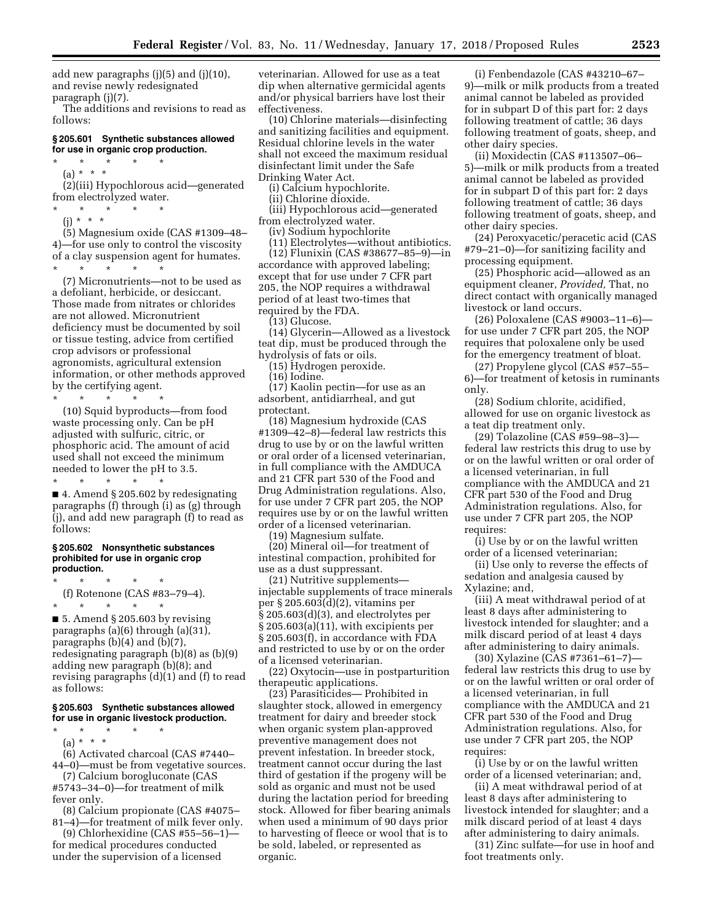add new paragraphs (j)(5) and (j)(10), and revise newly redesignated paragraph (j)(7).

The additions and revisions to read as follows:

### § 205.601 Synthetic substances allowed for use in organic crop production.

\* \* \* \* \*

(a) \* \* \*

(2)(iii) Hypochlorous acid—generated from electrolyzed water.

\* \* \* \* \*

(j) \* \* \*

(5) Magnesium oxide (CAS #1309–48–4)—for use only to control the viscosity of a clay suspension agent for humates.

\* \* \* \* \*

(7) Micronutrients—not to be used as a defoliant, herbicide, or desiccant. Those made from nitrates or chlorides are not allowed. Micronutrient deficiency must be documented by soil or tissue testing, advice from certified crop advisors or professional agronomists, agricultural extension information, or other methods approved by the certifying agent.

\* \* \* \* \*

(10) Squid byproducts—from food waste processing only. Can be pH adjusted with sulfuric, citric, or phosphoric acid. The amount of acid used shall not exceed the minimum needed to lower the pH to 3.5.

\* \* \* \* \*

■ 4. Amend § 205.602 by redesignating paragraphs (f) through (i) as (g) through (j), and add new paragraph (f) to read as follows:

### § 205.602 Nonsynthetic substances prohibited for use in organic crop production.

\* \* \* \* \*

(f) Rotenone (CAS #83–79–4).

\* \* \* \* \*

■ 5. Amend § 205.603 by revising paragraphs (a)(6) through (a)(31), paragraphs (b)(4) and (b)(7), redesignating paragraph (b)(8) as (b)(9) adding new paragraph (b)(8); and revising paragraphs (d)(1) and (f) to read as follows:

### § 205.603 Synthetic substances allowed for use in organic livestock production.

\* \* \* \* \*

(a) \* \* \*

(6) Activated charcoal (CAS #7440–44–0)—must be from vegetative sources.

(7) Calcium borogluconate (CAS #5743–34–0)—for treatment of milk fever only.

(8) Calcium propionate (CAS #4075–81–4)—for treatment of milk fever only.

(9) Chlorhexidine (CAS #55–56–1)—for medical procedures conducted under the supervision of a licensed veterinarian. Allowed for use as a teat dip when alternative germicidal agents and/or physical barriers have lost their effectiveness.

(10) Chlorine materials—disinfecting and sanitizing facilities and equipment. Residual chlorine levels in the water shall not exceed the maximum residual disinfectant limit under the Safe Drinking Water Act.

(i) Calcium hypochlorite.

(ii) Chlorine dioxide.

(iii) Hypochlorous acid—generated from electrolyzed water.

(iv) Sodium hypochlorite

(11) Electrolytes—without antibiotics.

(12) Flunixin (CAS #38677–85–9)—in accordance with approved labeling; except that for use under 7 CFR part 205, the NOP requires a withdrawal period of at least two-times that required by the FDA.

(13) Glucose.

(14) Glycerin—Allowed as a livestock teat dip, must be produced through the hydrolysis of fats or oils.

(15) Hydrogen peroxide.

(16) Iodine.

(17) Kaolin pectin—for use as an adsorbent, antidiarrheal, and gut protectant.

(18) Magnesium hydroxide (CAS #1309–42–8)—federal law restricts this drug to use by or on the lawful written or oral order of a licensed veterinarian, in full compliance with the AMDUCA and 21 CFR part 530 of the Food and Drug Administration regulations. Also, for use under 7 CFR part 205, the NOP requires use by or on the lawful written order of a licensed veterinarian.

(19) Magnesium sulfate.

(20) Mineral oil—for treatment of intestinal compaction, prohibited for use as a dust suppressant.

(21) Nutritive supplements—injectable supplements of trace minerals per § 205.603(d)(2), vitamins per § 205.603(d)(3), and electrolytes per § 205.603(a)(11), with excipients per § 205.603(f), in accordance with FDA and restricted to use by or on the order of a licensed veterinarian.

(22) Oxytocin—use in postparturition therapeutic applications.

(23) Parasiticides— Prohibited in slaughter stock, allowed in emergency treatment for dairy and breeder stock when organic system plan-approved preventive management does not prevent infestation. In breeder stock, treatment cannot occur during the last third of gestation if the progeny will be sold as organic and must not be used during the lactation period for breeding stock. Allowed for fiber bearing animals when used a minimum of 90 days prior to harvesting of fleece or wool that is to be sold, labeled, or represented as organic.

(i) Fenbendazole (CAS #43210–67–9)—milk or milk products from a treated animal cannot be labeled as provided for in subpart D of this part for: 2 days following treatment of cattle; 36 days following treatment of goats, sheep, and other dairy species.

(ii) Moxidectin (CAS #113507–06–5)—milk or milk products from a treated animal cannot be labeled as provided for in subpart D of this part for: 2 days following treatment of cattle; 36 days following treatment of goats, sheep, and other dairy species.

(24) Peroxyacetic/peracetic acid (CAS #79–21–0)—for sanitizing facility and processing equipment.

(25) Phosphoric acid—allowed as an equipment cleaner, *Provided,* That, no direct contact with organically managed livestock or land occurs.

(26) Poloxalene (CAS #9003–11–6)—for use under 7 CFR part 205, the NOP requires that poloxalene only be used for the emergency treatment of bloat.

(27) Propylene glycol (CAS #57–55–6)—for treatment of ketosis in ruminants only.

(28) Sodium chlorite, acidified, allowed for use on organic livestock as a teat dip treatment only.

(29) Tolazoline (CAS #59–98–3)—federal law restricts this drug to use by or on the lawful written or oral order of a licensed veterinarian, in full compliance with the AMDUCA and 21 CFR part 530 of the Food and Drug Administration regulations. Also, for use under 7 CFR part 205, the NOP requires:

(i) Use by or on the lawful written order of a licensed veterinarian;

(ii) Use only to reverse the effects of sedation and analgesia caused by Xylazine; and,

(iii) A meat withdrawal period of at least 8 days after administering to livestock intended for slaughter; and a milk discard period of at least 4 days after administering to dairy animals.

(30) Xylazine (CAS #7361–61–7)—federal law restricts this drug to use by or on the lawful written or oral order of a licensed veterinarian, in full compliance with the AMDUCA and 21 CFR part 530 of the Food and Drug Administration regulations. Also, for use under 7 CFR part 205, the NOP requires:

(i) Use by or on the lawful written order of a licensed veterinarian; and,

(ii) A meat withdrawal period of at least 8 days after administering to livestock intended for slaughter; and a milk discard period of at least 4 days after administering to dairy animals.

(31) Zinc sulfate—for use in hoof and foot treatments only.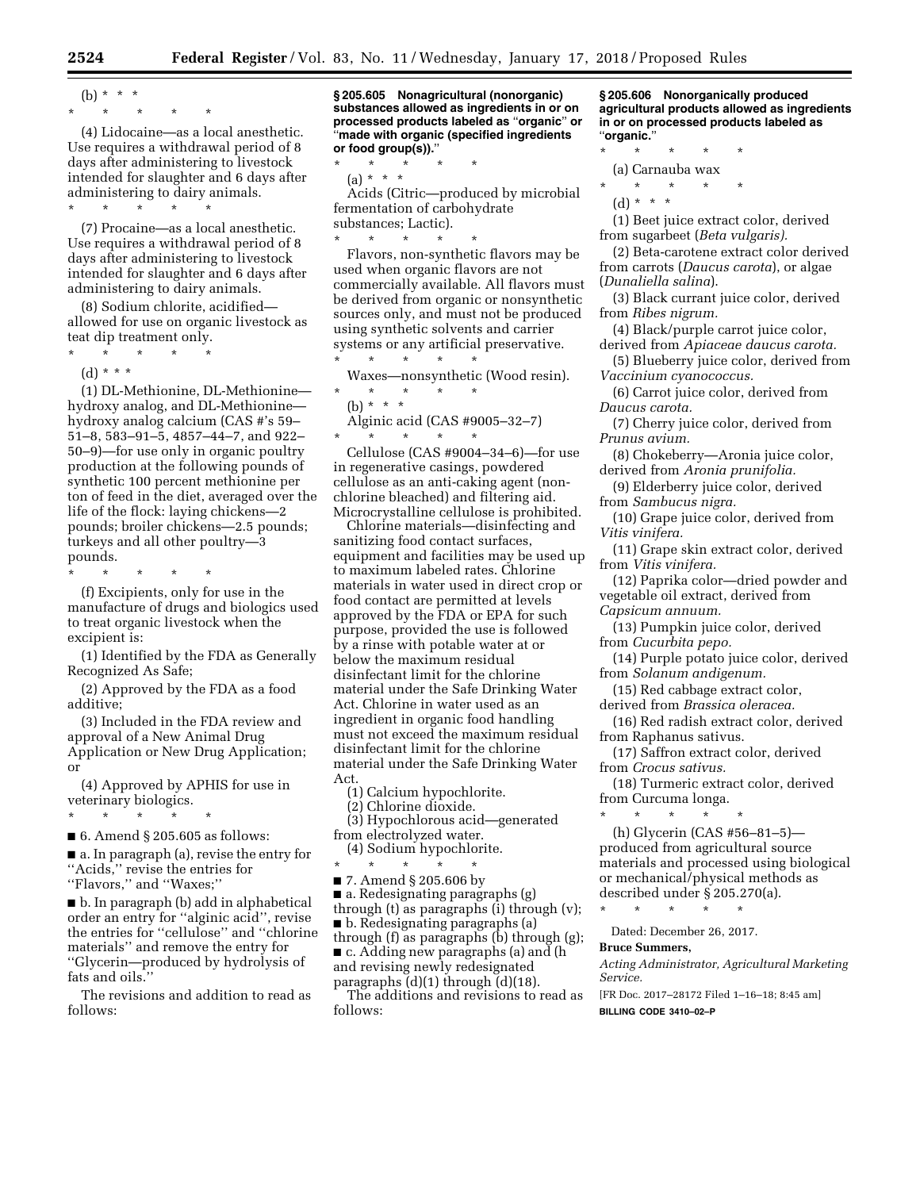(b) * * *

\* \* \* \* \*

(4) Lidocaine—as a local anesthetic. Use requires a withdrawal period of 8 days after administering to livestock intended for slaughter and 6 days after administering to dairy animals.

\* \* \* \* \*

(7) Procaine—as a local anesthetic. Use requires a withdrawal period of 8 days after administering to livestock intended for slaughter and 6 days after administering to dairy animals.

(8) Sodium chlorite, acidified—allowed for use on organic livestock as teat dip treatment only.

\* \* \* \* \*

(d) * * *

(1) DL-Methionine, DL-Methionine—hydroxy analog, and DL-Methionine—hydroxy analog calcium (CAS #'s 59–51–8, 583–91–5, 4857–44–7, and 922–50–9)—for use only in organic poultry production at the following pounds of synthetic 100 percent methionine per ton of feed in the diet, averaged over the life of the flock: laying chickens—2 pounds; broiler chickens—2.5 pounds; turkeys and all other poultry—3 pounds.

\* \* \* \* \*

(f) Excipients, only for use in the manufacture of drugs and biologics used to treat organic livestock when the excipient is:

(1) Identified by the FDA as Generally Recognized As Safe;

(2) Approved by the FDA as a food additive;

(3) Included in the FDA review and approval of a New Animal Drug Application or New Drug Application; or

(4) Approved by APHIS for use in veterinary biologics.

\* \* \* \* \*

■ 6. Amend § 205.605 as follows:

■ a. In paragraph (a), revise the entry for ''Acids,'' revise the entries for ''Flavors,'' and ''Waxes;''

■ b. In paragraph (b) add in alphabetical order an entry for ''alginic acid'', revise the entries for ''cellulose'' and ''chlorine materials'' and remove the entry for ''Glycerin—produced by hydrolysis of fats and oils.''

The revisions and addition to read as follows:

**§ 205.605 Nonagricultural (nonorganic) substances allowed as ingredients in or on processed products labeled as ''organic'' or ''made with organic (specified ingredients or food group(s)).''**

\* \* \* \* \*

(a) * * *

Acids (Citric—produced by microbial fermentation of carbohydrate substances; Lactic).

\* \* \* \* \*

Flavors, non-synthetic flavors may be used when organic flavors are not commercially available. All flavors must be derived from organic or nonsynthetic sources only, and must not be produced using synthetic solvents and carrier systems or any artificial preservative.

\* \* \* \* \*

Waxes—nonsynthetic (Wood resin).

\* \* \* \* \*

(b) * * *

Alginic acid (CAS #9005–32–7)

\* \* \* \* \*

Cellulose (CAS #9004–34–6)—for use in regenerative casings, powdered cellulose as an anti-caking agent (non-chlorine bleached) and filtering aid. Microcrystalline cellulose is prohibited.

Chlorine materials—disinfecting and sanitizing food contact surfaces, equipment and facilities may be used up to maximum labeled rates. Chlorine materials in water used in direct crop or food contact are permitted at levels approved by the FDA or EPA for such purpose, provided the use is followed by a rinse with potable water at or below the maximum residual disinfectant limit for the chlorine material under the Safe Drinking Water Act. Chlorine in water used as an ingredient in organic food handling must not exceed the maximum residual disinfectant limit for the chlorine material under the Safe Drinking Water Act.

(1) Calcium hypochlorite.

(2) Chlorine dioxide.

(3) Hypochlorous acid—generated from electrolyzed water.

(4) Sodium hypochlorite.

\* \* \* \* \*

■ 7. Amend § 205.606 by

■ a. Redesignating paragraphs (g) through (t) as paragraphs (i) through (v);

■ b. Redesignating paragraphs (a) through (f) as paragraphs (b) through (g);

■ c. Adding new paragraphs (a) and (h and revising newly redesignated paragraphs (d)(1) through (d)(18).

The additions and revisions to read as follows:

**§ 205.606 Nonorganically produced agricultural products allowed as ingredients in or on processed products labeled as ''organic.''**

\* \* \* \* \*

(a) Carnauba wax

\* \* \* \* \*

(d) * * *

(1) Beet juice extract color, derived from sugarbeet (*Beta vulgaris).*

(2) Beta-carotene extract color derived from carrots (*Daucus carota*), or algae (*Dunaliella salina*).

(3) Black currant juice color, derived from *Ribes nigrum.*

(4) Black/purple carrot juice color, derived from *Apiaceae daucus carota.*

(5) Blueberry juice color, derived from *Vaccinium cyanococcus.*

(6) Carrot juice color, derived from *Daucus carota.*

(7) Cherry juice color, derived from *Prunus avium.*

(8) Chokeberry—Aronia juice color, derived from *Aronia prunifolia.*

(9) Elderberry juice color, derived from *Sambucus nigra.*

(10) Grape juice color, derived from *Vitis vinifera.*

(11) Grape skin extract color, derived from *Vitis vinifera.*

(12) Paprika color—dried powder and vegetable oil extract, derived from *Capsicum annuum.*

(13) Pumpkin juice color, derived from *Cucurbita pepo.*

(14) Purple potato juice color, derived from *Solanum andigenum.*

(15) Red cabbage extract color, derived from *Brassica oleracea.*

(16) Red radish extract color, derived from Raphanus sativus.

(17) Saffron extract color, derived from *Crocus sativus.*

(18) Turmeric extract color, derived from Curcuma longa.

\* \* \* \* \*

(h) Glycerin (CAS #56–81–5)—produced from agricultural source materials and processed using biological or mechanical/physical methods as described under § 205.270(a).

\* \* \* \* \*

Dated: December 26, 2017.

**Bruce Summers,**

*Acting Administrator, Agricultural Marketing Service.*

[FR Doc. 2017–28172 Filed 1–16–18; 8:45 am]

**BILLING CODE 3410–02–P**